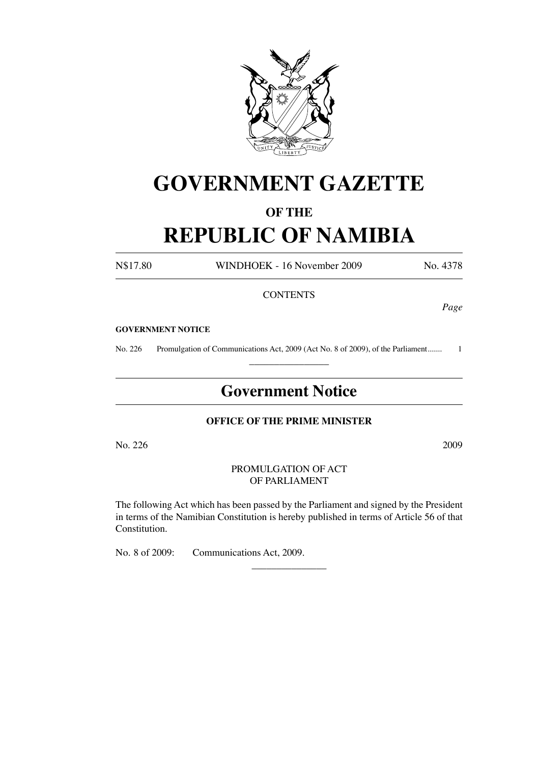# GOVERNMENT GAZETTE

## OF THE

# REPUBLIC OF NAMIBIA

| | | |
|---|---|---|
| N$17.80 | WINDHOEK - 16 November 2009 | No. 4378 |

CONTENTS

*Page*

**GOVERNMENT NOTICE**

No. 226 Promulgation of Communications Act, 2009 (Act No. 8 of 2009), of the Parliament....... 1

---

## Government Notice

**OFFICE OF THE PRIME MINISTER**

No. 226 2009

PROMULGATION OF ACT
OF PARLIAMENT

The following Act which has been passed by the Parliament and signed by the President in terms of the Namibian Constitution is hereby published in terms of Article 56 of that Constitution.

No. 8 of 2009: Communications Act, 2009.

---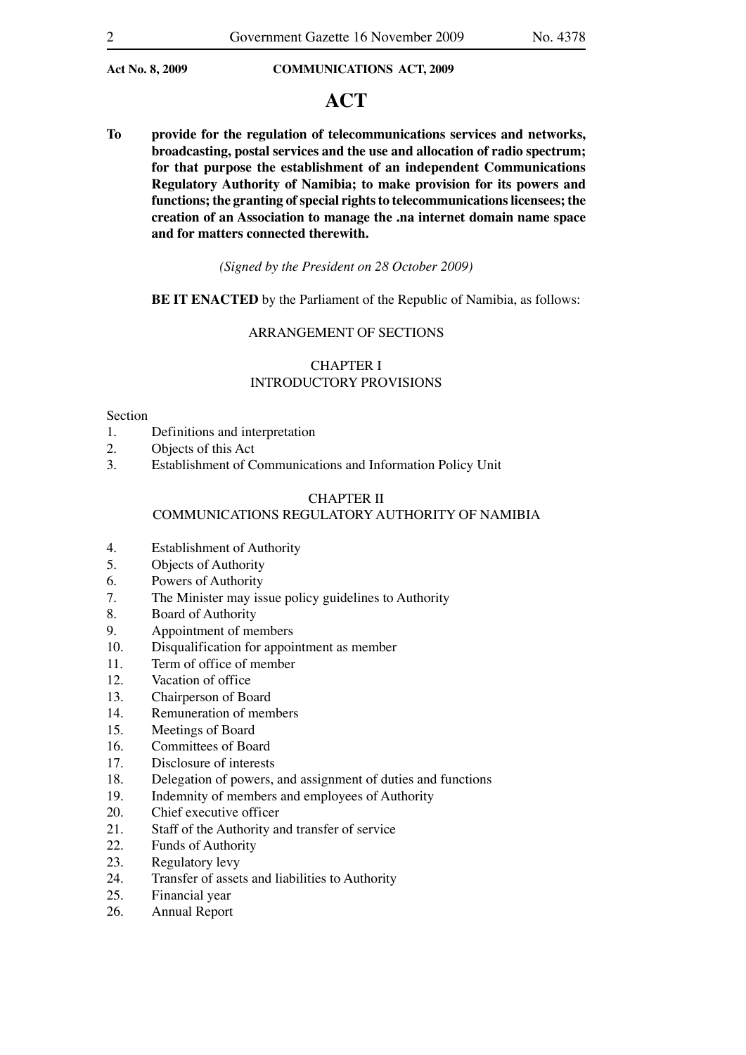**Act No. 8, 2009 COMMUNICATIONS ACT, 2009**

# ACT

**To provide for the regulation of telecommunications services and networks, broadcasting, postal services and the use and allocation of radio spectrum; for that purpose the establishment of an independent Communications Regulatory Authority of Namibia; to make provision for its powers and functions; the granting of special rights to telecommunications licensees; the creation of an Association to manage the .na internet domain name space and for matters connected therewith.**

*(Signed by the President on 28 October 2009)*

**BE IT ENACTED** by the Parliament of the Republic of Namibia, as follows:

ARRANGEMENT OF SECTIONS

CHAPTER I
INTRODUCTORY PROVISIONS

Section

1. Definitions and interpretation
2. Objects of this Act
3. Establishment of Communications and Information Policy Unit

CHAPTER II
COMMUNICATIONS REGULATORY AUTHORITY OF NAMIBIA

4. Establishment of Authority
5. Objects of Authority
6. Powers of Authority
7. The Minister may issue policy guidelines to Authority
8. Board of Authority
9. Appointment of members
10. Disqualification for appointment as member
11. Term of office of member
12. Vacation of office
13. Chairperson of Board
14. Remuneration of members
15. Meetings of Board
16. Committees of Board
17. Disclosure of interests
18. Delegation of powers, and assignment of duties and functions
19. Indemnity of members and employees of Authority
20. Chief executive officer
21. Staff of the Authority and transfer of service
22. Funds of Authority
23. Regulatory levy
24. Transfer of assets and liabilities to Authority
25. Financial year
26. Annual Report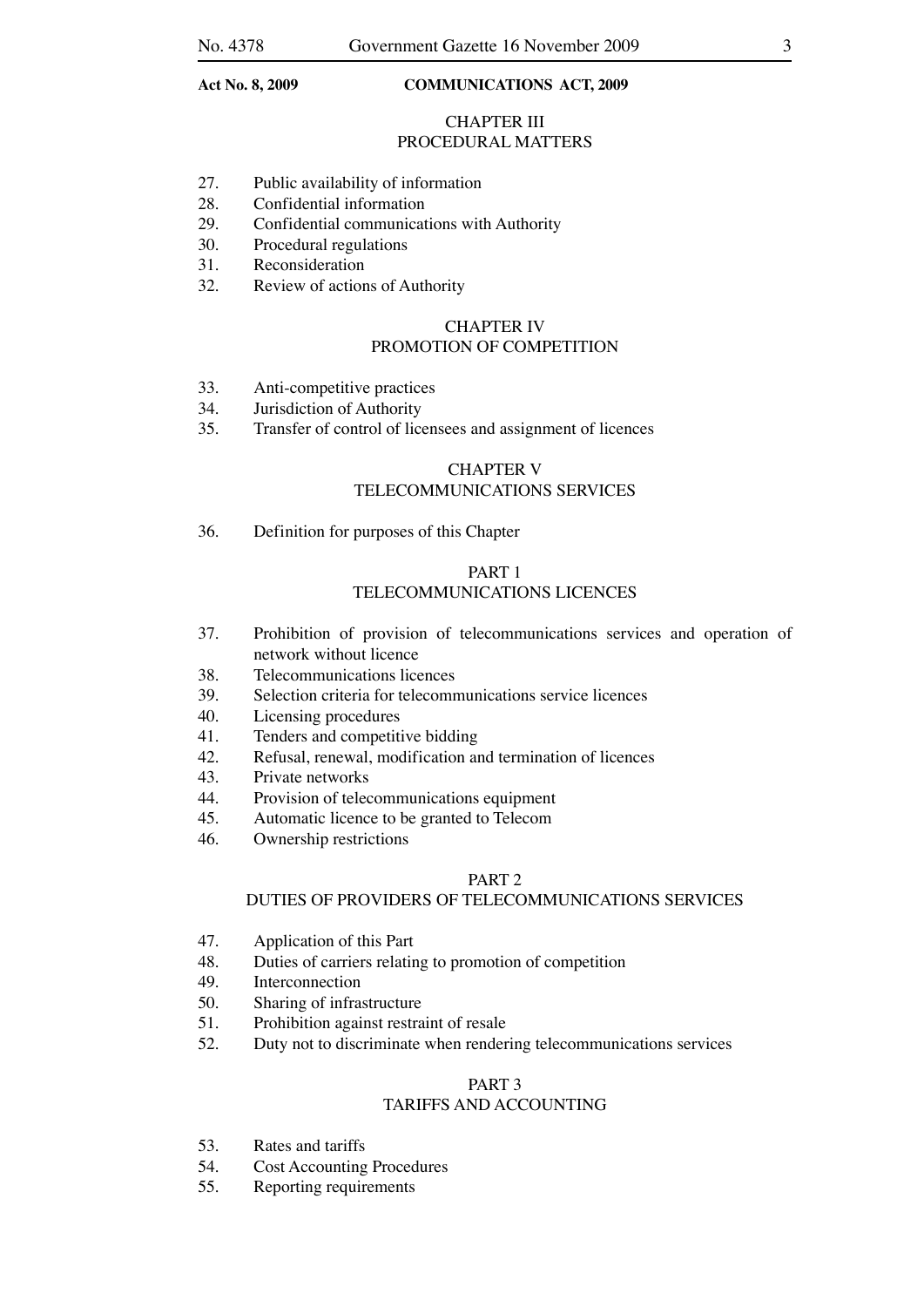## CHAPTER III
## PROCEDURAL MATTERS

27. Public availability of information
28. Confidential information
29. Confidential communications with Authority
30. Procedural regulations
31. Reconsideration
32. Review of actions of Authority

## CHAPTER IV
## PROMOTION OF COMPETITION

33. Anti-competitive practices
34. Jurisdiction of Authority
35. Transfer of control of licensees and assignment of licences

## CHAPTER V
## TELECOMMUNICATIONS SERVICES

36. Definition for purposes of this Chapter

### PART 1
### TELECOMMUNICATIONS LICENCES

37. Prohibition of provision of telecommunications services and operation of network without licence
38. Telecommunications licences
39. Selection criteria for telecommunications service licences
40. Licensing procedures
41. Tenders and competitive bidding
42. Refusal, renewal, modification and termination of licences
43. Private networks
44. Provision of telecommunications equipment
45. Automatic licence to be granted to Telecom
46. Ownership restrictions

### PART 2
### DUTIES OF PROVIDERS OF TELECOMMUNICATIONS SERVICES

47. Application of this Part
48. Duties of carriers relating to promotion of competition
49. Interconnection
50. Sharing of infrastructure
51. Prohibition against restraint of resale
52. Duty not to discriminate when rendering telecommunications services

### PART 3
### TARIFFS AND ACCOUNTING

53. Rates and tariffs
54. Cost Accounting Procedures
55. Reporting requirements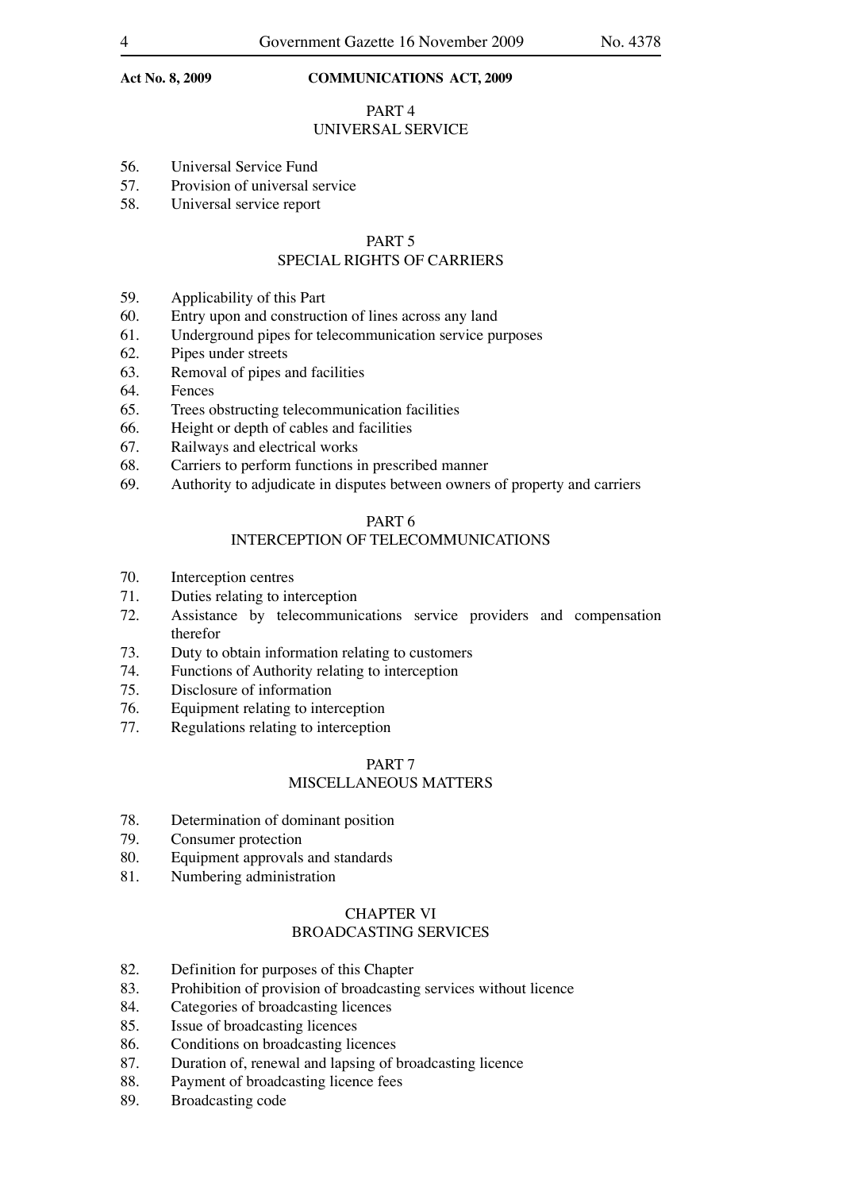PART 4
UNIVERSAL SERVICE

56. Universal Service Fund
57. Provision of universal service
58. Universal service report

PART 5
SPECIAL RIGHTS OF CARRIERS

59. Applicability of this Part
60. Entry upon and construction of lines across any land
61. Underground pipes for telecommunication service purposes
62. Pipes under streets
63. Removal of pipes and facilities
64. Fences
65. Trees obstructing telecommunication facilities
66. Height or depth of cables and facilities
67. Railways and electrical works
68. Carriers to perform functions in prescribed manner
69. Authority to adjudicate in disputes between owners of property and carriers

PART 6
INTERCEPTION OF TELECOMMUNICATIONS

70. Interception centres
71. Duties relating to interception
72. Assistance by telecommunications service providers and compensation therefor
73. Duty to obtain information relating to customers
74. Functions of Authority relating to interception
75. Disclosure of information
76. Equipment relating to interception
77. Regulations relating to interception

PART 7
MISCELLANEOUS MATTERS

78. Determination of dominant position
79. Consumer protection
80. Equipment approvals and standards
81. Numbering administration

CHAPTER VI
BROADCASTING SERVICES

82. Definition for purposes of this Chapter
83. Prohibition of provision of broadcasting services without licence
84. Categories of broadcasting licences
85. Issue of broadcasting licences
86. Conditions on broadcasting licences
87. Duration of, renewal and lapsing of broadcasting licence
88. Payment of broadcasting licence fees
89. Broadcasting code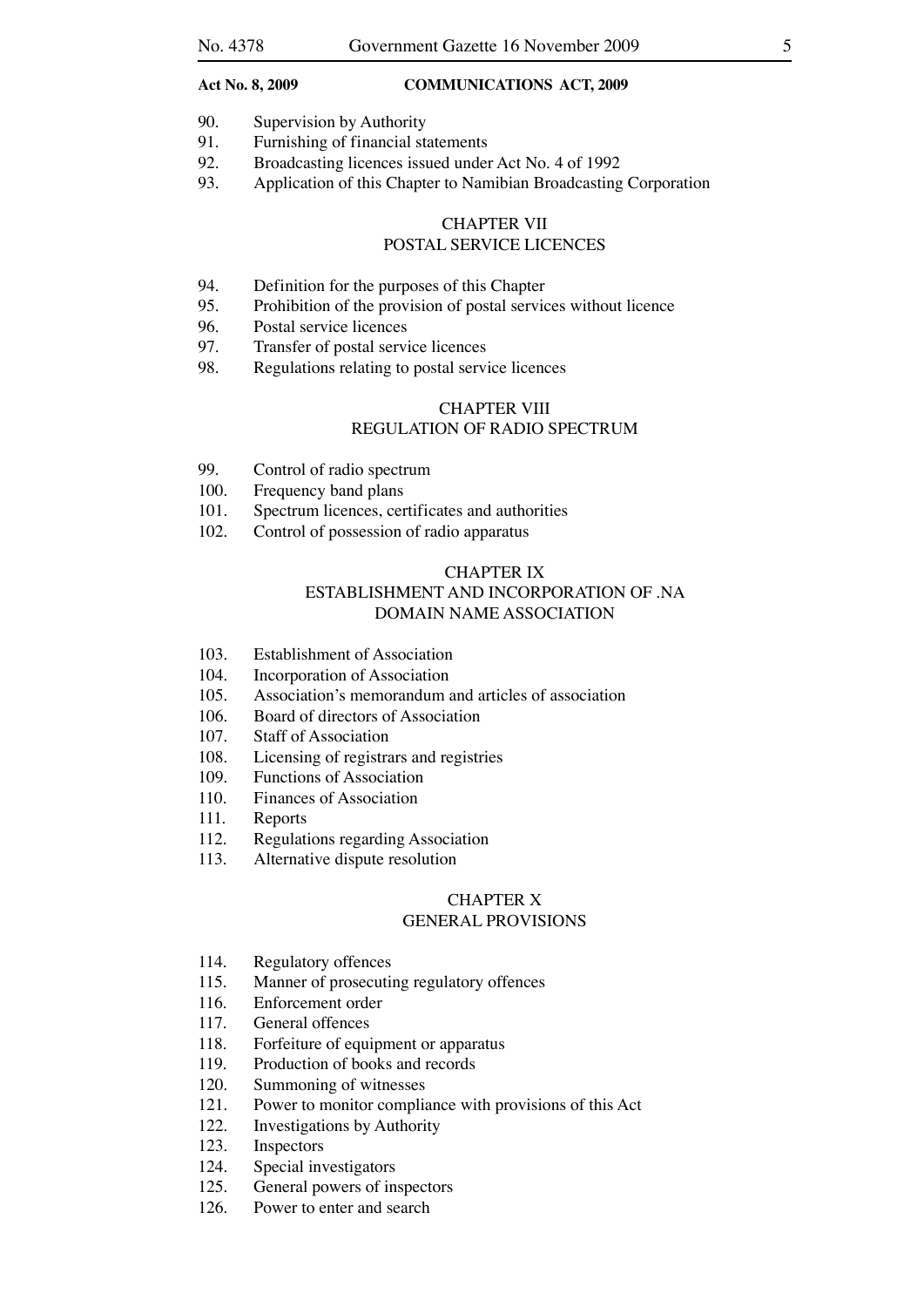90. Supervision by Authority
91. Furnishing of financial statements
92. Broadcasting licences issued under Act No. 4 of 1992
93. Application of this Chapter to Namibian Broadcasting Corporation

## CHAPTER VII
## POSTAL SERVICE LICENCES

94. Definition for the purposes of this Chapter
95. Prohibition of the provision of postal services without licence
96. Postal service licences
97. Transfer of postal service licences
98. Regulations relating to postal service licences

## CHAPTER VIII
## REGULATION OF RADIO SPECTRUM

99. Control of radio spectrum
100. Frequency band plans
101. Spectrum licences, certificates and authorities
102. Control of possession of radio apparatus

## CHAPTER IX
## ESTABLISHMENT AND INCORPORATION OF .NA DOMAIN NAME ASSOCIATION

103. Establishment of Association
104. Incorporation of Association
105. Association's memorandum and articles of association
106. Board of directors of Association
107. Staff of Association
108. Licensing of registrars and registries
109. Functions of Association
110. Finances of Association
111. Reports
112. Regulations regarding Association
113. Alternative dispute resolution

## CHAPTER X
## GENERAL PROVISIONS

114. Regulatory offences
115. Manner of prosecuting regulatory offences
116. Enforcement order
117. General offences
118. Forfeiture of equipment or apparatus
119. Production of books and records
120. Summoning of witnesses
121. Power to monitor compliance with provisions of this Act
122. Investigations by Authority
123. Inspectors
124. Special investigators
125. General powers of inspectors
126. Power to enter and search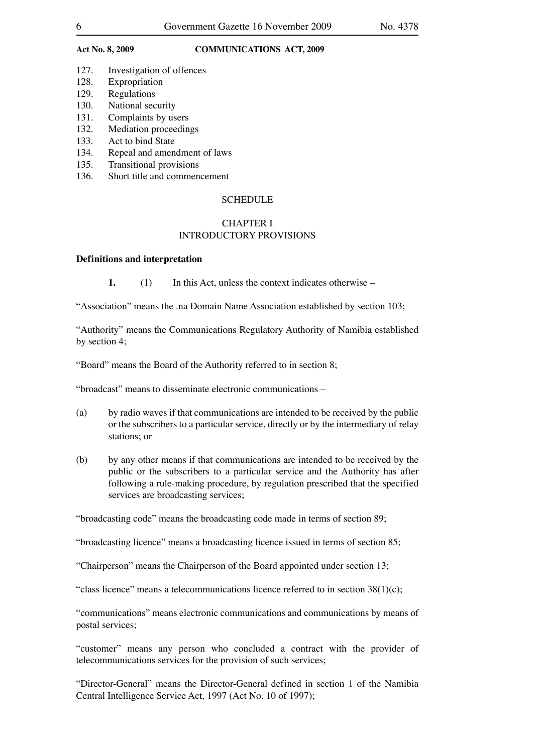127. Investigation of offences
128. Expropriation
129. Regulations
130. National security
131. Complaints by users
132. Mediation proceedings
133. Act to bind State
134. Repeal and amendment of laws
135. Transitional provisions
136. Short title and commencement

SCHEDULE

## CHAPTER I
## INTRODUCTORY PROVISIONS

**Definitions and interpretation**

**1.** (1) In this Act, unless the context indicates otherwise –

“Association” means the .na Domain Name Association established by section 103;

“Authority” means the Communications Regulatory Authority of Namibia established by section 4;

“Board” means the Board of the Authority referred to in section 8;

“broadcast” means to disseminate electronic communications –

(a) by radio waves if that communications are intended to be received by the public or the subscribers to a particular service, directly or by the intermediary of relay stations; or

(b) by any other means if that communications are intended to be received by the public or the subscribers to a particular service and the Authority has after following a rule-making procedure, by regulation prescribed that the specified services are broadcasting services;

“broadcasting code” means the broadcasting code made in terms of section 89;

“broadcasting licence” means a broadcasting licence issued in terms of section 85;

“Chairperson” means the Chairperson of the Board appointed under section 13;

“class licence” means a telecommunications licence referred to in section 38(1)(c);

“communications” means electronic communications and communications by means of postal services;

“customer” means any person who concluded a contract with the provider of telecommunications services for the provision of such services;

“Director-General” means the Director-General defined in section 1 of the Namibia Central Intelligence Service Act, 1997 (Act No. 10 of 1997);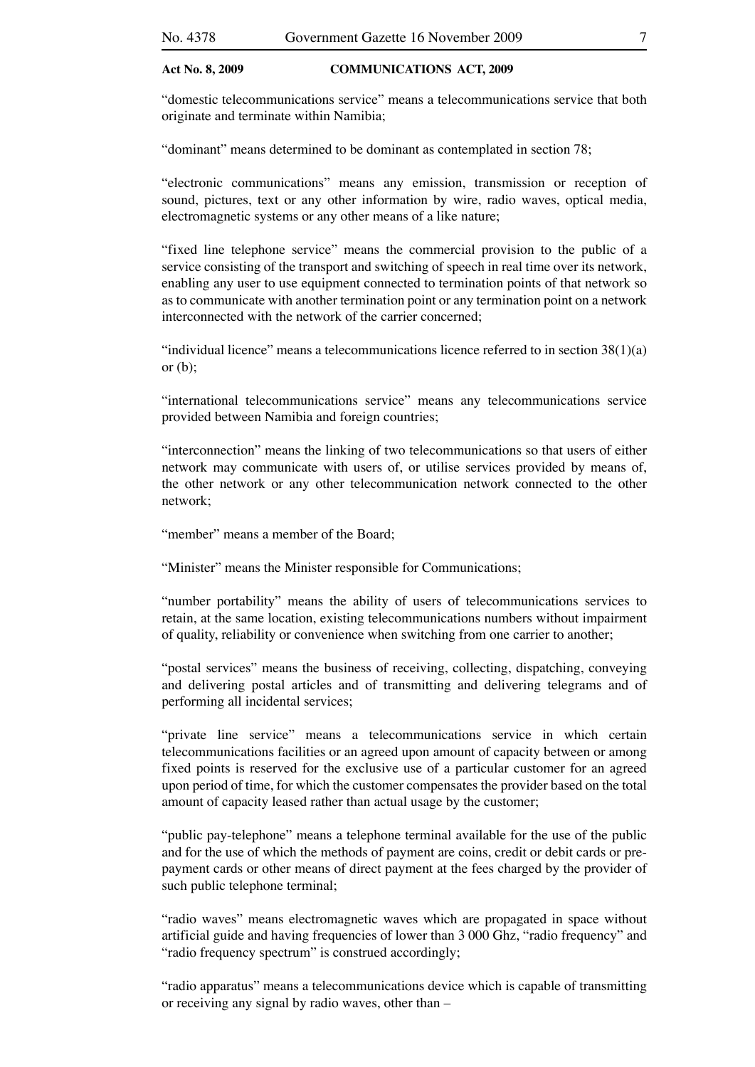"domestic telecommunications service" means a telecommunications service that both originate and terminate within Namibia;

"dominant" means determined to be dominant as contemplated in section 78;

"electronic communications" means any emission, transmission or reception of sound, pictures, text or any other information by wire, radio waves, optical media, electromagnetic systems or any other means of a like nature;

"fixed line telephone service" means the commercial provision to the public of a service consisting of the transport and switching of speech in real time over its network, enabling any user to use equipment connected to termination points of that network so as to communicate with another termination point or any termination point on a network interconnected with the network of the carrier concerned;

"individual licence" means a telecommunications licence referred to in section 38(1)(a) or (b);

"international telecommunications service" means any telecommunications service provided between Namibia and foreign countries;

"interconnection" means the linking of two telecommunications so that users of either network may communicate with users of, or utilise services provided by means of, the other network or any other telecommunication network connected to the other network;

"member" means a member of the Board;

"Minister" means the Minister responsible for Communications;

"number portability" means the ability of users of telecommunications services to retain, at the same location, existing telecommunications numbers without impairment of quality, reliability or convenience when switching from one carrier to another;

"postal services" means the business of receiving, collecting, dispatching, conveying and delivering postal articles and of transmitting and delivering telegrams and of performing all incidental services;

"private line service" means a telecommunications service in which certain telecommunications facilities or an agreed upon amount of capacity between or among fixed points is reserved for the exclusive use of a particular customer for an agreed upon period of time, for which the customer compensates the provider based on the total amount of capacity leased rather than actual usage by the customer;

"public pay-telephone" means a telephone terminal available for the use of the public and for the use of which the methods of payment are coins, credit or debit cards or pre-payment cards or other means of direct payment at the fees charged by the provider of such public telephone terminal;

"radio waves" means electromagnetic waves which are propagated in space without artificial guide and having frequencies of lower than 3 000 Ghz, "radio frequency" and "radio frequency spectrum" is construed accordingly;

"radio apparatus" means a telecommunications device which is capable of transmitting or receiving any signal by radio waves, other than –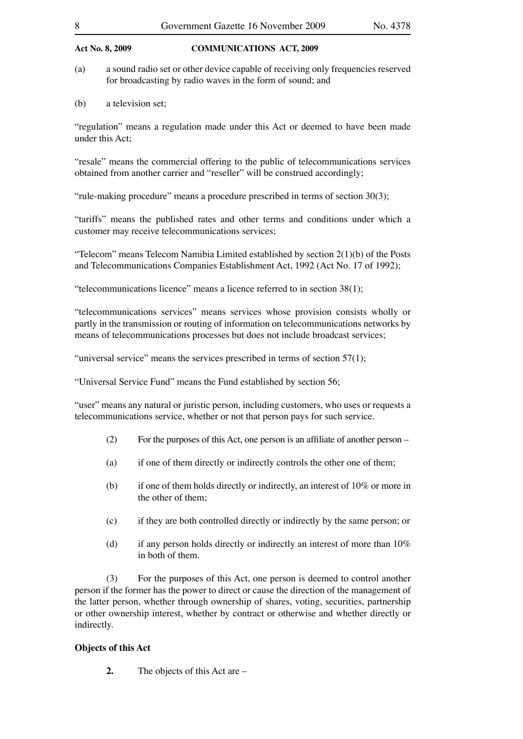(a) a sound radio set or other device capable of receiving only frequencies reserved for broadcasting by radio waves in the form of sound; and

(b) a television set;

"regulation" means a regulation made under this Act or deemed to have been made under this Act;

"resale" means the commercial offering to the public of telecommunications services obtained from another carrier and "reseller" will be construed accordingly;

"rule-making procedure" means a procedure prescribed in terms of section 30(3);

"tariffs" means the published rates and other terms and conditions under which a customer may receive telecommunications services;

"Telecom" means Telecom Namibia Limited established by section 2(1)(b) of the Posts and Telecommunications Companies Establishment Act, 1992 (Act No. 17 of 1992);

"telecommunications licence" means a licence referred to in section 38(1);

"telecommunications services" means services whose provision consists wholly or partly in the transmission or routing of information on telecommunications networks by means of telecommunications processes but does not include broadcast services;

"universal service" means the services prescribed in terms of section 57(1);

"Universal Service Fund" means the Fund established by section 56;

"user" means any natural or juristic person, including customers, who uses or requests a telecommunications service, whether or not that person pays for such service.

(2) For the purposes of this Act, one person is an affiliate of another person –

(a) if one of them directly or indirectly controls the other one of them;

(b) if one of them holds directly or indirectly, an interest of 10% or more in the other of them;

(c) if they are both controlled directly or indirectly by the same person; or

(d) if any person holds directly or indirectly an interest of more than 10% in both of them.

(3) For the purposes of this Act, one person is deemed to control another person if the former has the power to direct or cause the direction of the management of the latter person, whether through ownership of shares, voting, securities, partnership or other ownership interest, whether by contract or otherwise and whether directly or indirectly.

**Objects of this Act**

**2.** The objects of this Act are –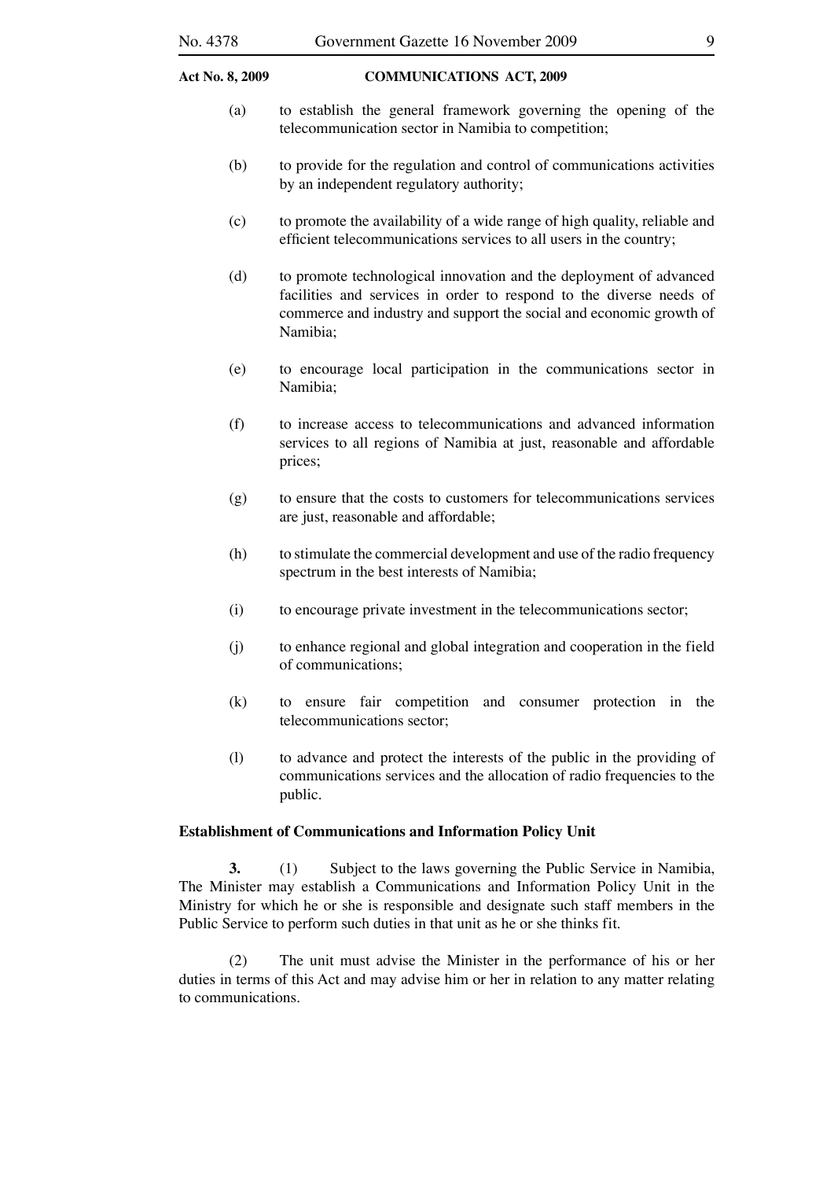(a) to establish the general framework governing the opening of the telecommunication sector in Namibia to competition;

(b) to provide for the regulation and control of communications activities by an independent regulatory authority;

(c) to promote the availability of a wide range of high quality, reliable and efficient telecommunications services to all users in the country;

(d) to promote technological innovation and the deployment of advanced facilities and services in order to respond to the diverse needs of commerce and industry and support the social and economic growth of Namibia;

(e) to encourage local participation in the communications sector in Namibia;

(f) to increase access to telecommunications and advanced information services to all regions of Namibia at just, reasonable and affordable prices;

(g) to ensure that the costs to customers for telecommunications services are just, reasonable and affordable;

(h) to stimulate the commercial development and use of the radio frequency spectrum in the best interests of Namibia;

(i) to encourage private investment in the telecommunications sector;

(j) to enhance regional and global integration and cooperation in the field of communications;

(k) to ensure fair competition and consumer protection in the telecommunications sector;

(l) to advance and protect the interests of the public in the providing of communications services and the allocation of radio frequencies to the public.

**Establishment of Communications and Information Policy Unit**

**3.** (1) Subject to the laws governing the Public Service in Namibia, The Minister may establish a Communications and Information Policy Unit in the Ministry for which he or she is responsible and designate such staff members in the Public Service to perform such duties in that unit as he or she thinks fit.

(2) The unit must advise the Minister in the performance of his or her duties in terms of this Act and may advise him or her in relation to any matter relating to communications.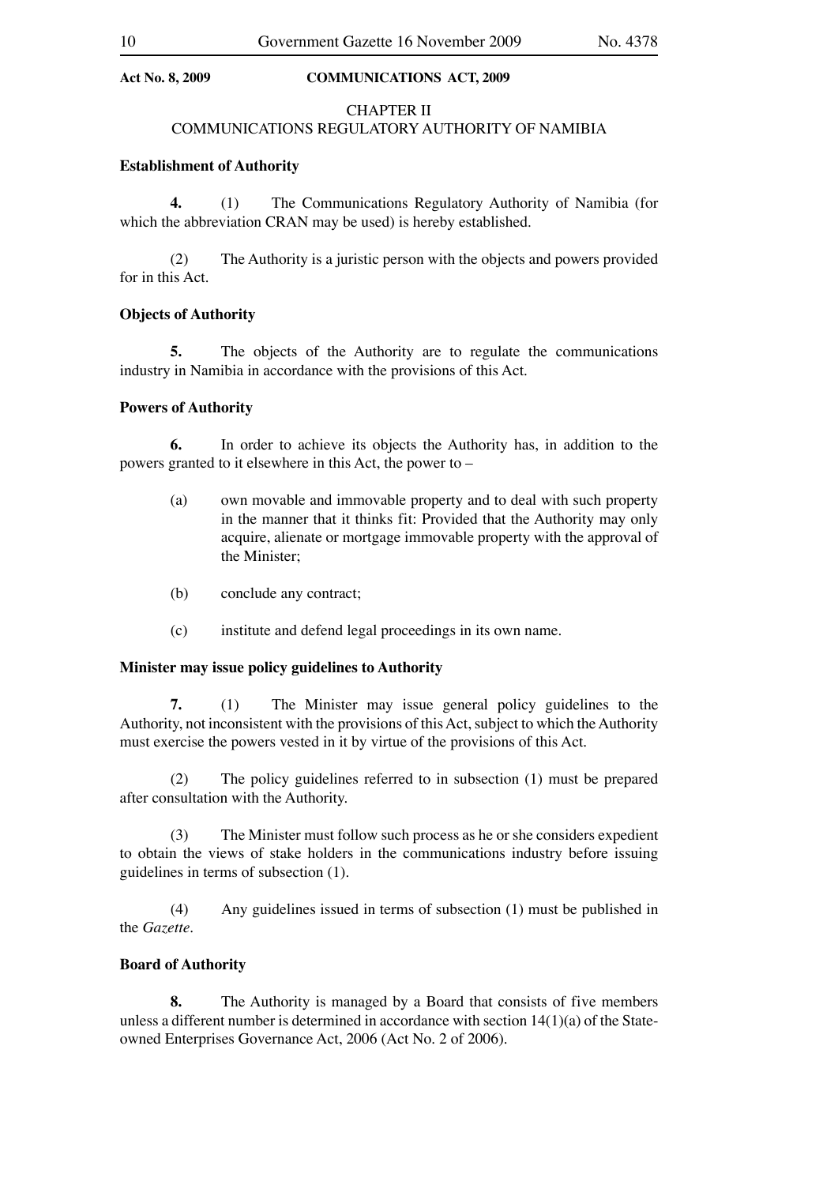## CHAPTER II
## COMMUNICATIONS REGULATORY AUTHORITY OF NAMIBIA

**Establishment of Authority**

**4.** (1) The Communications Regulatory Authority of Namibia (for which the abbreviation CRAN may be used) is hereby established.

(2) The Authority is a juristic person with the objects and powers provided for in this Act.

**Objects of Authority**

**5.** The objects of the Authority are to regulate the communications industry in Namibia in accordance with the provisions of this Act.

**Powers of Authority**

**6.** In order to achieve its objects the Authority has, in addition to the powers granted to it elsewhere in this Act, the power to –

(a) own movable and immovable property and to deal with such property in the manner that it thinks fit: Provided that the Authority may only acquire, alienate or mortgage immovable property with the approval of the Minister;

(b) conclude any contract;

(c) institute and defend legal proceedings in its own name.

**Minister may issue policy guidelines to Authority**

**7.** (1) The Minister may issue general policy guidelines to the Authority, not inconsistent with the provisions of this Act, subject to which the Authority must exercise the powers vested in it by virtue of the provisions of this Act.

(2) The policy guidelines referred to in subsection (1) must be prepared after consultation with the Authority.

(3) The Minister must follow such process as he or she considers expedient to obtain the views of stake holders in the communications industry before issuing guidelines in terms of subsection (1).

(4) Any guidelines issued in terms of subsection (1) must be published in the *Gazette*.

**Board of Authority**

**8.** The Authority is managed by a Board that consists of five members unless a different number is determined in accordance with section 14(1)(a) of the State-owned Enterprises Governance Act, 2006 (Act No. 2 of 2006).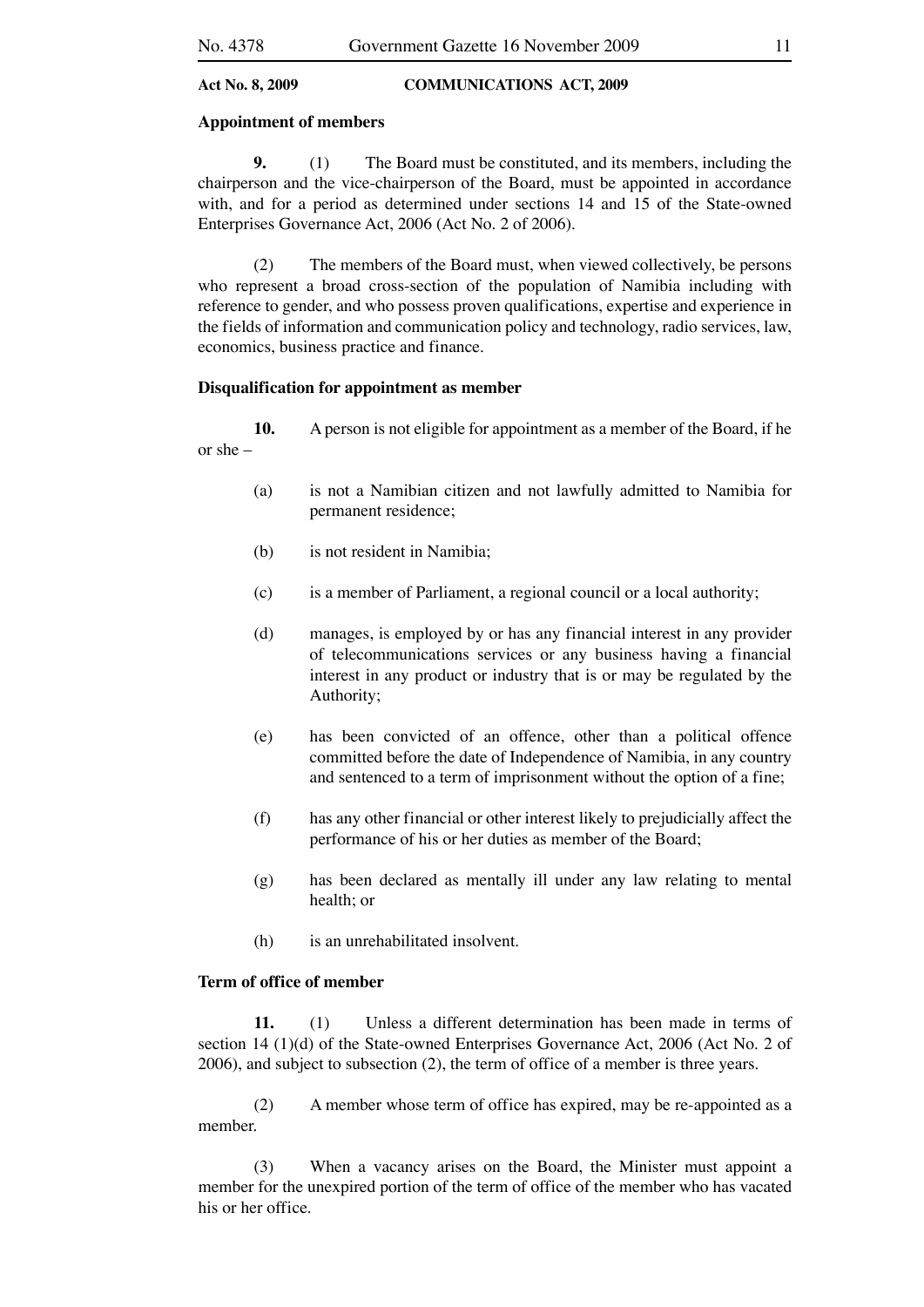### Appointment of members

**9.** (1) The Board must be constituted, and its members, including the chairperson and the vice-chairperson of the Board, must be appointed in accordance with, and for a period as determined under sections 14 and 15 of the State-owned Enterprises Governance Act, 2006 (Act No. 2 of 2006).

(2) The members of the Board must, when viewed collectively, be persons who represent a broad cross-section of the population of Namibia including with reference to gender, and who possess proven qualifications, expertise and experience in the fields of information and communication policy and technology, radio services, law, economics, business practice and finance.

### Disqualification for appointment as member

**10.** A person is not eligible for appointment as a member of the Board, if he or she –

(a) is not a Namibian citizen and not lawfully admitted to Namibia for permanent residence;

(b) is not resident in Namibia;

(c) is a member of Parliament, a regional council or a local authority;

(d) manages, is employed by or has any financial interest in any provider of telecommunications services or any business having a financial interest in any product or industry that is or may be regulated by the Authority;

(e) has been convicted of an offence, other than a political offence committed before the date of Independence of Namibia, in any country and sentenced to a term of imprisonment without the option of a fine;

(f) has any other financial or other interest likely to prejudicially affect the performance of his or her duties as member of the Board;

(g) has been declared as mentally ill under any law relating to mental health; or

(h) is an unrehabilitated insolvent.

### Term of office of member

**11.** (1) Unless a different determination has been made in terms of section 14 (1)(d) of the State-owned Enterprises Governance Act, 2006 (Act No. 2 of 2006), and subject to subsection (2), the term of office of a member is three years.

(2) A member whose term of office has expired, may be re-appointed as a member.

(3) When a vacancy arises on the Board, the Minister must appoint a member for the unexpired portion of the term of office of the member who has vacated his or her office.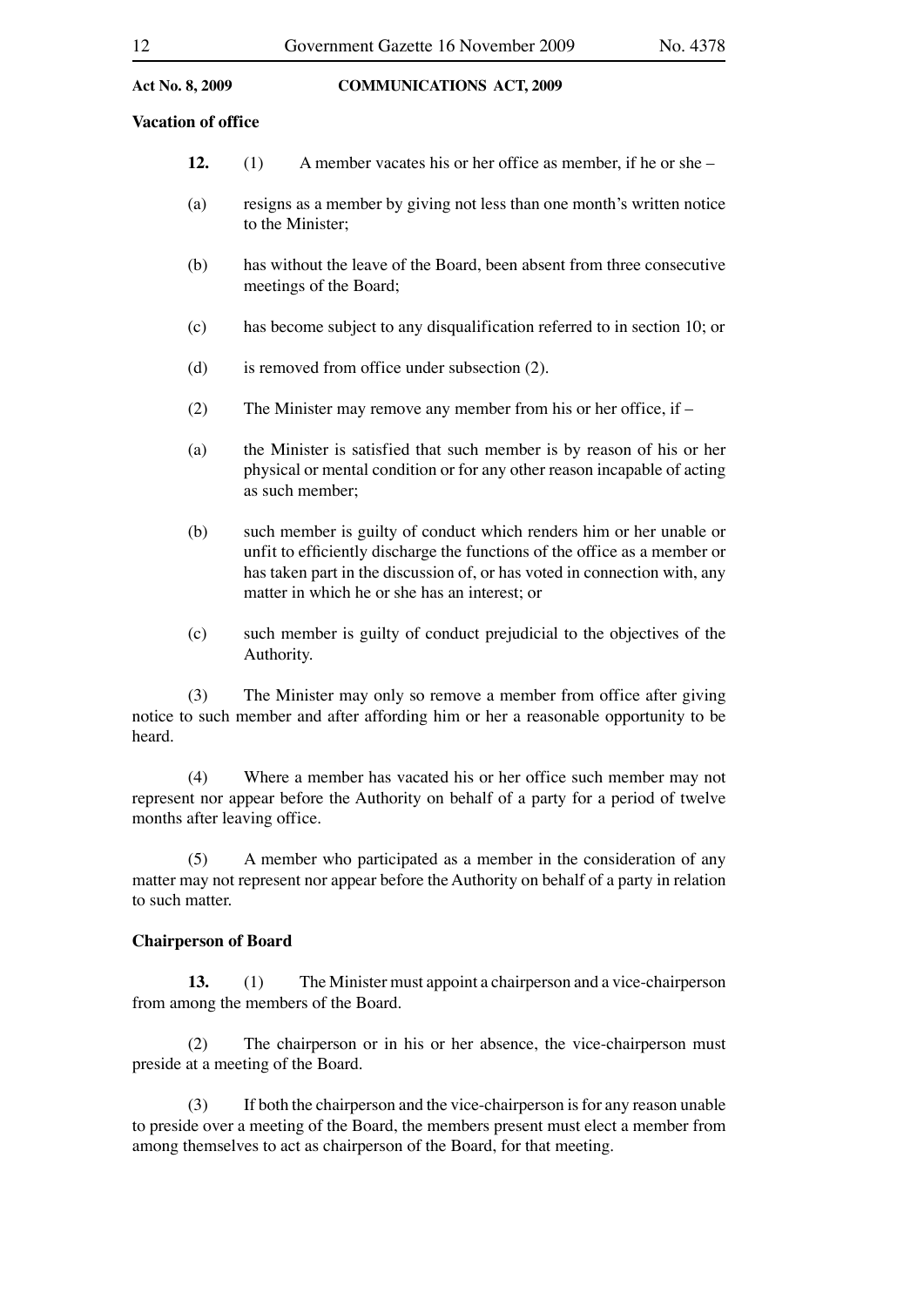### Vacation of office

**12.** (1) A member vacates his or her office as member, if he or she –

(a) resigns as a member by giving not less than one month's written notice to the Minister;

(b) has without the leave of the Board, been absent from three consecutive meetings of the Board;

(c) has become subject to any disqualification referred to in section 10; or

(d) is removed from office under subsection (2).

(2) The Minister may remove any member from his or her office, if –

(a) the Minister is satisfied that such member is by reason of his or her physical or mental condition or for any other reason incapable of acting as such member;

(b) such member is guilty of conduct which renders him or her unable or unfit to efficiently discharge the functions of the office as a member or has taken part in the discussion of, or has voted in connection with, any matter in which he or she has an interest; or

(c) such member is guilty of conduct prejudicial to the objectives of the Authority.

(3) The Minister may only so remove a member from office after giving notice to such member and after affording him or her a reasonable opportunity to be heard.

(4) Where a member has vacated his or her office such member may not represent nor appear before the Authority on behalf of a party for a period of twelve months after leaving office.

(5) A member who participated as a member in the consideration of any matter may not represent nor appear before the Authority on behalf of a party in relation to such matter.

### Chairperson of Board

**13.** (1) The Minister must appoint a chairperson and a vice-chairperson from among the members of the Board.

(2) The chairperson or in his or her absence, the vice-chairperson must preside at a meeting of the Board.

(3) If both the chairperson and the vice-chairperson is for any reason unable to preside over a meeting of the Board, the members present must elect a member from among themselves to act as chairperson of the Board, for that meeting.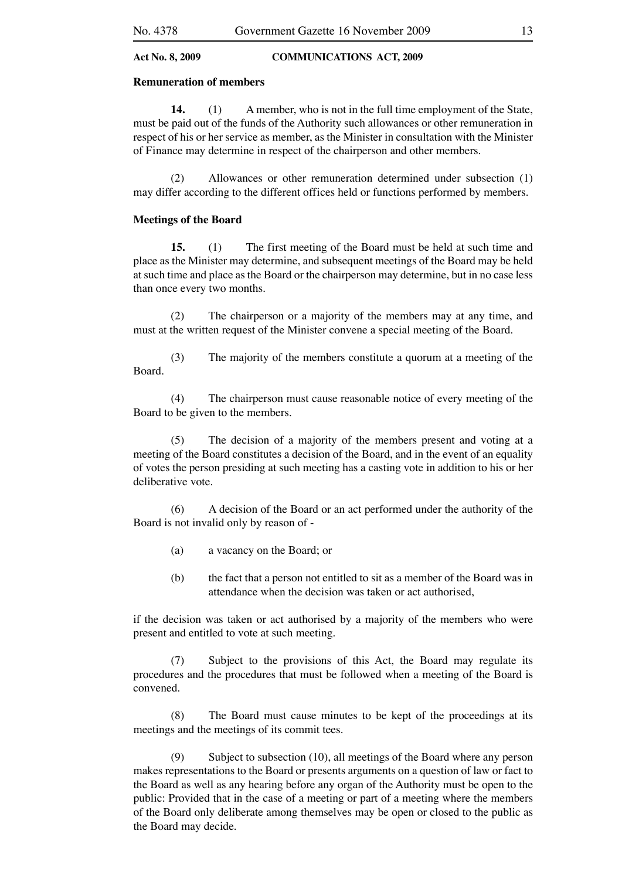**Remuneration of members**

**14.** (1) A member, who is not in the full time employment of the State, must be paid out of the funds of the Authority such allowances or other remuneration in respect of his or her service as member, as the Minister in consultation with the Minister of Finance may determine in respect of the chairperson and other members.

(2) Allowances or other remuneration determined under subsection (1) may differ according to the different offices held or functions performed by members.

**Meetings of the Board**

**15.** (1) The first meeting of the Board must be held at such time and place as the Minister may determine, and subsequent meetings of the Board may be held at such time and place as the Board or the chairperson may determine, but in no case less than once every two months.

(2) The chairperson or a majority of the members may at any time, and must at the written request of the Minister convene a special meeting of the Board.

(3) The majority of the members constitute a quorum at a meeting of the Board.

(4) The chairperson must cause reasonable notice of every meeting of the Board to be given to the members.

(5) The decision of a majority of the members present and voting at a meeting of the Board constitutes a decision of the Board, and in the event of an equality of votes the person presiding at such meeting has a casting vote in addition to his or her deliberative vote.

(6) A decision of the Board or an act performed under the authority of the Board is not invalid only by reason of -

(a) a vacancy on the Board; or

(b) the fact that a person not entitled to sit as a member of the Board was in attendance when the decision was taken or act authorised,

if the decision was taken or act authorised by a majority of the members who were present and entitled to vote at such meeting.

(7) Subject to the provisions of this Act, the Board may regulate its procedures and the procedures that must be followed when a meeting of the Board is convened.

(8) The Board must cause minutes to be kept of the proceedings at its meetings and the meetings of its commit tees.

(9) Subject to subsection (10), all meetings of the Board where any person makes representations to the Board or presents arguments on a question of law or fact to the Board as well as any hearing before any organ of the Authority must be open to the public: Provided that in the case of a meeting or part of a meeting where the members of the Board only deliberate among themselves may be open or closed to the public as the Board may decide.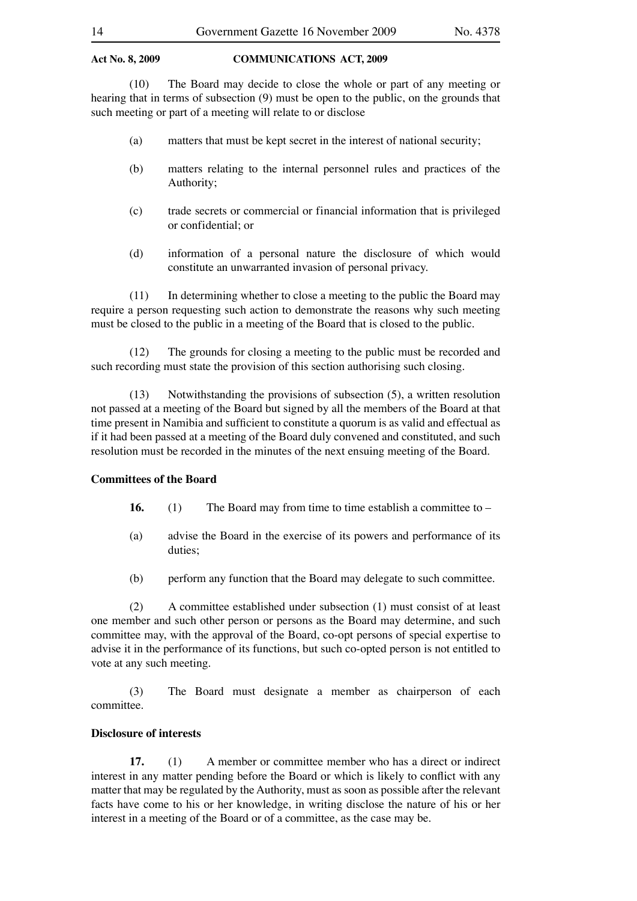(10) The Board may decide to close the whole or part of any meeting or hearing that in terms of subsection (9) must be open to the public, on the grounds that such meeting or part of a meeting will relate to or disclose

(a) matters that must be kept secret in the interest of national security;

(b) matters relating to the internal personnel rules and practices of the Authority;

(c) trade secrets or commercial or financial information that is privileged or confidential; or

(d) information of a personal nature the disclosure of which would constitute an unwarranted invasion of personal privacy.

(11) In determining whether to close a meeting to the public the Board may require a person requesting such action to demonstrate the reasons why such meeting must be closed to the public in a meeting of the Board that is closed to the public.

(12) The grounds for closing a meeting to the public must be recorded and such recording must state the provision of this section authorising such closing.

(13) Notwithstanding the provisions of subsection (5), a written resolution not passed at a meeting of the Board but signed by all the members of the Board at that time present in Namibia and sufficient to constitute a quorum is as valid and effectual as if it had been passed at a meeting of the Board duly convened and constituted, and such resolution must be recorded in the minutes of the next ensuing meeting of the Board.

**Committees of the Board**

**16.** (1) The Board may from time to time establish a committee to –

(a) advise the Board in the exercise of its powers and performance of its duties;

(b) perform any function that the Board may delegate to such committee.

(2) A committee established under subsection (1) must consist of at least one member and such other person or persons as the Board may determine, and such committee may, with the approval of the Board, co-opt persons of special expertise to advise it in the performance of its functions, but such co-opted person is not entitled to vote at any such meeting.

(3) The Board must designate a member as chairperson of each committee.

**Disclosure of interests**

**17.** (1) A member or committee member who has a direct or indirect interest in any matter pending before the Board or which is likely to conflict with any matter that may be regulated by the Authority, must as soon as possible after the relevant facts have come to his or her knowledge, in writing disclose the nature of his or her interest in a meeting of the Board or of a committee, as the case may be.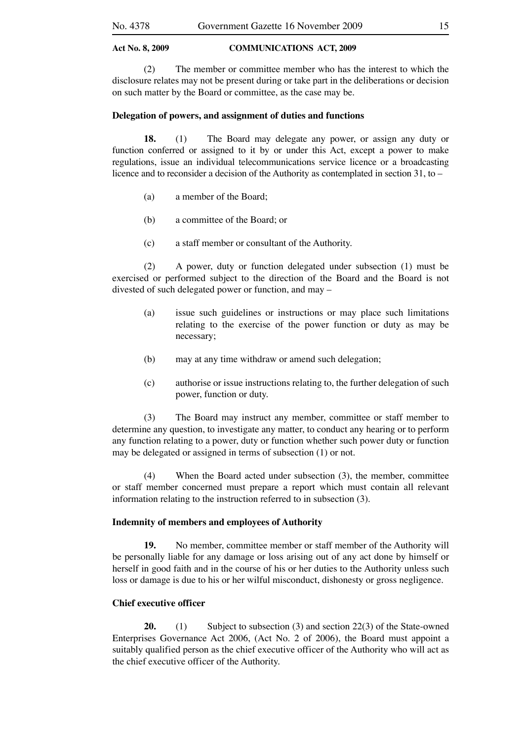(2) The member or committee member who has the interest to which the disclosure relates may not be present during or take part in the deliberations or decision on such matter by the Board or committee, as the case may be.

**Delegation of powers, and assignment of duties and functions**

**18.** (1) The Board may delegate any power, or assign any duty or function conferred or assigned to it by or under this Act, except a power to make regulations, issue an individual telecommunications service licence or a broadcasting licence and to reconsider a decision of the Authority as contemplated in section 31, to –

(a) a member of the Board;

(b) a committee of the Board; or

(c) a staff member or consultant of the Authority.

(2) A power, duty or function delegated under subsection (1) must be exercised or performed subject to the direction of the Board and the Board is not divested of such delegated power or function, and may –

(a) issue such guidelines or instructions or may place such limitations relating to the exercise of the power function or duty as may be necessary;

(b) may at any time withdraw or amend such delegation;

(c) authorise or issue instructions relating to, the further delegation of such power, function or duty.

(3) The Board may instruct any member, committee or staff member to determine any question, to investigate any matter, to conduct any hearing or to perform any function relating to a power, duty or function whether such power duty or function may be delegated or assigned in terms of subsection (1) or not.

(4) When the Board acted under subsection (3), the member, committee or staff member concerned must prepare a report which must contain all relevant information relating to the instruction referred to in subsection (3).

**Indemnity of members and employees of Authority**

**19.** No member, committee member or staff member of the Authority will be personally liable for any damage or loss arising out of any act done by himself or herself in good faith and in the course of his or her duties to the Authority unless such loss or damage is due to his or her wilful misconduct, dishonesty or gross negligence.

**Chief executive officer**

**20.** (1) Subject to subsection (3) and section 22(3) of the State-owned Enterprises Governance Act 2006, (Act No. 2 of 2006), the Board must appoint a suitably qualified person as the chief executive officer of the Authority who will act as the chief executive officer of the Authority.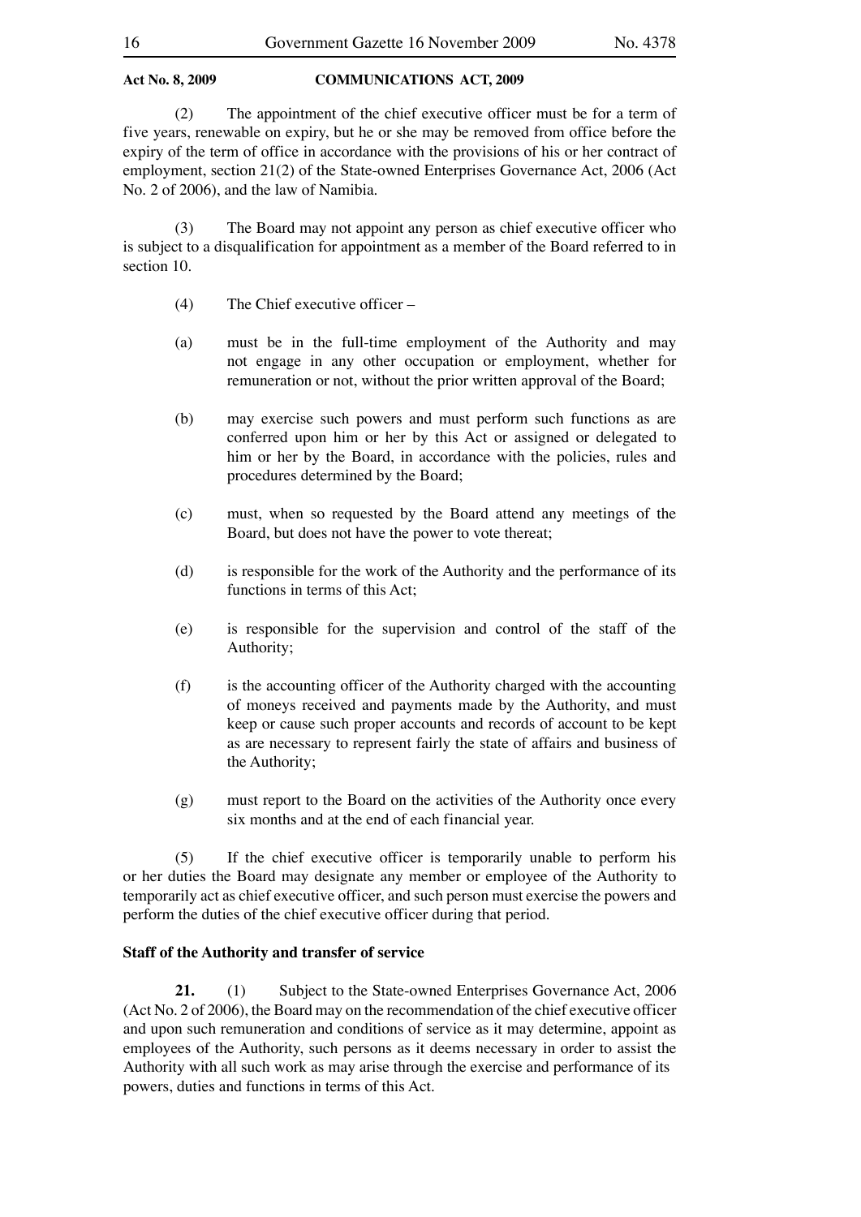(2) The appointment of the chief executive officer must be for a term of five years, renewable on expiry, but he or she may be removed from office before the expiry of the term of office in accordance with the provisions of his or her contract of employment, section 21(2) of the State-owned Enterprises Governance Act, 2006 (Act No. 2 of 2006), and the law of Namibia.

(3) The Board may not appoint any person as chief executive officer who is subject to a disqualification for appointment as a member of the Board referred to in section 10.

(4) The Chief executive officer –

(a) must be in the full-time employment of the Authority and may not engage in any other occupation or employment, whether for remuneration or not, without the prior written approval of the Board;

(b) may exercise such powers and must perform such functions as are conferred upon him or her by this Act or assigned or delegated to him or her by the Board, in accordance with the policies, rules and procedures determined by the Board;

(c) must, when so requested by the Board attend any meetings of the Board, but does not have the power to vote thereat;

(d) is responsible for the work of the Authority and the performance of its functions in terms of this Act;

(e) is responsible for the supervision and control of the staff of the Authority;

(f) is the accounting officer of the Authority charged with the accounting of moneys received and payments made by the Authority, and must keep or cause such proper accounts and records of account to be kept as are necessary to represent fairly the state of affairs and business of the Authority;

(g) must report to the Board on the activities of the Authority once every six months and at the end of each financial year.

(5) If the chief executive officer is temporarily unable to perform his or her duties the Board may designate any member or employee of the Authority to temporarily act as chief executive officer, and such person must exercise the powers and perform the duties of the chief executive officer during that period.

**Staff of the Authority and transfer of service**

**21.** (1) Subject to the State-owned Enterprises Governance Act, 2006 (Act No. 2 of 2006), the Board may on the recommendation of the chief executive officer and upon such remuneration and conditions of service as it may determine, appoint as employees of the Authority, such persons as it deems necessary in order to assist the Authority with all such work as may arise through the exercise and performance of its powers, duties and functions in terms of this Act.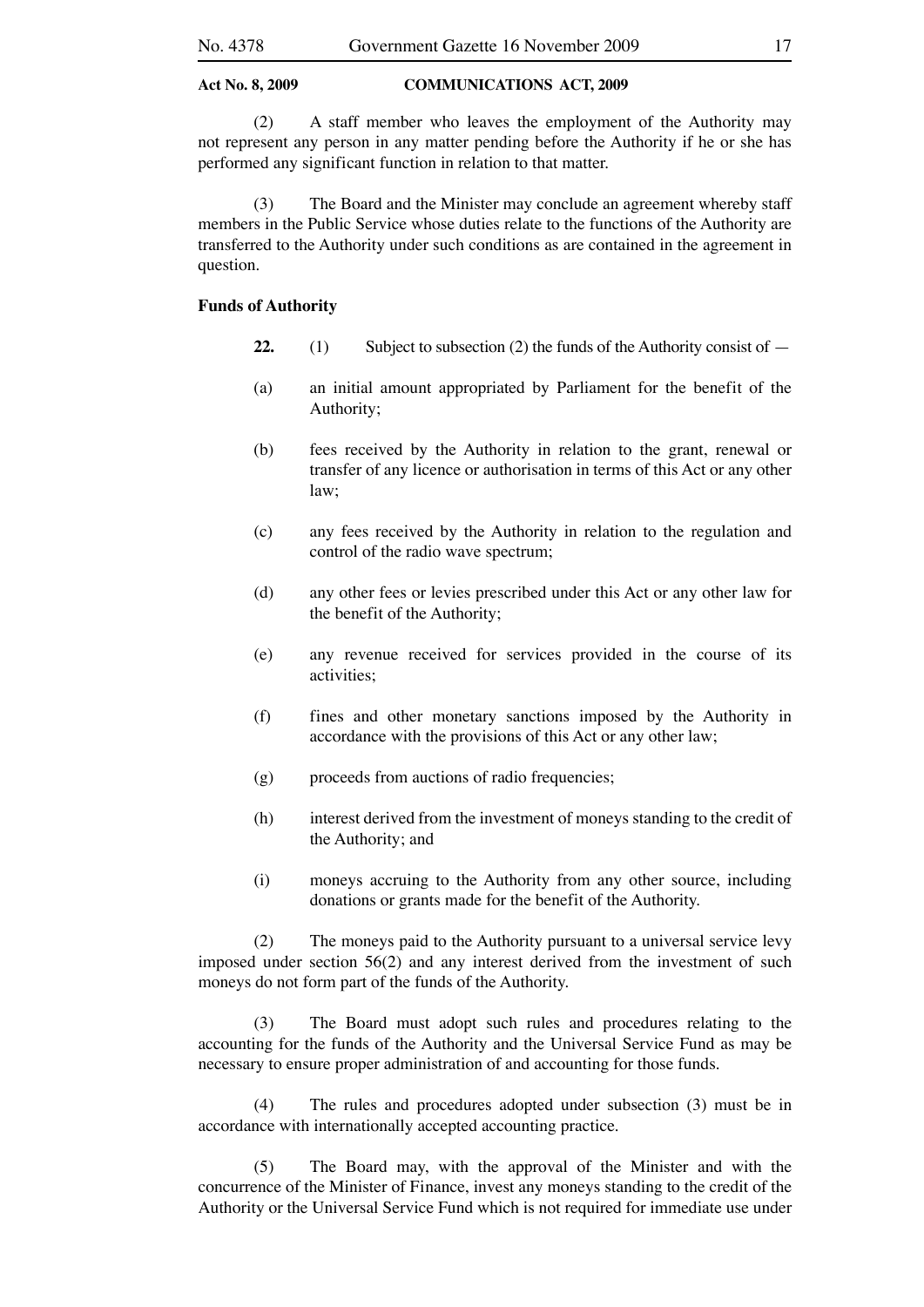(2) A staff member who leaves the employment of the Authority may not represent any person in any matter pending before the Authority if he or she has performed any significant function in relation to that matter.

(3) The Board and the Minister may conclude an agreement whereby staff members in the Public Service whose duties relate to the functions of the Authority are transferred to the Authority under such conditions as are contained in the agreement in question.

**Funds of Authority**

**22.** (1) Subject to subsection (2) the funds of the Authority consist of —

(a) an initial amount appropriated by Parliament for the benefit of the Authority;

(b) fees received by the Authority in relation to the grant, renewal or transfer of any licence or authorisation in terms of this Act or any other law;

(c) any fees received by the Authority in relation to the regulation and control of the radio wave spectrum;

(d) any other fees or levies prescribed under this Act or any other law for the benefit of the Authority;

(e) any revenue received for services provided in the course of its activities;

(f) fines and other monetary sanctions imposed by the Authority in accordance with the provisions of this Act or any other law;

(g) proceeds from auctions of radio frequencies;

(h) interest derived from the investment of moneys standing to the credit of the Authority; and

(i) moneys accruing to the Authority from any other source, including donations or grants made for the benefit of the Authority.

(2) The moneys paid to the Authority pursuant to a universal service levy imposed under section 56(2) and any interest derived from the investment of such moneys do not form part of the funds of the Authority.

(3) The Board must adopt such rules and procedures relating to the accounting for the funds of the Authority and the Universal Service Fund as may be necessary to ensure proper administration of and accounting for those funds.

(4) The rules and procedures adopted under subsection (3) must be in accordance with internationally accepted accounting practice.

(5) The Board may, with the approval of the Minister and with the concurrence of the Minister of Finance, invest any moneys standing to the credit of the Authority or the Universal Service Fund which is not required for immediate use under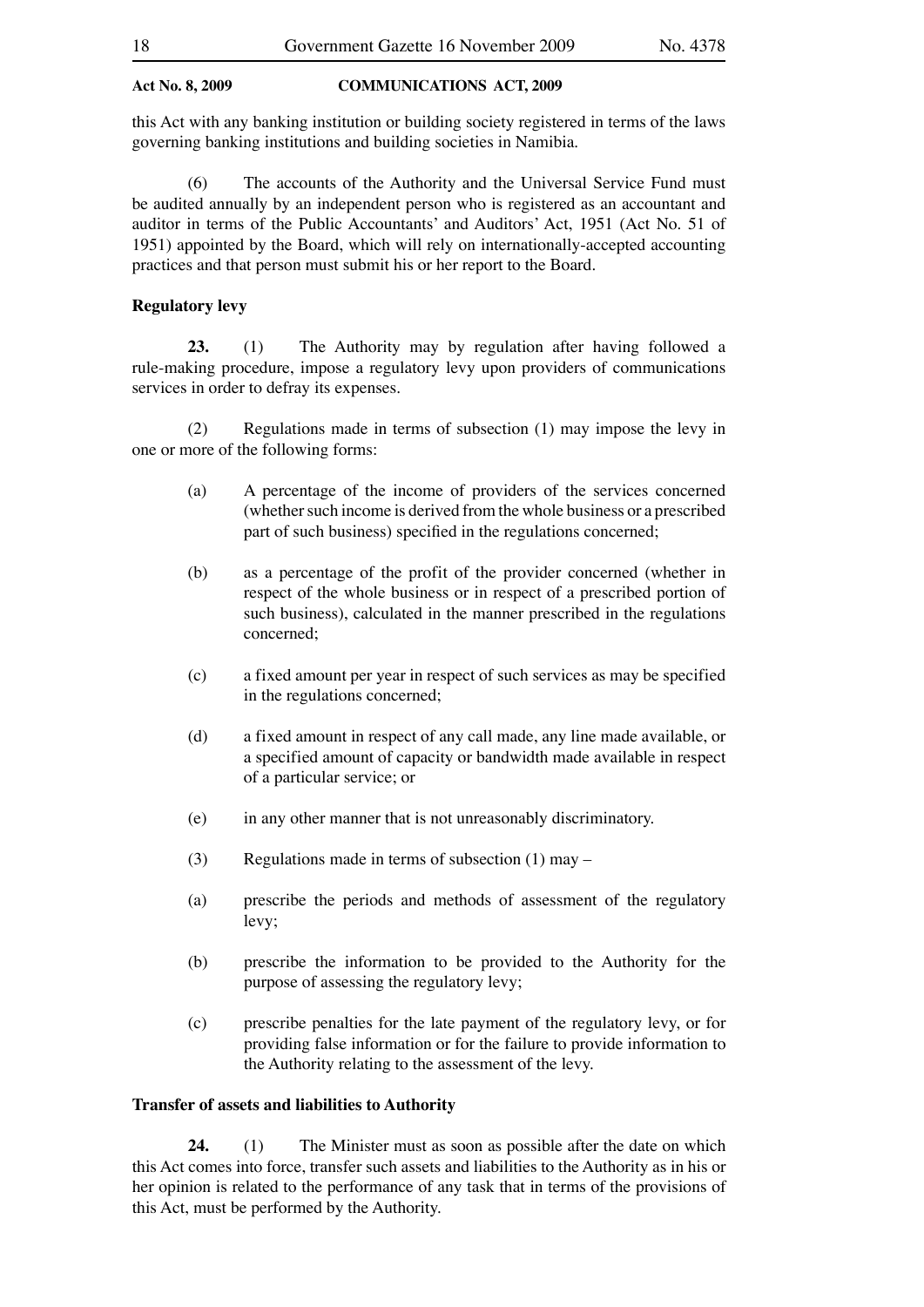this Act with any banking institution or building society registered in terms of the laws governing banking institutions and building societies in Namibia.

(6) The accounts of the Authority and the Universal Service Fund must be audited annually by an independent person who is registered as an accountant and auditor in terms of the Public Accountants' and Auditors' Act, 1951 (Act No. 51 of 1951) appointed by the Board, which will rely on internationally-accepted accounting practices and that person must submit his or her report to the Board.

**Regulatory levy**

**23.** (1) The Authority may by regulation after having followed a rule-making procedure, impose a regulatory levy upon providers of communications services in order to defray its expenses.

(2) Regulations made in terms of subsection (1) may impose the levy in one or more of the following forms:

(a) A percentage of the income of providers of the services concerned (whether such income is derived from the whole business or a prescribed part of such business) specified in the regulations concerned;

(b) as a percentage of the profit of the provider concerned (whether in respect of the whole business or in respect of a prescribed portion of such business), calculated in the manner prescribed in the regulations concerned;

(c) a fixed amount per year in respect of such services as may be specified in the regulations concerned;

(d) a fixed amount in respect of any call made, any line made available, or a specified amount of capacity or bandwidth made available in respect of a particular service; or

(e) in any other manner that is not unreasonably discriminatory.

(3) Regulations made in terms of subsection (1) may –

(a) prescribe the periods and methods of assessment of the regulatory levy;

(b) prescribe the information to be provided to the Authority for the purpose of assessing the regulatory levy;

(c) prescribe penalties for the late payment of the regulatory levy, or for providing false information or for the failure to provide information to the Authority relating to the assessment of the levy.

**Transfer of assets and liabilities to Authority**

**24.** (1) The Minister must as soon as possible after the date on which this Act comes into force, transfer such assets and liabilities to the Authority as in his or her opinion is related to the performance of any task that in terms of the provisions of this Act, must be performed by the Authority.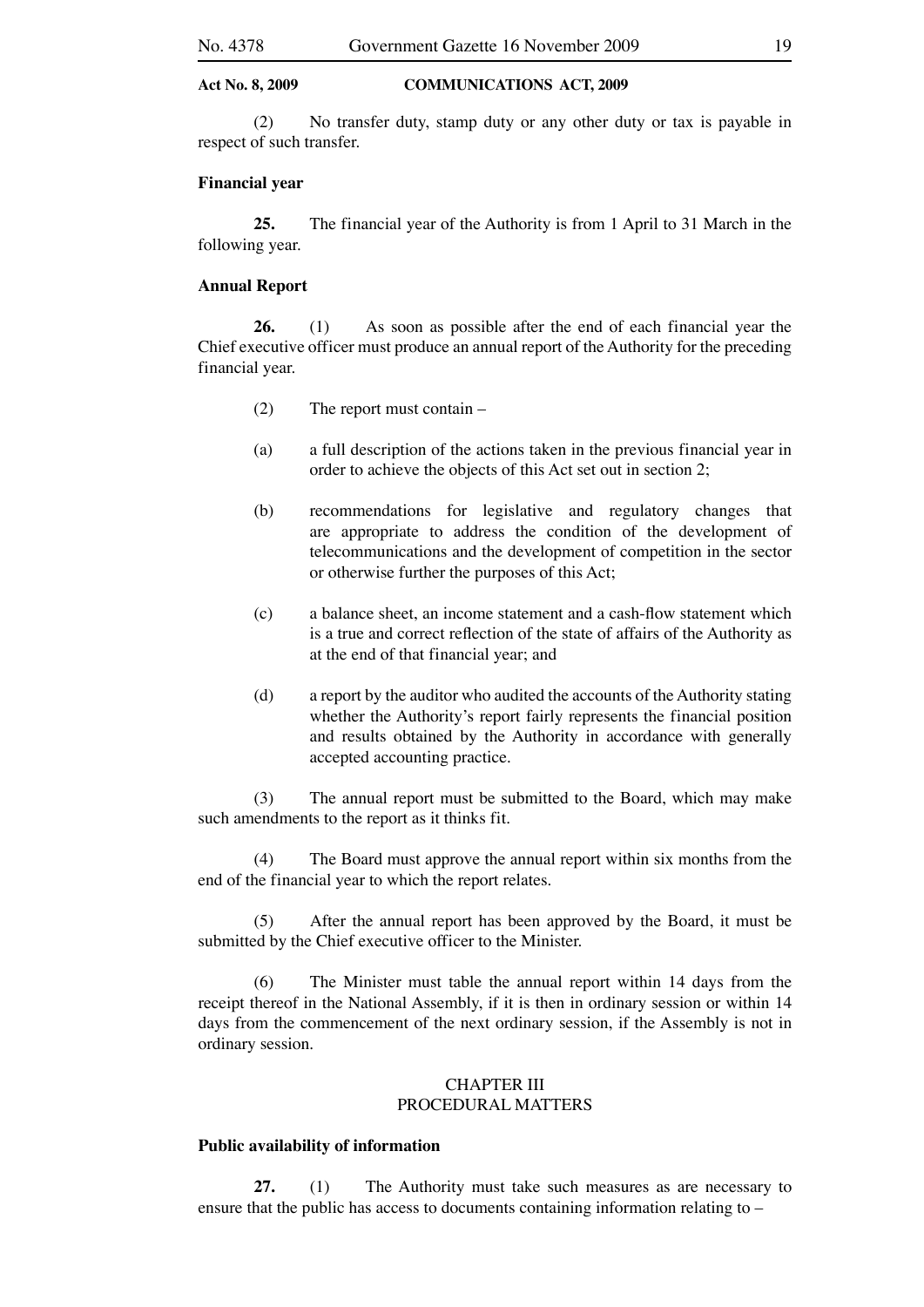(2) No transfer duty, stamp duty or any other duty or tax is payable in respect of such transfer.

**Financial year**

**25.** The financial year of the Authority is from 1 April to 31 March in the following year.

**Annual Report**

**26.** (1) As soon as possible after the end of each financial year the Chief executive officer must produce an annual report of the Authority for the preceding financial year.

(2) The report must contain –

(a) a full description of the actions taken in the previous financial year in order to achieve the objects of this Act set out in section 2;

(b) recommendations for legislative and regulatory changes that are appropriate to address the condition of the development of telecommunications and the development of competition in the sector or otherwise further the purposes of this Act;

(c) a balance sheet, an income statement and a cash-flow statement which is a true and correct reflection of the state of affairs of the Authority as at the end of that financial year; and

(d) a report by the auditor who audited the accounts of the Authority stating whether the Authority's report fairly represents the financial position and results obtained by the Authority in accordance with generally accepted accounting practice.

(3) The annual report must be submitted to the Board, which may make such amendments to the report as it thinks fit.

(4) The Board must approve the annual report within six months from the end of the financial year to which the report relates.

(5) After the annual report has been approved by the Board, it must be submitted by the Chief executive officer to the Minister.

(6) The Minister must table the annual report within 14 days from the receipt thereof in the National Assembly, if it is then in ordinary session or within 14 days from the commencement of the next ordinary session, if the Assembly is not in ordinary session.

## CHAPTER III
## PROCEDURAL MATTERS

**Public availability of information**

**27.** (1) The Authority must take such measures as are necessary to ensure that the public has access to documents containing information relating to –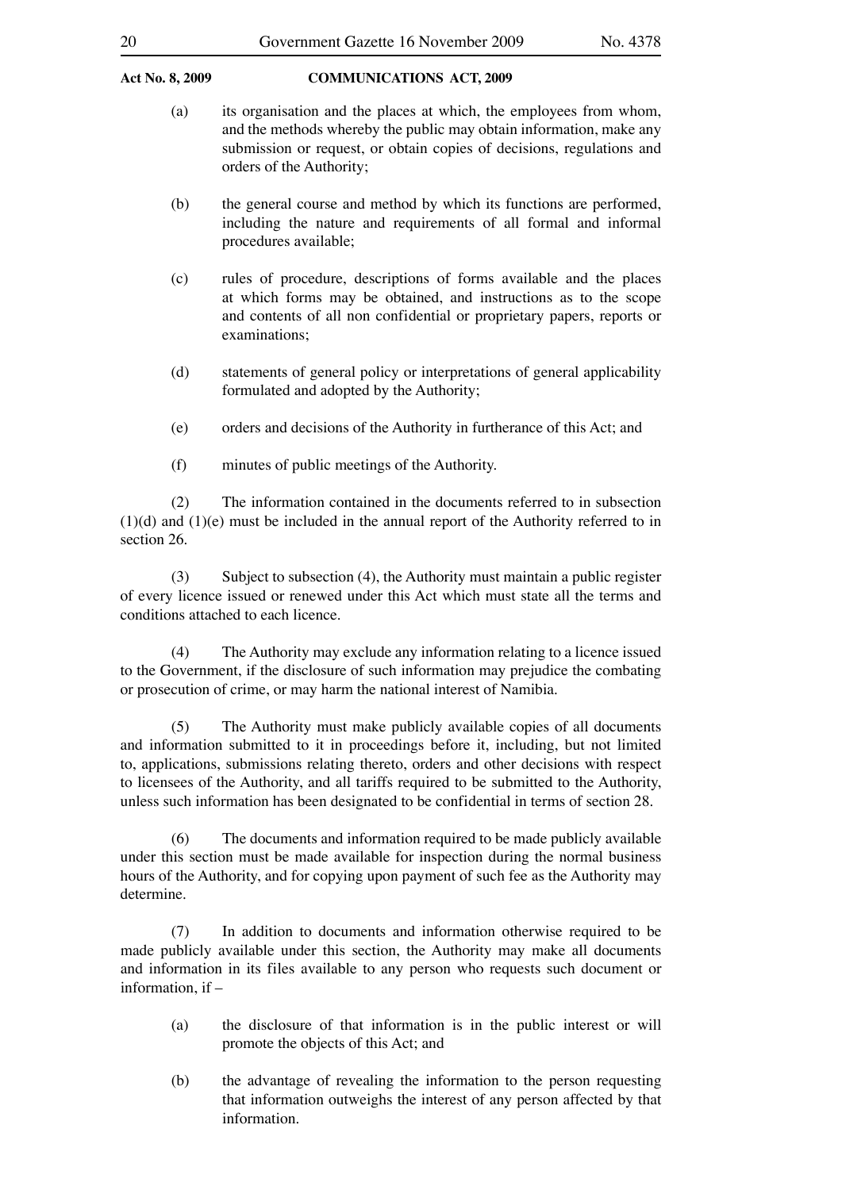(a) its organisation and the places at which, the employees from whom, and the methods whereby the public may obtain information, make any submission or request, or obtain copies of decisions, regulations and orders of the Authority;

(b) the general course and method by which its functions are performed, including the nature and requirements of all formal and informal procedures available;

(c) rules of procedure, descriptions of forms available and the places at which forms may be obtained, and instructions as to the scope and contents of all non confidential or proprietary papers, reports or examinations;

(d) statements of general policy or interpretations of general applicability formulated and adopted by the Authority;

(e) orders and decisions of the Authority in furtherance of this Act; and

(f) minutes of public meetings of the Authority.

(2) The information contained in the documents referred to in subsection (1)(d) and (1)(e) must be included in the annual report of the Authority referred to in section 26.

(3) Subject to subsection (4), the Authority must maintain a public register of every licence issued or renewed under this Act which must state all the terms and conditions attached to each licence.

(4) The Authority may exclude any information relating to a licence issued to the Government, if the disclosure of such information may prejudice the combating or prosecution of crime, or may harm the national interest of Namibia.

(5) The Authority must make publicly available copies of all documents and information submitted to it in proceedings before it, including, but not limited to, applications, submissions relating thereto, orders and other decisions with respect to licensees of the Authority, and all tariffs required to be submitted to the Authority, unless such information has been designated to be confidential in terms of section 28.

(6) The documents and information required to be made publicly available under this section must be made available for inspection during the normal business hours of the Authority, and for copying upon payment of such fee as the Authority may determine.

(7) In addition to documents and information otherwise required to be made publicly available under this section, the Authority may make all documents and information in its files available to any person who requests such document or information, if –

(a) the disclosure of that information is in the public interest or will promote the objects of this Act; and

(b) the advantage of revealing the information to the person requesting that information outweighs the interest of any person affected by that information.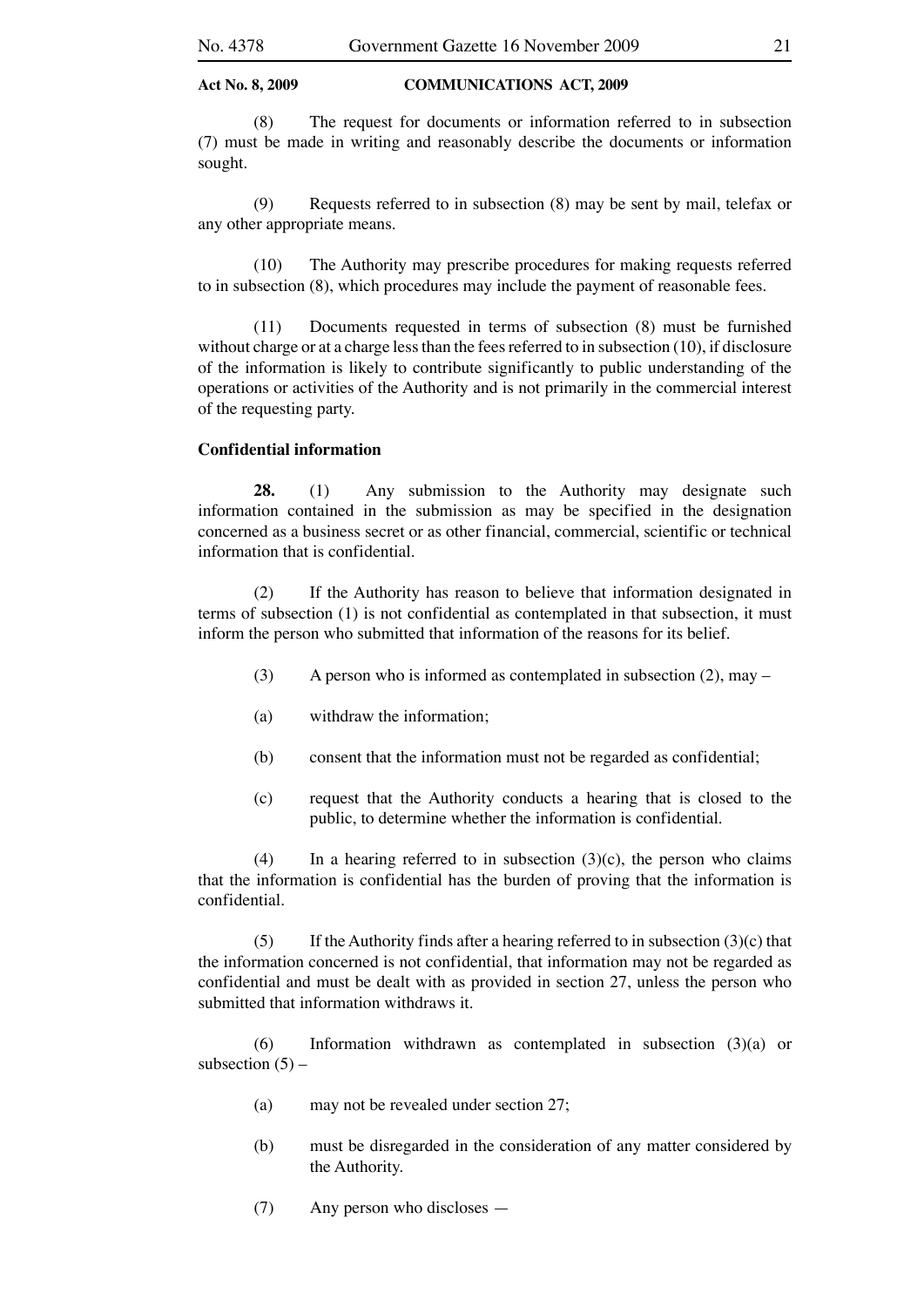(8) The request for documents or information referred to in subsection (7) must be made in writing and reasonably describe the documents or information sought.

(9) Requests referred to in subsection (8) may be sent by mail, telefax or any other appropriate means.

(10) The Authority may prescribe procedures for making requests referred to in subsection (8), which procedures may include the payment of reasonable fees.

(11) Documents requested in terms of subsection (8) must be furnished without charge or at a charge less than the fees referred to in subsection (10), if disclosure of the information is likely to contribute significantly to public understanding of the operations or activities of the Authority and is not primarily in the commercial interest of the requesting party.

**Confidential information**

**28.** (1) Any submission to the Authority may designate such information contained in the submission as may be specified in the designation concerned as a business secret or as other financial, commercial, scientific or technical information that is confidential.

(2) If the Authority has reason to believe that information designated in terms of subsection (1) is not confidential as contemplated in that subsection, it must inform the person who submitted that information of the reasons for its belief.

(3) A person who is informed as contemplated in subsection (2), may –

(a) withdraw the information;

(b) consent that the information must not be regarded as confidential;

(c) request that the Authority conducts a hearing that is closed to the public, to determine whether the information is confidential.

(4) In a hearing referred to in subsection (3)(c), the person who claims that the information is confidential has the burden of proving that the information is confidential.

(5) If the Authority finds after a hearing referred to in subsection (3)(c) that the information concerned is not confidential, that information may not be regarded as confidential and must be dealt with as provided in section 27, unless the person who submitted that information withdraws it.

(6) Information withdrawn as contemplated in subsection (3)(a) or subsection (5) –

(a) may not be revealed under section 27;

(b) must be disregarded in the consideration of any matter considered by the Authority.

(7) Any person who discloses —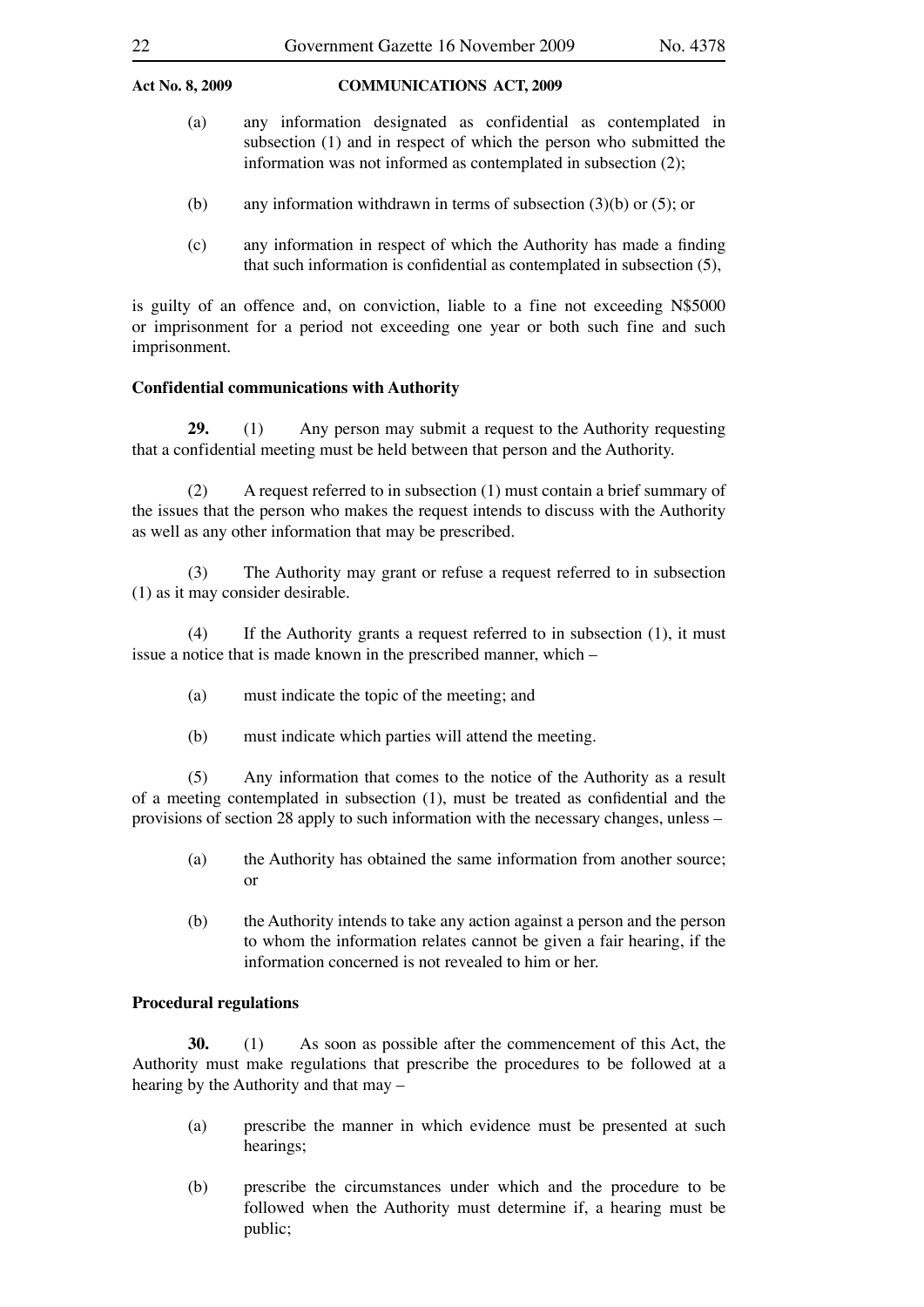(a) any information designated as confidential as contemplated in subsection (1) and in respect of which the person who submitted the information was not informed as contemplated in subsection (2);

(b) any information withdrawn in terms of subsection (3)(b) or (5); or

(c) any information in respect of which the Authority has made a finding that such information is confidential as contemplated in subsection (5),

is guilty of an offence and, on conviction, liable to a fine not exceeding N$5000 or imprisonment for a period not exceeding one year or both such fine and such imprisonment.

**Confidential communications with Authority**

**29.** (1) Any person may submit a request to the Authority requesting that a confidential meeting must be held between that person and the Authority.

(2) A request referred to in subsection (1) must contain a brief summary of the issues that the person who makes the request intends to discuss with the Authority as well as any other information that may be prescribed.

(3) The Authority may grant or refuse a request referred to in subsection (1) as it may consider desirable.

(4) If the Authority grants a request referred to in subsection (1), it must issue a notice that is made known in the prescribed manner, which –

(a) must indicate the topic of the meeting; and

(b) must indicate which parties will attend the meeting.

(5) Any information that comes to the notice of the Authority as a result of a meeting contemplated in subsection (1), must be treated as confidential and the provisions of section 28 apply to such information with the necessary changes, unless –

(a) the Authority has obtained the same information from another source; or

(b) the Authority intends to take any action against a person and the person to whom the information relates cannot be given a fair hearing, if the information concerned is not revealed to him or her.

**Procedural regulations**

**30.** (1) As soon as possible after the commencement of this Act, the Authority must make regulations that prescribe the procedures to be followed at a hearing by the Authority and that may –

(a) prescribe the manner in which evidence must be presented at such hearings;

(b) prescribe the circumstances under which and the procedure to be followed when the Authority must determine if, a hearing must be public;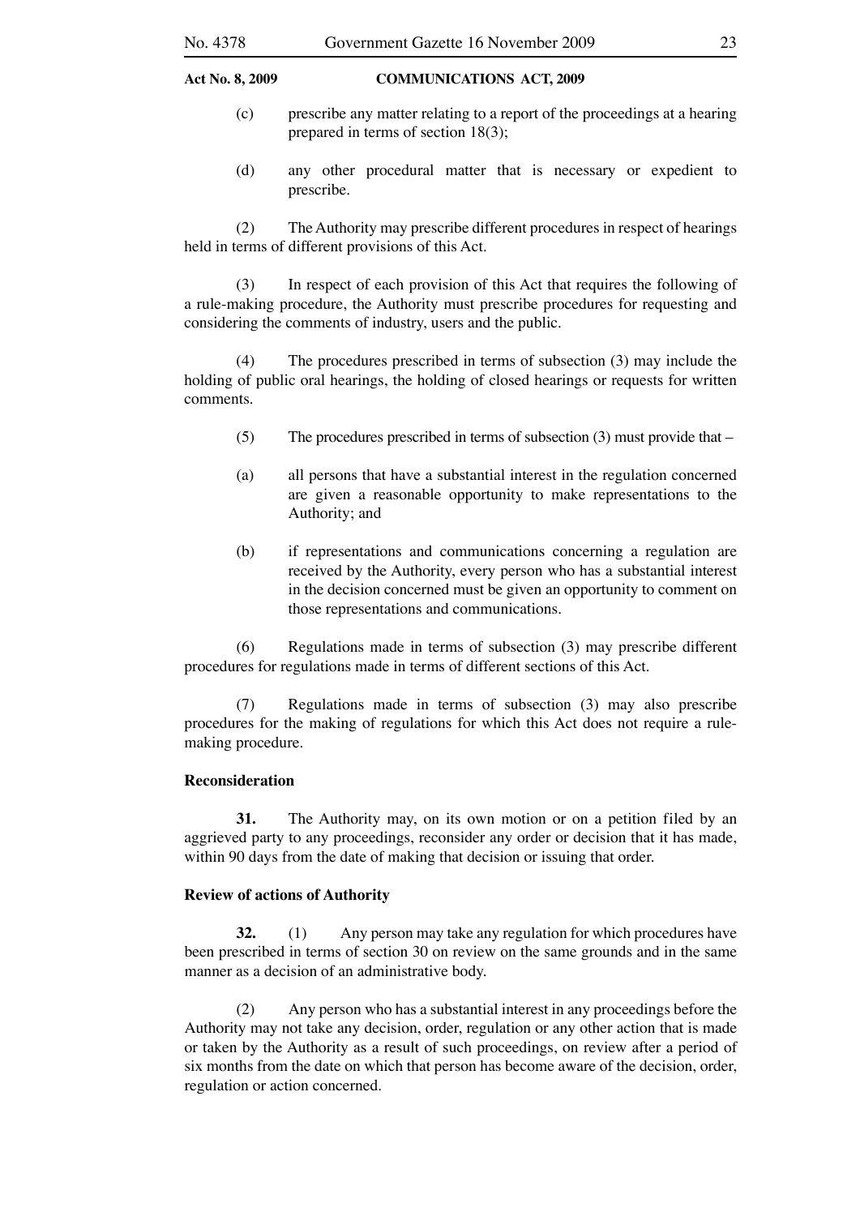(c) prescribe any matter relating to a report of the proceedings at a hearing prepared in terms of section 18(3);

(d) any other procedural matter that is necessary or expedient to prescribe.

(2) The Authority may prescribe different procedures in respect of hearings held in terms of different provisions of this Act.

(3) In respect of each provision of this Act that requires the following of a rule-making procedure, the Authority must prescribe procedures for requesting and considering the comments of industry, users and the public.

(4) The procedures prescribed in terms of subsection (3) may include the holding of public oral hearings, the holding of closed hearings or requests for written comments.

(5) The procedures prescribed in terms of subsection (3) must provide that –

(a) all persons that have a substantial interest in the regulation concerned are given a reasonable opportunity to make representations to the Authority; and

(b) if representations and communications concerning a regulation are received by the Authority, every person who has a substantial interest in the decision concerned must be given an opportunity to comment on those representations and communications.

(6) Regulations made in terms of subsection (3) may prescribe different procedures for regulations made in terms of different sections of this Act.

(7) Regulations made in terms of subsection (3) may also prescribe procedures for the making of regulations for which this Act does not require a rule-making procedure.

**Reconsideration**

**31.** The Authority may, on its own motion or on a petition filed by an aggrieved party to any proceedings, reconsider any order or decision that it has made, within 90 days from the date of making that decision or issuing that order.

**Review of actions of Authority**

**32.** (1) Any person may take any regulation for which procedures have been prescribed in terms of section 30 on review on the same grounds and in the same manner as a decision of an administrative body.

(2) Any person who has a substantial interest in any proceedings before the Authority may not take any decision, order, regulation or any other action that is made or taken by the Authority as a result of such proceedings, on review after a period of six months from the date on which that person has become aware of the decision, order, regulation or action concerned.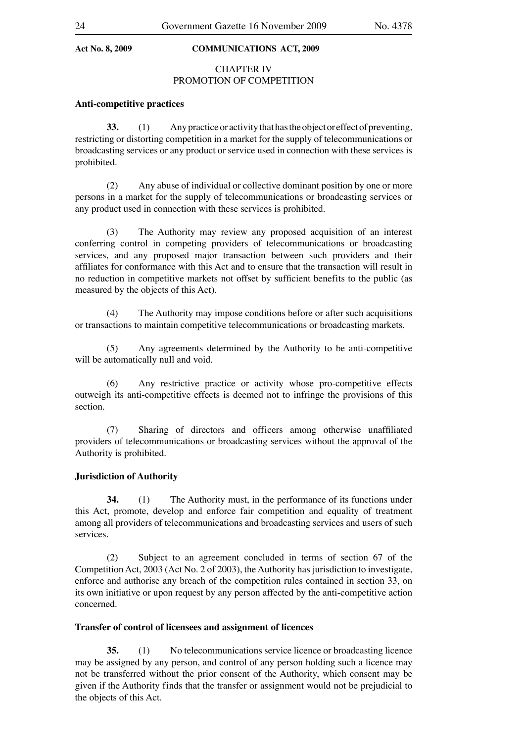## CHAPTER IV
## PROMOTION OF COMPETITION

**Anti-competitive practices**

**33.** (1) Any practice or activity that has the object or effect of preventing, restricting or distorting competition in a market for the supply of telecommunications or broadcasting services or any product or service used in connection with these services is prohibited.

(2) Any abuse of individual or collective dominant position by one or more persons in a market for the supply of telecommunications or broadcasting services or any product used in connection with these services is prohibited.

(3) The Authority may review any proposed acquisition of an interest conferring control in competing providers of telecommunications or broadcasting services, and any proposed major transaction between such providers and their affiliates for conformance with this Act and to ensure that the transaction will result in no reduction in competitive markets not offset by sufficient benefits to the public (as measured by the objects of this Act).

(4) The Authority may impose conditions before or after such acquisitions or transactions to maintain competitive telecommunications or broadcasting markets.

(5) Any agreements determined by the Authority to be anti-competitive will be automatically null and void.

(6) Any restrictive practice or activity whose pro-competitive effects outweigh its anti-competitive effects is deemed not to infringe the provisions of this section.

(7) Sharing of directors and officers among otherwise unaffiliated providers of telecommunications or broadcasting services without the approval of the Authority is prohibited.

**Jurisdiction of Authority**

**34.** (1) The Authority must, in the performance of its functions under this Act, promote, develop and enforce fair competition and equality of treatment among all providers of telecommunications and broadcasting services and users of such services.

(2) Subject to an agreement concluded in terms of section 67 of the Competition Act, 2003 (Act No. 2 of 2003), the Authority has jurisdiction to investigate, enforce and authorise any breach of the competition rules contained in section 33, on its own initiative or upon request by any person affected by the anti-competitive action concerned.

**Transfer of control of licensees and assignment of licences**

**35.** (1) No telecommunications service licence or broadcasting licence may be assigned by any person, and control of any person holding such a licence may not be transferred without the prior consent of the Authority, which consent may be given if the Authority finds that the transfer or assignment would not be prejudicial to the objects of this Act.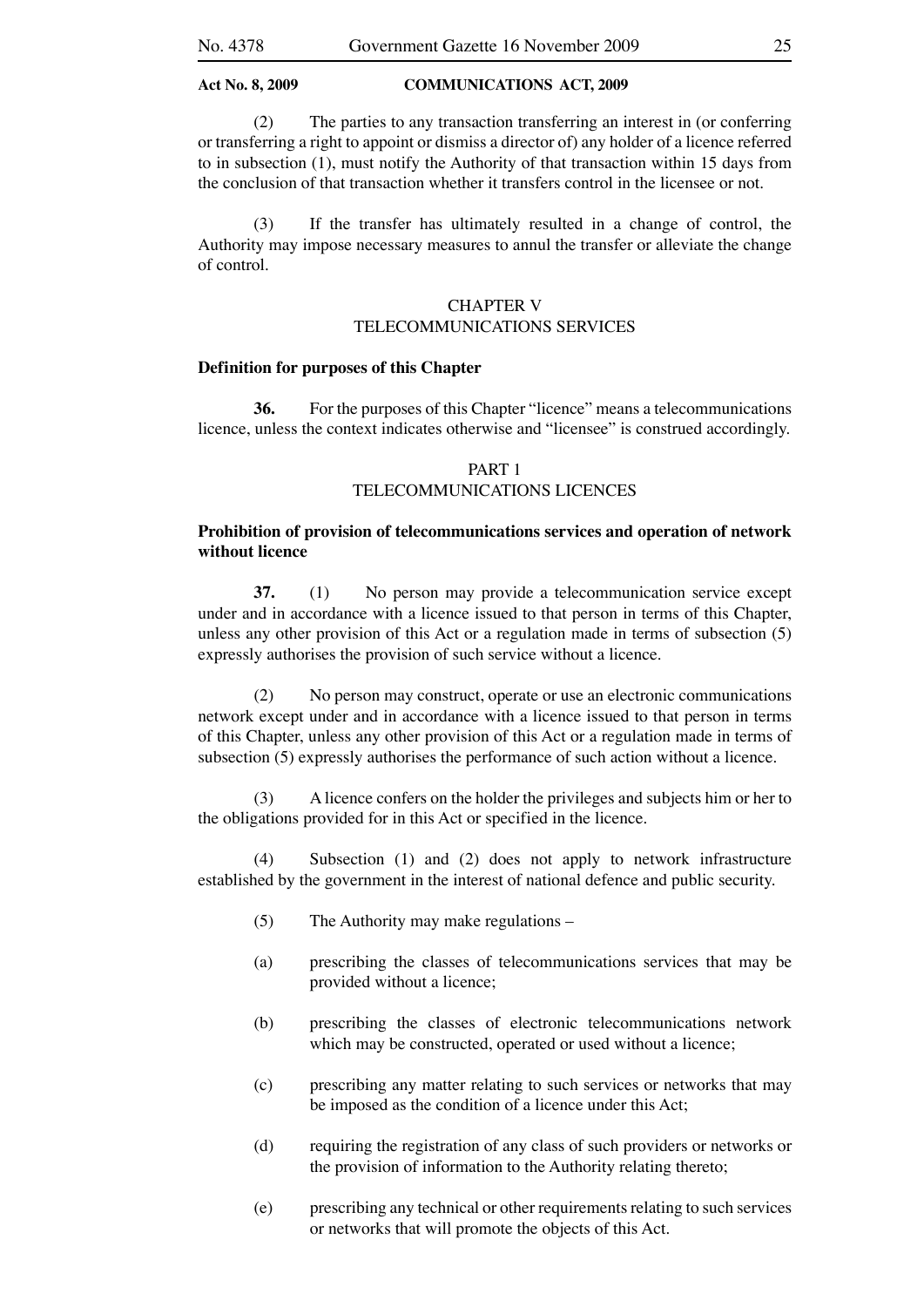(2) The parties to any transaction transferring an interest in (or conferring or transferring a right to appoint or dismiss a director of) any holder of a licence referred to in subsection (1), must notify the Authority of that transaction within 15 days from the conclusion of that transaction whether it transfers control in the licensee or not.

(3) If the transfer has ultimately resulted in a change of control, the Authority may impose necessary measures to annul the transfer or alleviate the change of control.

## CHAPTER V
## TELECOMMUNICATIONS SERVICES

**Definition for purposes of this Chapter**

**36.** For the purposes of this Chapter "licence" means a telecommunications licence, unless the context indicates otherwise and "licensee" is construed accordingly.

### PART 1
### TELECOMMUNICATIONS LICENCES

**Prohibition of provision of telecommunications services and operation of network without licence**

**37.** (1) No person may provide a telecommunication service except under and in accordance with a licence issued to that person in terms of this Chapter, unless any other provision of this Act or a regulation made in terms of subsection (5) expressly authorises the provision of such service without a licence.

(2) No person may construct, operate or use an electronic communications network except under and in accordance with a licence issued to that person in terms of this Chapter, unless any other provision of this Act or a regulation made in terms of subsection (5) expressly authorises the performance of such action without a licence.

(3) A licence confers on the holder the privileges and subjects him or her to the obligations provided for in this Act or specified in the licence.

(4) Subsection (1) and (2) does not apply to network infrastructure established by the government in the interest of national defence and public security.

(5) The Authority may make regulations –

(a) prescribing the classes of telecommunications services that may be provided without a licence;

(b) prescribing the classes of electronic telecommunications network which may be constructed, operated or used without a licence;

(c) prescribing any matter relating to such services or networks that may be imposed as the condition of a licence under this Act;

(d) requiring the registration of any class of such providers or networks or the provision of information to the Authority relating thereto;

(e) prescribing any technical or other requirements relating to such services or networks that will promote the objects of this Act.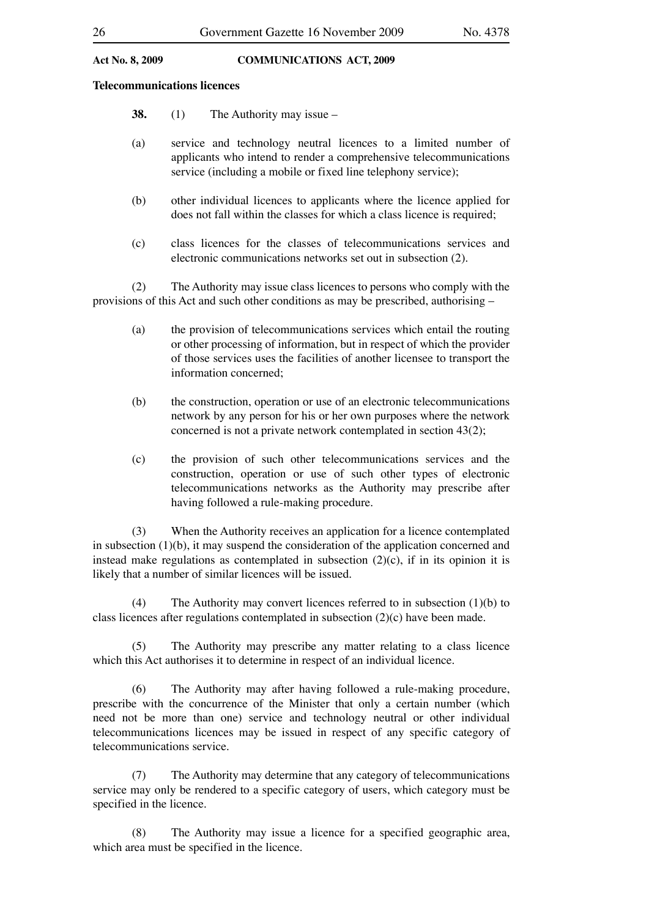**Telecommunications licences**

**38.** (1) The Authority may issue –

(a) service and technology neutral licences to a limited number of applicants who intend to render a comprehensive telecommunications service (including a mobile or fixed line telephony service);

(b) other individual licences to applicants where the licence applied for does not fall within the classes for which a class licence is required;

(c) class licences for the classes of telecommunications services and electronic communications networks set out in subsection (2).

(2) The Authority may issue class licences to persons who comply with the provisions of this Act and such other conditions as may be prescribed, authorising –

(a) the provision of telecommunications services which entail the routing or other processing of information, but in respect of which the provider of those services uses the facilities of another licensee to transport the information concerned;

(b) the construction, operation or use of an electronic telecommunications network by any person for his or her own purposes where the network concerned is not a private network contemplated in section 43(2);

(c) the provision of such other telecommunications services and the construction, operation or use of such other types of electronic telecommunications networks as the Authority may prescribe after having followed a rule-making procedure.

(3) When the Authority receives an application for a licence contemplated in subsection (1)(b), it may suspend the consideration of the application concerned and instead make regulations as contemplated in subsection (2)(c), if in its opinion it is likely that a number of similar licences will be issued.

(4) The Authority may convert licences referred to in subsection (1)(b) to class licences after regulations contemplated in subsection (2)(c) have been made.

(5) The Authority may prescribe any matter relating to a class licence which this Act authorises it to determine in respect of an individual licence.

(6) The Authority may after having followed a rule-making procedure, prescribe with the concurrence of the Minister that only a certain number (which need not be more than one) service and technology neutral or other individual telecommunications licences may be issued in respect of any specific category of telecommunications service.

(7) The Authority may determine that any category of telecommunications service may only be rendered to a specific category of users, which category must be specified in the licence.

(8) The Authority may issue a licence for a specified geographic area, which area must be specified in the licence.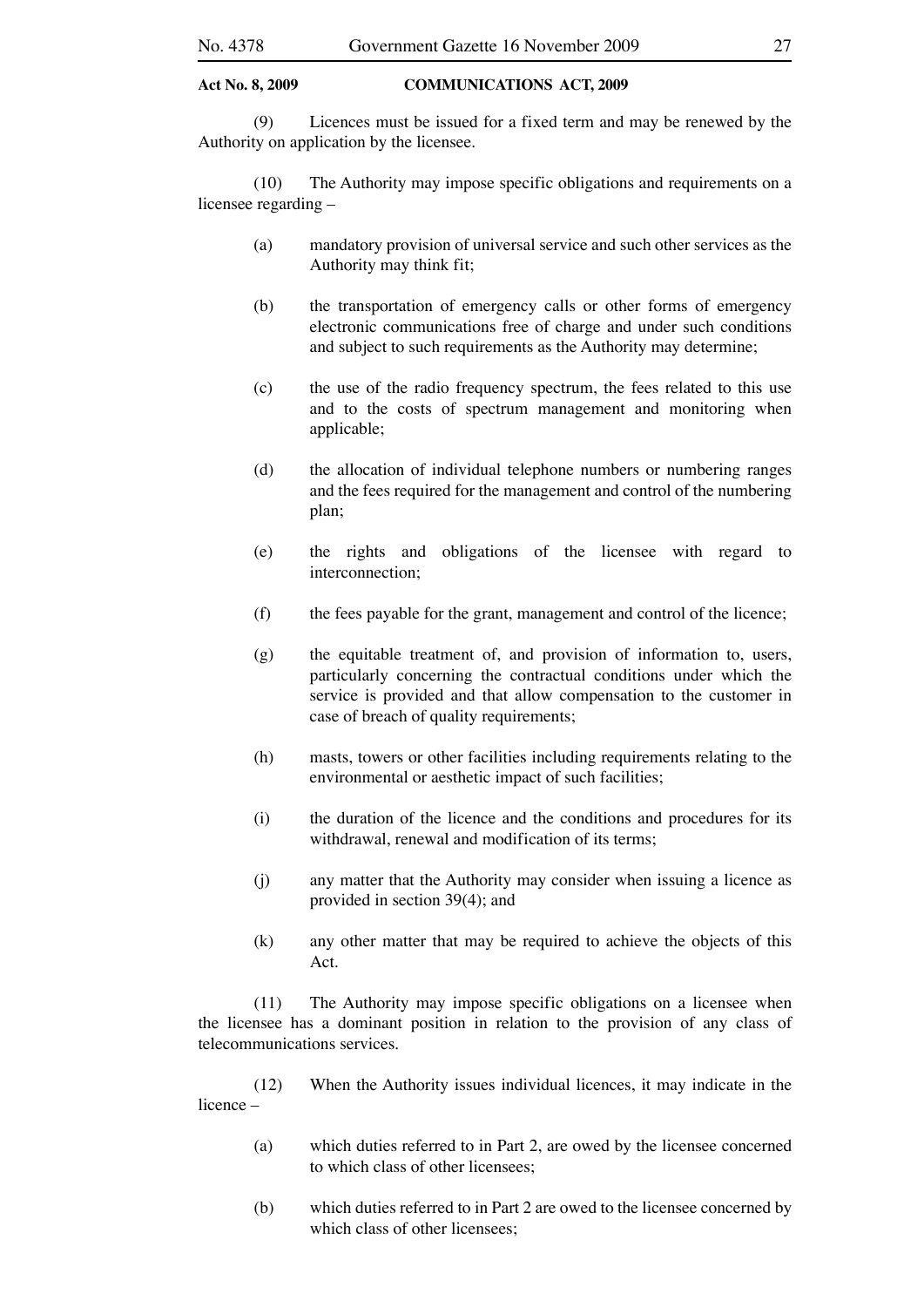(9) Licences must be issued for a fixed term and may be renewed by the Authority on application by the licensee.

(10) The Authority may impose specific obligations and requirements on a licensee regarding –

(a) mandatory provision of universal service and such other services as the Authority may think fit;

(b) the transportation of emergency calls or other forms of emergency electronic communications free of charge and under such conditions and subject to such requirements as the Authority may determine;

(c) the use of the radio frequency spectrum, the fees related to this use and to the costs of spectrum management and monitoring when applicable;

(d) the allocation of individual telephone numbers or numbering ranges and the fees required for the management and control of the numbering plan;

(e) the rights and obligations of the licensee with regard to interconnection;

(f) the fees payable for the grant, management and control of the licence;

(g) the equitable treatment of, and provision of information to, users, particularly concerning the contractual conditions under which the service is provided and that allow compensation to the customer in case of breach of quality requirements;

(h) masts, towers or other facilities including requirements relating to the environmental or aesthetic impact of such facilities;

(i) the duration of the licence and the conditions and procedures for its withdrawal, renewal and modification of its terms;

(j) any matter that the Authority may consider when issuing a licence as provided in section 39(4); and

(k) any other matter that may be required to achieve the objects of this Act.

(11) The Authority may impose specific obligations on a licensee when the licensee has a dominant position in relation to the provision of any class of telecommunications services.

(12) When the Authority issues individual licences, it may indicate in the licence –

(a) which duties referred to in Part 2, are owed by the licensee concerned to which class of other licensees;

(b) which duties referred to in Part 2 are owed to the licensee concerned by which class of other licensees;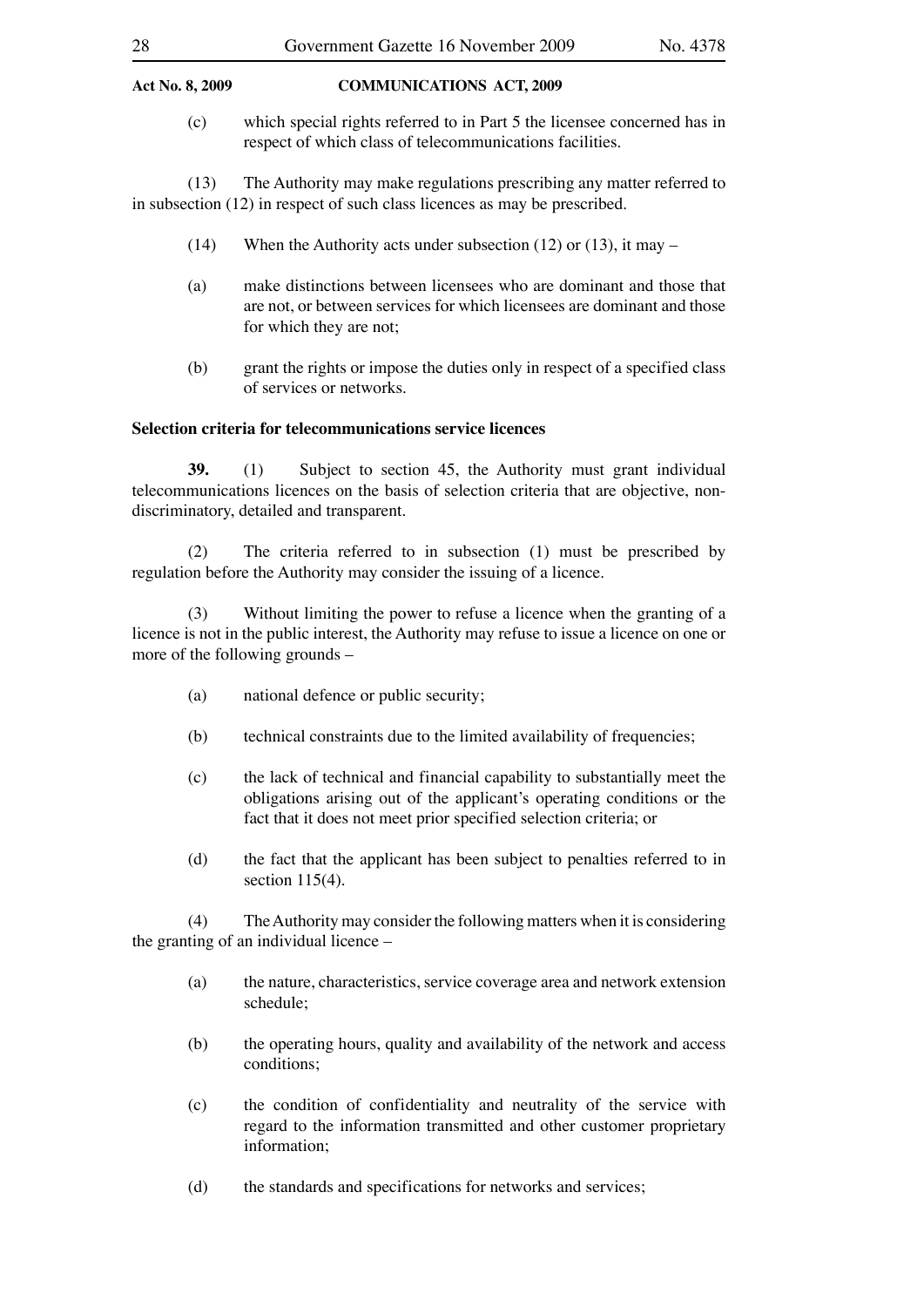(c) which special rights referred to in Part 5 the licensee concerned has in respect of which class of telecommunications facilities.

(13) The Authority may make regulations prescribing any matter referred to in subsection (12) in respect of such class licences as may be prescribed.

(14) When the Authority acts under subsection (12) or (13), it may –

(a) make distinctions between licensees who are dominant and those that are not, or between services for which licensees are dominant and those for which they are not;

(b) grant the rights or impose the duties only in respect of a specified class of services or networks.

**Selection criteria for telecommunications service licences**

**39.** (1) Subject to section 45, the Authority must grant individual telecommunications licences on the basis of selection criteria that are objective, non-discriminatory, detailed and transparent.

(2) The criteria referred to in subsection (1) must be prescribed by regulation before the Authority may consider the issuing of a licence.

(3) Without limiting the power to refuse a licence when the granting of a licence is not in the public interest, the Authority may refuse to issue a licence on one or more of the following grounds –

(a) national defence or public security;

(b) technical constraints due to the limited availability of frequencies;

(c) the lack of technical and financial capability to substantially meet the obligations arising out of the applicant's operating conditions or the fact that it does not meet prior specified selection criteria; or

(d) the fact that the applicant has been subject to penalties referred to in section 115(4).

(4) The Authority may consider the following matters when it is considering the granting of an individual licence –

(a) the nature, characteristics, service coverage area and network extension schedule;

(b) the operating hours, quality and availability of the network and access conditions;

(c) the condition of confidentiality and neutrality of the service with regard to the information transmitted and other customer proprietary information;

(d) the standards and specifications for networks and services;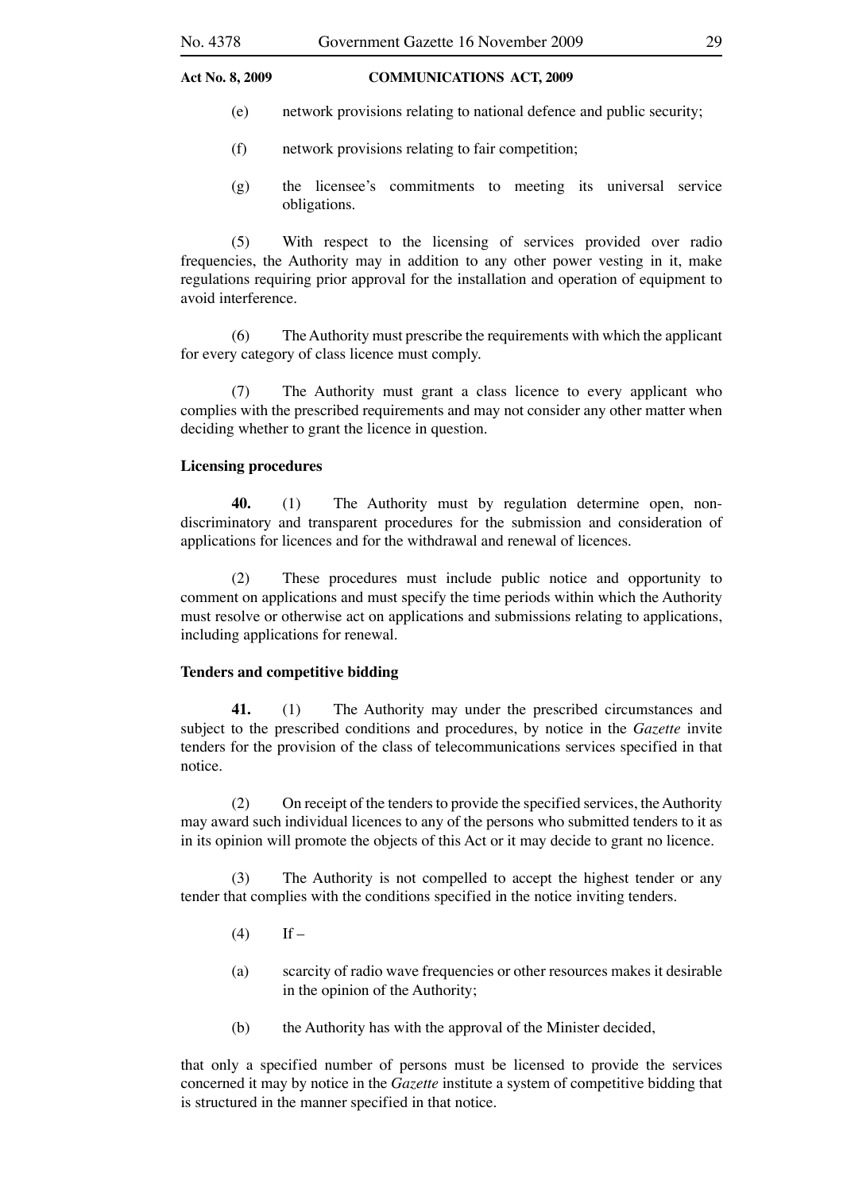(e) network provisions relating to national defence and public security;

(f) network provisions relating to fair competition;

(g) the licensee's commitments to meeting its universal service obligations.

(5) With respect to the licensing of services provided over radio frequencies, the Authority may in addition to any other power vesting in it, make regulations requiring prior approval for the installation and operation of equipment to avoid interference.

(6) The Authority must prescribe the requirements with which the applicant for every category of class licence must comply.

(7) The Authority must grant a class licence to every applicant who complies with the prescribed requirements and may not consider any other matter when deciding whether to grant the licence in question.

**Licensing procedures**

**40.** (1) The Authority must by regulation determine open, non-discriminatory and transparent procedures for the submission and consideration of applications for licences and for the withdrawal and renewal of licences.

(2) These procedures must include public notice and opportunity to comment on applications and must specify the time periods within which the Authority must resolve or otherwise act on applications and submissions relating to applications, including applications for renewal.

**Tenders and competitive bidding**

**41.** (1) The Authority may under the prescribed circumstances and subject to the prescribed conditions and procedures, by notice in the *Gazette* invite tenders for the provision of the class of telecommunications services specified in that notice.

(2) On receipt of the tenders to provide the specified services, the Authority may award such individual licences to any of the persons who submitted tenders to it as in its opinion will promote the objects of this Act or it may decide to grant no licence.

(3) The Authority is not compelled to accept the highest tender or any tender that complies with the conditions specified in the notice inviting tenders.

(4) If –

(a) scarcity of radio wave frequencies or other resources makes it desirable in the opinion of the Authority;

(b) the Authority has with the approval of the Minister decided,

that only a specified number of persons must be licensed to provide the services concerned it may by notice in the *Gazette* institute a system of competitive bidding that is structured in the manner specified in that notice.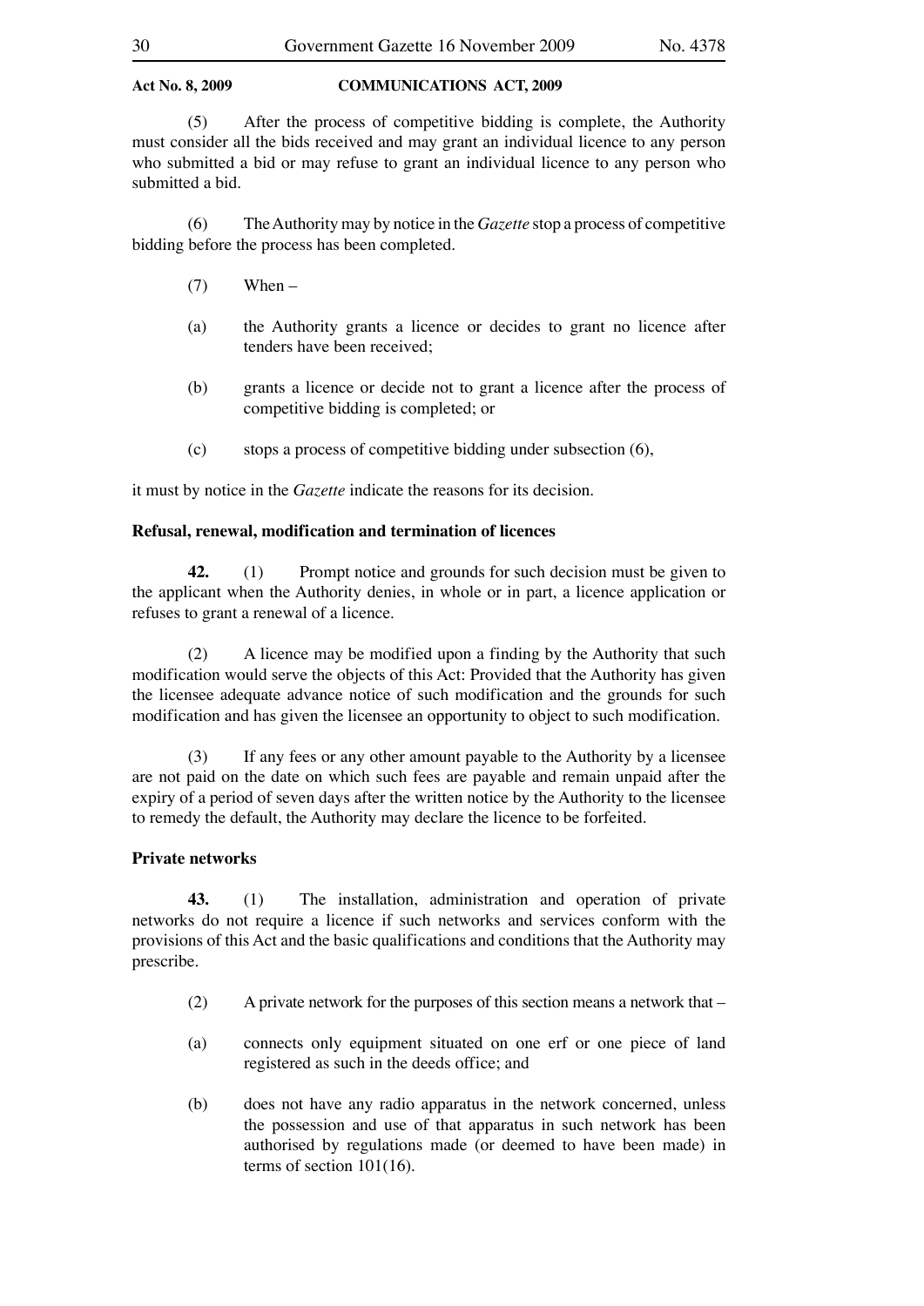(5) After the process of competitive bidding is complete, the Authority must consider all the bids received and may grant an individual licence to any person who submitted a bid or may refuse to grant an individual licence to any person who submitted a bid.

(6) The Authority may by notice in the *Gazette* stop a process of competitive bidding before the process has been completed.

(7) When –

(a) the Authority grants a licence or decides to grant no licence after tenders have been received;

(b) grants a licence or decide not to grant a licence after the process of competitive bidding is completed; or

(c) stops a process of competitive bidding under subsection (6),

it must by notice in the *Gazette* indicate the reasons for its decision.

**Refusal, renewal, modification and termination of licences**

**42.** (1) Prompt notice and grounds for such decision must be given to the applicant when the Authority denies, in whole or in part, a licence application or refuses to grant a renewal of a licence.

(2) A licence may be modified upon a finding by the Authority that such modification would serve the objects of this Act: Provided that the Authority has given the licensee adequate advance notice of such modification and the grounds for such modification and has given the licensee an opportunity to object to such modification.

(3) If any fees or any other amount payable to the Authority by a licensee are not paid on the date on which such fees are payable and remain unpaid after the expiry of a period of seven days after the written notice by the Authority to the licensee to remedy the default, the Authority may declare the licence to be forfeited.

**Private networks**

**43.** (1) The installation, administration and operation of private networks do not require a licence if such networks and services conform with the provisions of this Act and the basic qualifications and conditions that the Authority may prescribe.

(2) A private network for the purposes of this section means a network that –

(a) connects only equipment situated on one erf or one piece of land registered as such in the deeds office; and

(b) does not have any radio apparatus in the network concerned, unless the possession and use of that apparatus in such network has been authorised by regulations made (or deemed to have been made) in terms of section 101(16).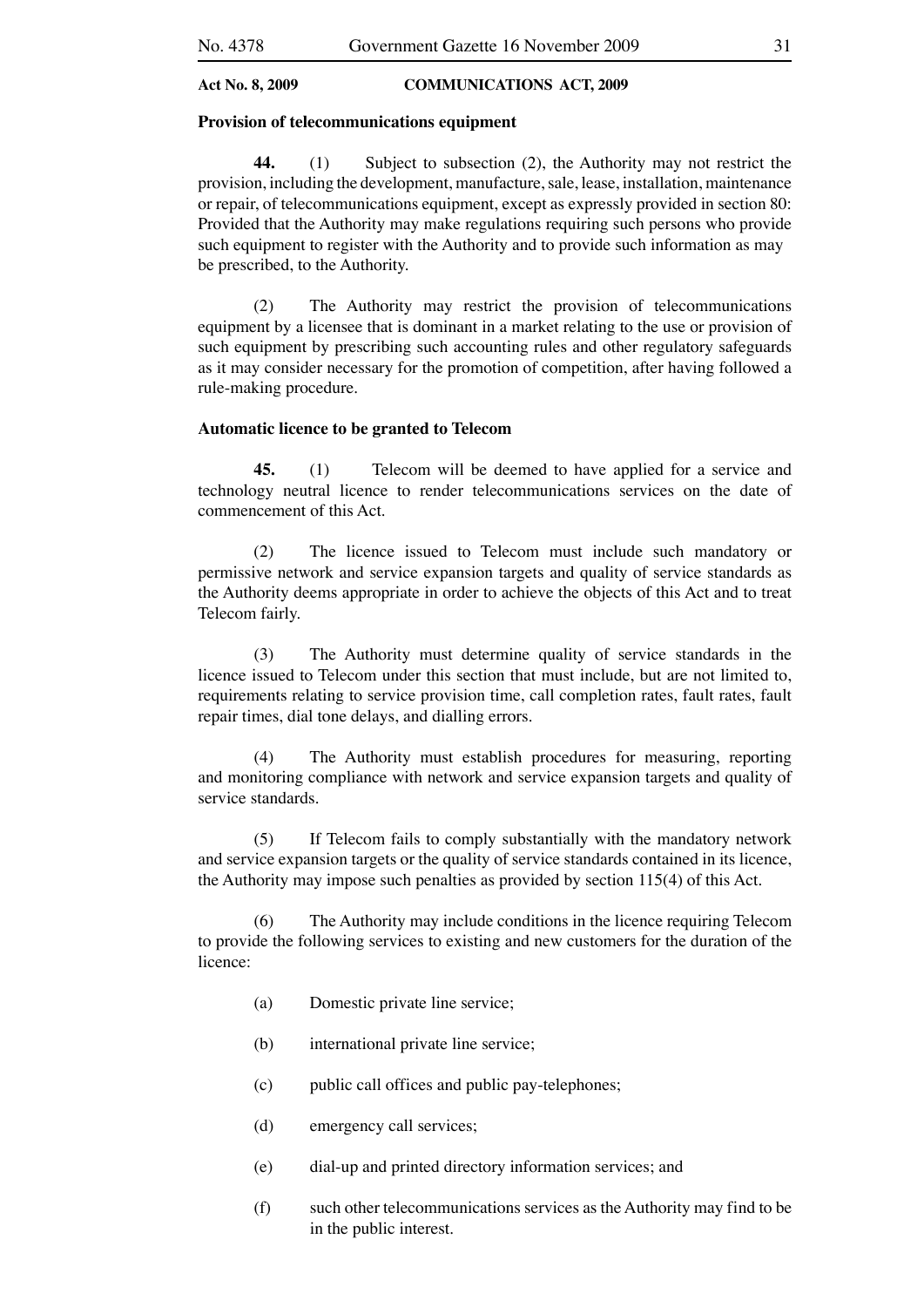**Provision of telecommunications equipment**

**44.** (1) Subject to subsection (2), the Authority may not restrict the provision, including the development, manufacture, sale, lease, installation, maintenance or repair, of telecommunications equipment, except as expressly provided in section 80: Provided that the Authority may make regulations requiring such persons who provide such equipment to register with the Authority and to provide such information as may be prescribed, to the Authority.

(2) The Authority may restrict the provision of telecommunications equipment by a licensee that is dominant in a market relating to the use or provision of such equipment by prescribing such accounting rules and other regulatory safeguards as it may consider necessary for the promotion of competition, after having followed a rule-making procedure.

**Automatic licence to be granted to Telecom**

**45.** (1) Telecom will be deemed to have applied for a service and technology neutral licence to render telecommunications services on the date of commencement of this Act.

(2) The licence issued to Telecom must include such mandatory or permissive network and service expansion targets and quality of service standards as the Authority deems appropriate in order to achieve the objects of this Act and to treat Telecom fairly.

(3) The Authority must determine quality of service standards in the licence issued to Telecom under this section that must include, but are not limited to, requirements relating to service provision time, call completion rates, fault rates, fault repair times, dial tone delays, and dialling errors.

(4) The Authority must establish procedures for measuring, reporting and monitoring compliance with network and service expansion targets and quality of service standards.

(5) If Telecom fails to comply substantially with the mandatory network and service expansion targets or the quality of service standards contained in its licence, the Authority may impose such penalties as provided by section 115(4) of this Act.

(6) The Authority may include conditions in the licence requiring Telecom to provide the following services to existing and new customers for the duration of the licence:

(a) Domestic private line service;

(b) international private line service;

(c) public call offices and public pay-telephones;

(d) emergency call services;

(e) dial-up and printed directory information services; and

(f) such other telecommunications services as the Authority may find to be in the public interest.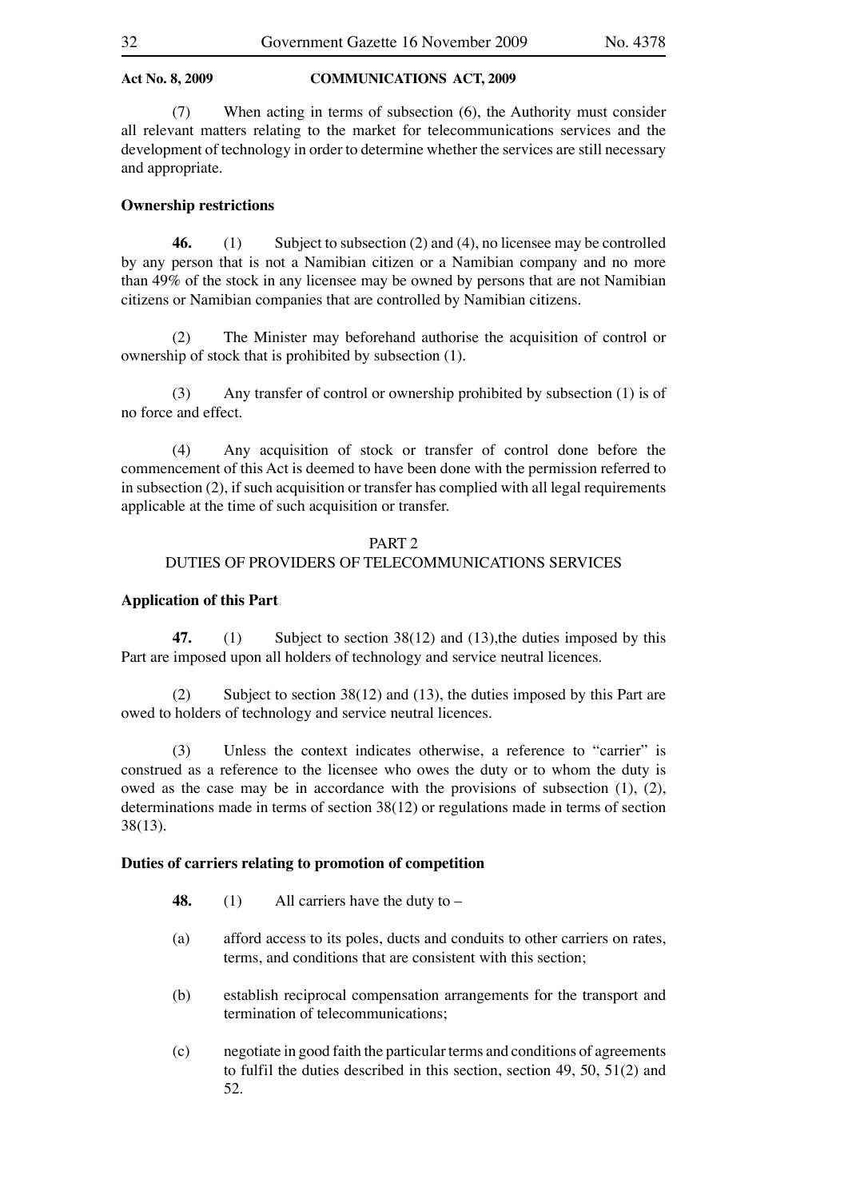(7) When acting in terms of subsection (6), the Authority must consider all relevant matters relating to the market for telecommunications services and the development of technology in order to determine whether the services are still necessary and appropriate.

**Ownership restrictions**

**46.** (1) Subject to subsection (2) and (4), no licensee may be controlled by any person that is not a Namibian citizen or a Namibian company and no more than 49% of the stock in any licensee may be owned by persons that are not Namibian citizens or Namibian companies that are controlled by Namibian citizens.

(2) The Minister may beforehand authorise the acquisition of control or ownership of stock that is prohibited by subsection (1).

(3) Any transfer of control or ownership prohibited by subsection (1) is of no force and effect.

(4) Any acquisition of stock or transfer of control done before the commencement of this Act is deemed to have been done with the permission referred to in subsection (2), if such acquisition or transfer has complied with all legal requirements applicable at the time of such acquisition or transfer.

## PART 2
## DUTIES OF PROVIDERS OF TELECOMMUNICATIONS SERVICES

**Application of this Part**

**47.** (1) Subject to section 38(12) and (13),the duties imposed by this Part are imposed upon all holders of technology and service neutral licences.

(2) Subject to section 38(12) and (13), the duties imposed by this Part are owed to holders of technology and service neutral licences.

(3) Unless the context indicates otherwise, a reference to "carrier" is construed as a reference to the licensee who owes the duty or to whom the duty is owed as the case may be in accordance with the provisions of subsection (1), (2), determinations made in terms of section 38(12) or regulations made in terms of section 38(13).

**Duties of carriers relating to promotion of competition**

**48.** (1) All carriers have the duty to –

(a) afford access to its poles, ducts and conduits to other carriers on rates, terms, and conditions that are consistent with this section;

(b) establish reciprocal compensation arrangements for the transport and termination of telecommunications;

(c) negotiate in good faith the particular terms and conditions of agreements to fulfil the duties described in this section, section 49, 50, 51(2) and 52.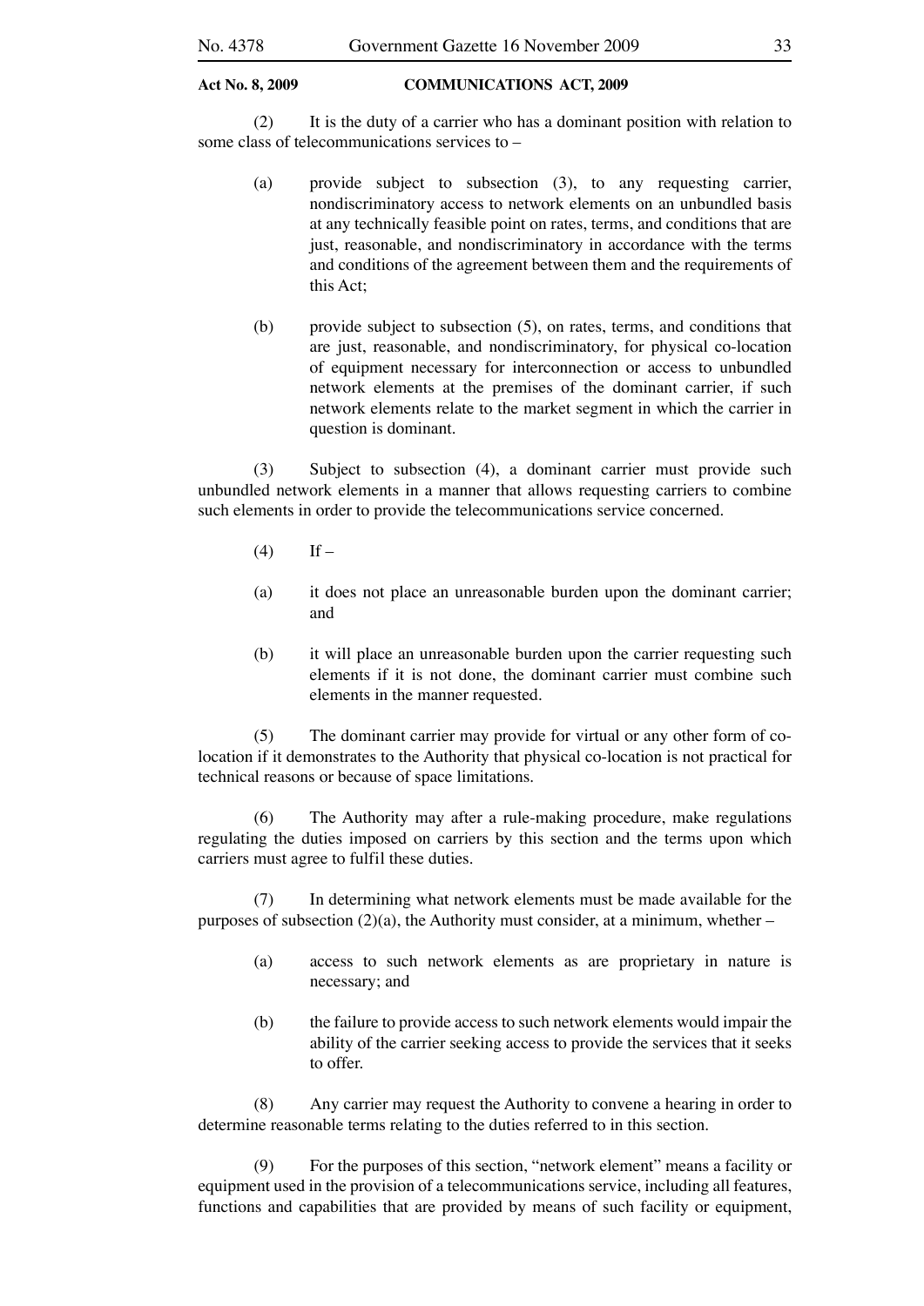(2) It is the duty of a carrier who has a dominant position with relation to some class of telecommunications services to –

(a) provide subject to subsection (3), to any requesting carrier, nondiscriminatory access to network elements on an unbundled basis at any technically feasible point on rates, terms, and conditions that are just, reasonable, and nondiscriminatory in accordance with the terms and conditions of the agreement between them and the requirements of this Act;

(b) provide subject to subsection (5), on rates, terms, and conditions that are just, reasonable, and nondiscriminatory, for physical co-location of equipment necessary for interconnection or access to unbundled network elements at the premises of the dominant carrier, if such network elements relate to the market segment in which the carrier in question is dominant.

(3) Subject to subsection (4), a dominant carrier must provide such unbundled network elements in a manner that allows requesting carriers to combine such elements in order to provide the telecommunications service concerned.

(4) If –

(a) it does not place an unreasonable burden upon the dominant carrier; and

(b) it will place an unreasonable burden upon the carrier requesting such elements if it is not done, the dominant carrier must combine such elements in the manner requested.

(5) The dominant carrier may provide for virtual or any other form of co-location if it demonstrates to the Authority that physical co-location is not practical for technical reasons or because of space limitations.

(6) The Authority may after a rule-making procedure, make regulations regulating the duties imposed on carriers by this section and the terms upon which carriers must agree to fulfil these duties.

(7) In determining what network elements must be made available for the purposes of subsection (2)(a), the Authority must consider, at a minimum, whether –

(a) access to such network elements as are proprietary in nature is necessary; and

(b) the failure to provide access to such network elements would impair the ability of the carrier seeking access to provide the services that it seeks to offer.

(8) Any carrier may request the Authority to convene a hearing in order to determine reasonable terms relating to the duties referred to in this section.

(9) For the purposes of this section, "network element" means a facility or equipment used in the provision of a telecommunications service, including all features, functions and capabilities that are provided by means of such facility or equipment,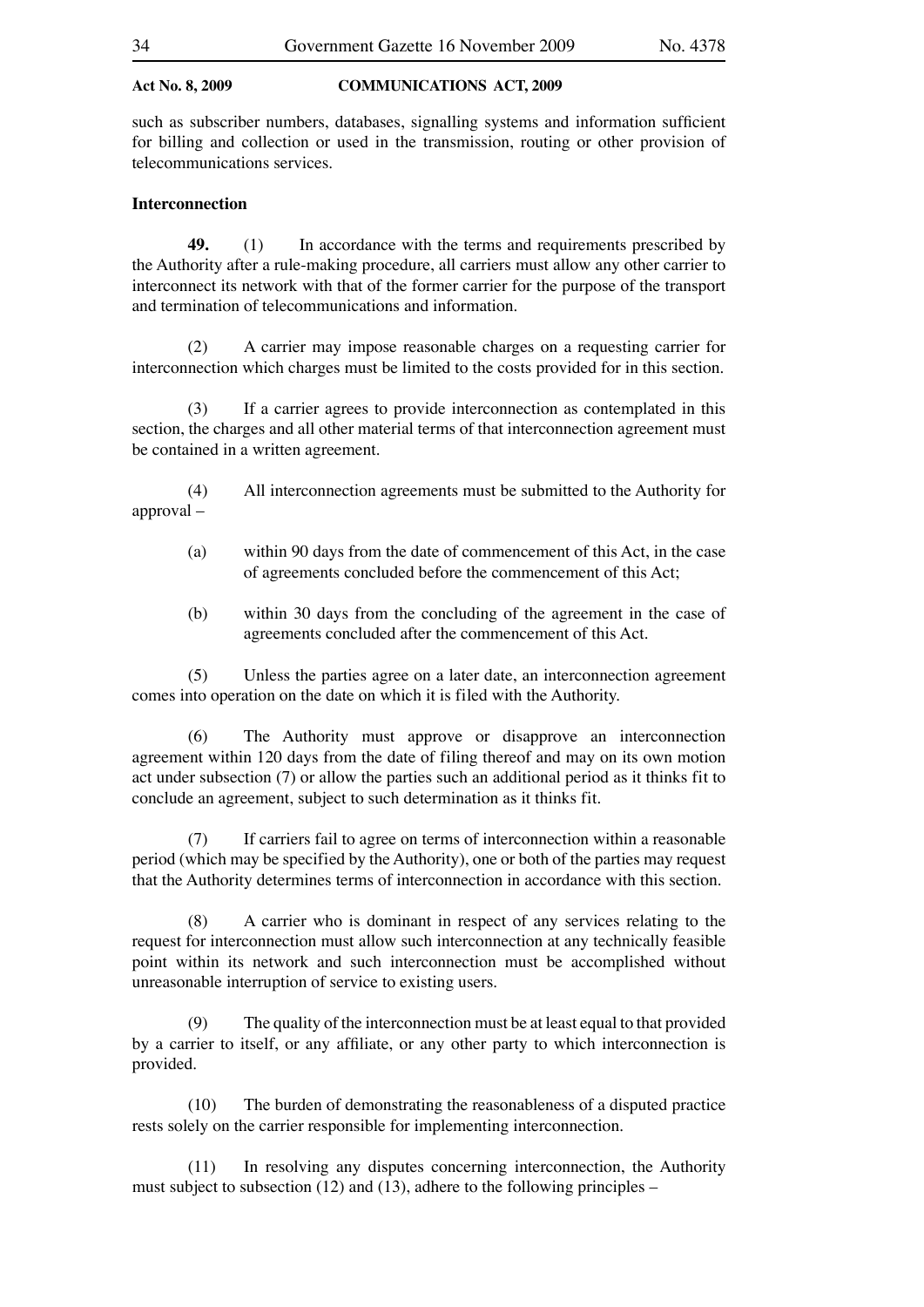such as subscriber numbers, databases, signalling systems and information sufficient for billing and collection or used in the transmission, routing or other provision of telecommunications services.

**Interconnection**

**49.** (1) In accordance with the terms and requirements prescribed by the Authority after a rule-making procedure, all carriers must allow any other carrier to interconnect its network with that of the former carrier for the purpose of the transport and termination of telecommunications and information.

(2) A carrier may impose reasonable charges on a requesting carrier for interconnection which charges must be limited to the costs provided for in this section.

(3) If a carrier agrees to provide interconnection as contemplated in this section, the charges and all other material terms of that interconnection agreement must be contained in a written agreement.

(4) All interconnection agreements must be submitted to the Authority for approval –

(a) within 90 days from the date of commencement of this Act, in the case of agreements concluded before the commencement of this Act;

(b) within 30 days from the concluding of the agreement in the case of agreements concluded after the commencement of this Act.

(5) Unless the parties agree on a later date, an interconnection agreement comes into operation on the date on which it is filed with the Authority.

(6) The Authority must approve or disapprove an interconnection agreement within 120 days from the date of filing thereof and may on its own motion act under subsection (7) or allow the parties such an additional period as it thinks fit to conclude an agreement, subject to such determination as it thinks fit.

(7) If carriers fail to agree on terms of interconnection within a reasonable period (which may be specified by the Authority), one or both of the parties may request that the Authority determines terms of interconnection in accordance with this section.

(8) A carrier who is dominant in respect of any services relating to the request for interconnection must allow such interconnection at any technically feasible point within its network and such interconnection must be accomplished without unreasonable interruption of service to existing users.

(9) The quality of the interconnection must be at least equal to that provided by a carrier to itself, or any affiliate, or any other party to which interconnection is provided.

(10) The burden of demonstrating the reasonableness of a disputed practice rests solely on the carrier responsible for implementing interconnection.

(11) In resolving any disputes concerning interconnection, the Authority must subject to subsection (12) and (13), adhere to the following principles –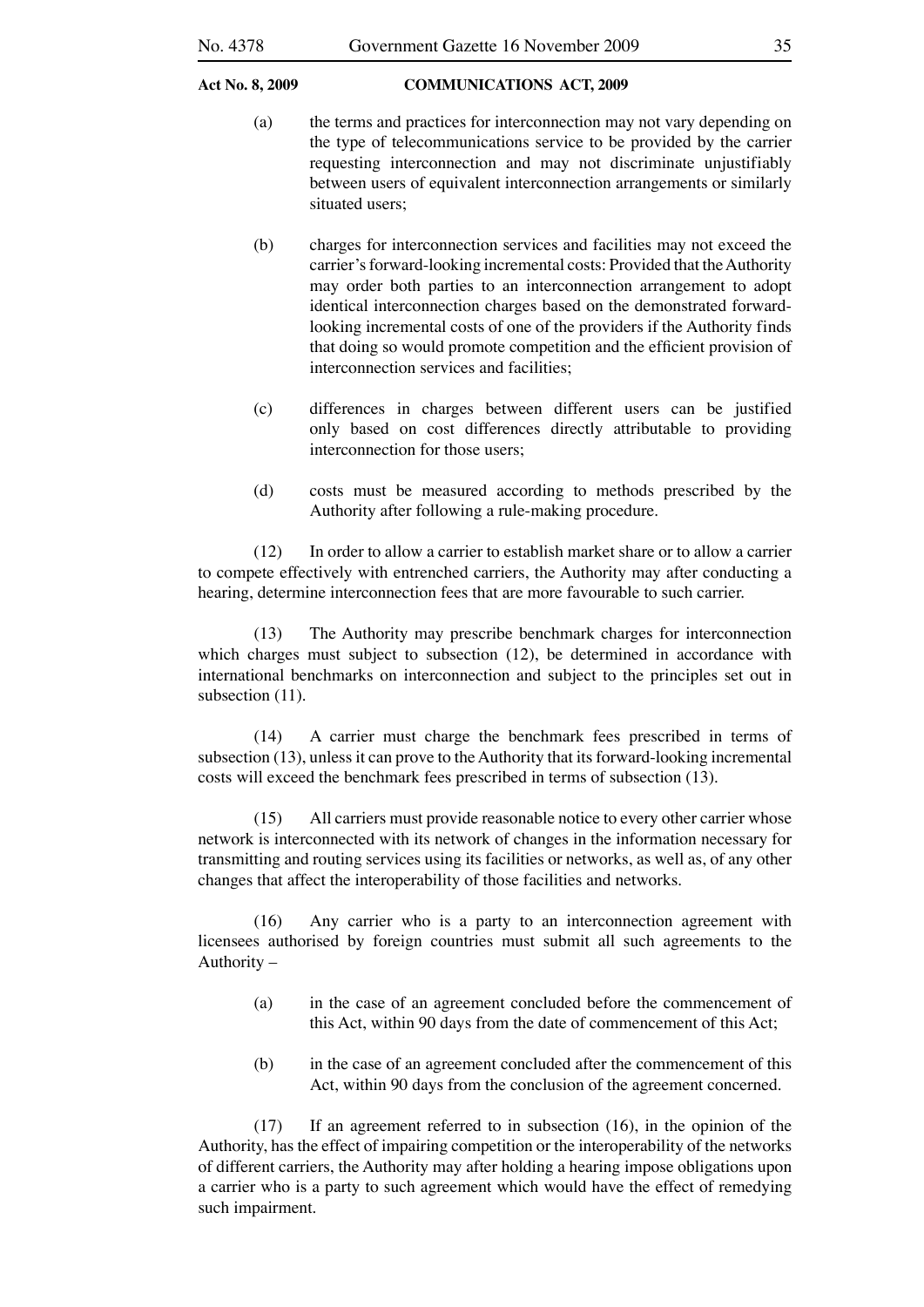(a) the terms and practices for interconnection may not vary depending on the type of telecommunications service to be provided by the carrier requesting interconnection and may not discriminate unjustifiably between users of equivalent interconnection arrangements or similarly situated users;

(b) charges for interconnection services and facilities may not exceed the carrier's forward-looking incremental costs: Provided that the Authority may order both parties to an interconnection arrangement to adopt identical interconnection charges based on the demonstrated forward-looking incremental costs of one of the providers if the Authority finds that doing so would promote competition and the efficient provision of interconnection services and facilities;

(c) differences in charges between different users can be justified only based on cost differences directly attributable to providing interconnection for those users;

(d) costs must be measured according to methods prescribed by the Authority after following a rule-making procedure.

(12) In order to allow a carrier to establish market share or to allow a carrier to compete effectively with entrenched carriers, the Authority may after conducting a hearing, determine interconnection fees that are more favourable to such carrier.

(13) The Authority may prescribe benchmark charges for interconnection which charges must subject to subsection (12), be determined in accordance with international benchmarks on interconnection and subject to the principles set out in subsection (11).

(14) A carrier must charge the benchmark fees prescribed in terms of subsection (13), unless it can prove to the Authority that its forward-looking incremental costs will exceed the benchmark fees prescribed in terms of subsection (13).

(15) All carriers must provide reasonable notice to every other carrier whose network is interconnected with its network of changes in the information necessary for transmitting and routing services using its facilities or networks, as well as, of any other changes that affect the interoperability of those facilities and networks.

(16) Any carrier who is a party to an interconnection agreement with licensees authorised by foreign countries must submit all such agreements to the Authority –

(a) in the case of an agreement concluded before the commencement of this Act, within 90 days from the date of commencement of this Act;

(b) in the case of an agreement concluded after the commencement of this Act, within 90 days from the conclusion of the agreement concerned.

(17) If an agreement referred to in subsection (16), in the opinion of the Authority, has the effect of impairing competition or the interoperability of the networks of different carriers, the Authority may after holding a hearing impose obligations upon a carrier who is a party to such agreement which would have the effect of remedying such impairment.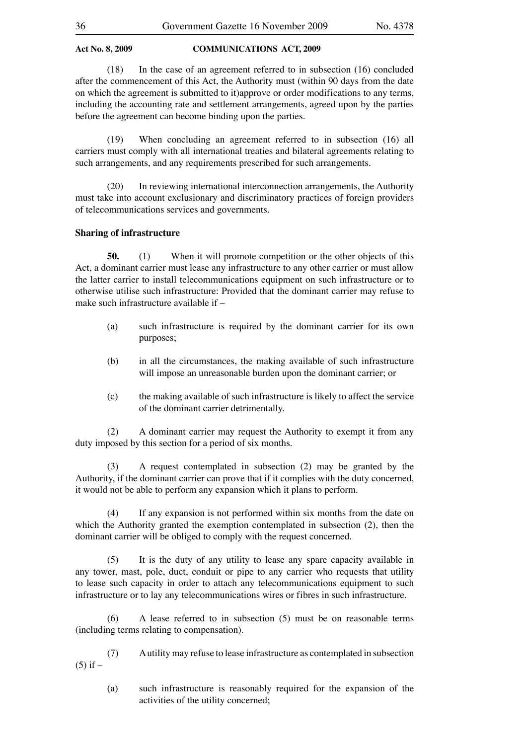(18) In the case of an agreement referred to in subsection (16) concluded after the commencement of this Act, the Authority must (within 90 days from the date on which the agreement is submitted to it)approve or order modifications to any terms, including the accounting rate and settlement arrangements, agreed upon by the parties before the agreement can become binding upon the parties.

(19) When concluding an agreement referred to in subsection (16) all carriers must comply with all international treaties and bilateral agreements relating to such arrangements, and any requirements prescribed for such arrangements.

(20) In reviewing international interconnection arrangements, the Authority must take into account exclusionary and discriminatory practices of foreign providers of telecommunications services and governments.

**Sharing of infrastructure**

**50.** (1) When it will promote competition or the other objects of this Act, a dominant carrier must lease any infrastructure to any other carrier or must allow the latter carrier to install telecommunications equipment on such infrastructure or to otherwise utilise such infrastructure: Provided that the dominant carrier may refuse to make such infrastructure available if –

(a) such infrastructure is required by the dominant carrier for its own purposes;

(b) in all the circumstances, the making available of such infrastructure will impose an unreasonable burden upon the dominant carrier; or

(c) the making available of such infrastructure is likely to affect the service of the dominant carrier detrimentally.

(2) A dominant carrier may request the Authority to exempt it from any duty imposed by this section for a period of six months.

(3) A request contemplated in subsection (2) may be granted by the Authority, if the dominant carrier can prove that if it complies with the duty concerned, it would not be able to perform any expansion which it plans to perform.

(4) If any expansion is not performed within six months from the date on which the Authority granted the exemption contemplated in subsection (2), then the dominant carrier will be obliged to comply with the request concerned.

(5) It is the duty of any utility to lease any spare capacity available in any tower, mast, pole, duct, conduit or pipe to any carrier who requests that utility to lease such capacity in order to attach any telecommunications equipment to such infrastructure or to lay any telecommunications wires or fibres in such infrastructure.

(6) A lease referred to in subsection (5) must be on reasonable terms (including terms relating to compensation).

(7) A utility may refuse to lease infrastructure as contemplated in subsection (5) if –

(a) such infrastructure is reasonably required for the expansion of the activities of the utility concerned;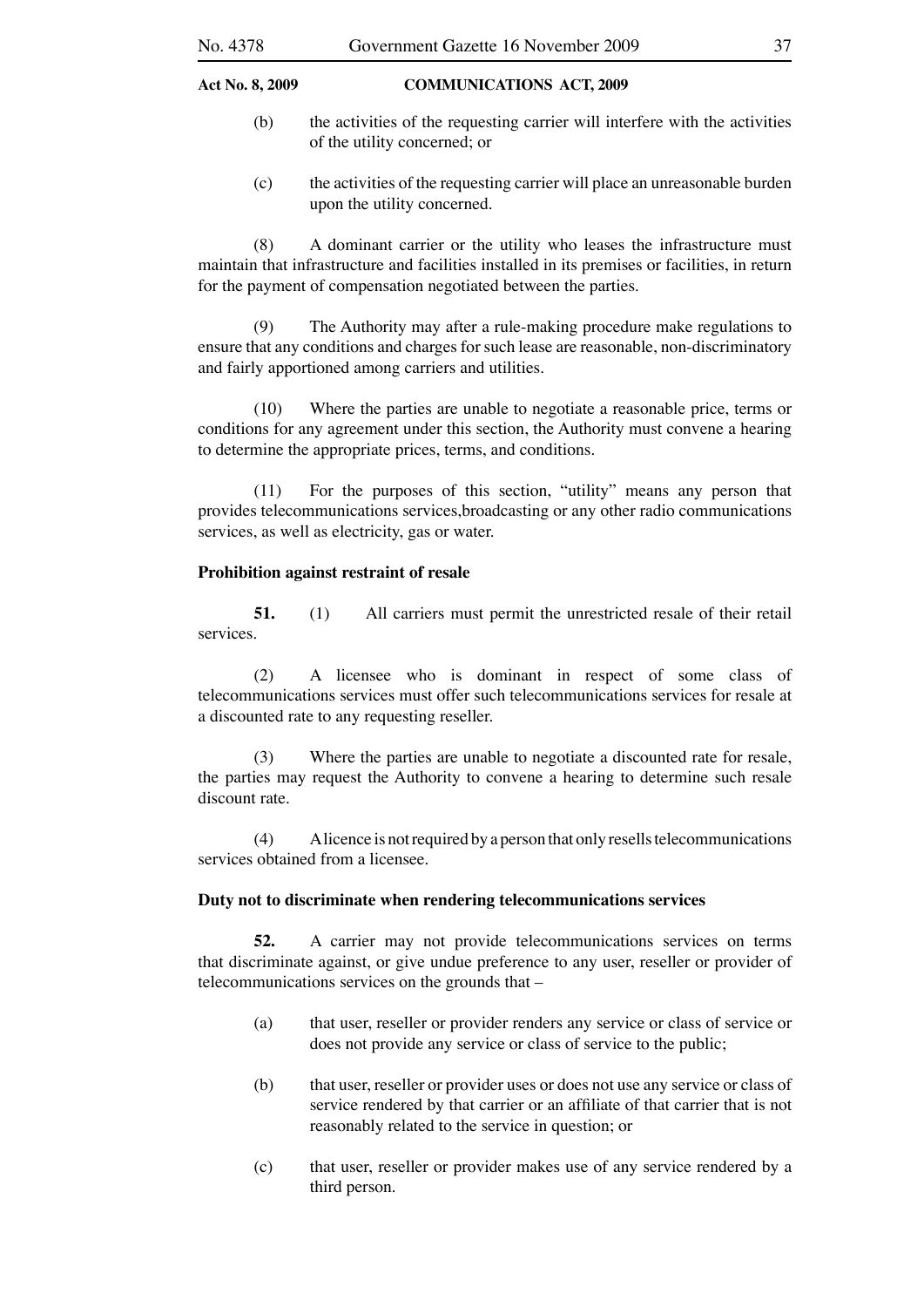(b) the activities of the requesting carrier will interfere with the activities of the utility concerned; or

(c) the activities of the requesting carrier will place an unreasonable burden upon the utility concerned.

(8) A dominant carrier or the utility who leases the infrastructure must maintain that infrastructure and facilities installed in its premises or facilities, in return for the payment of compensation negotiated between the parties.

(9) The Authority may after a rule-making procedure make regulations to ensure that any conditions and charges for such lease are reasonable, non-discriminatory and fairly apportioned among carriers and utilities.

(10) Where the parties are unable to negotiate a reasonable price, terms or conditions for any agreement under this section, the Authority must convene a hearing to determine the appropriate prices, terms, and conditions.

(11) For the purposes of this section, "utility" means any person that provides telecommunications services,broadcasting or any other radio communications services, as well as electricity, gas or water.

**Prohibition against restraint of resale**

**51.** (1) All carriers must permit the unrestricted resale of their retail services.

(2) A licensee who is dominant in respect of some class of telecommunications services must offer such telecommunications services for resale at a discounted rate to any requesting reseller.

(3) Where the parties are unable to negotiate a discounted rate for resale, the parties may request the Authority to convene a hearing to determine such resale discount rate.

(4) A licence is not required by a person that only resells telecommunications services obtained from a licensee.

**Duty not to discriminate when rendering telecommunications services**

**52.** A carrier may not provide telecommunications services on terms that discriminate against, or give undue preference to any user, reseller or provider of telecommunications services on the grounds that –

(a) that user, reseller or provider renders any service or class of service or does not provide any service or class of service to the public;

(b) that user, reseller or provider uses or does not use any service or class of service rendered by that carrier or an affiliate of that carrier that is not reasonably related to the service in question; or

(c) that user, reseller or provider makes use of any service rendered by a third person.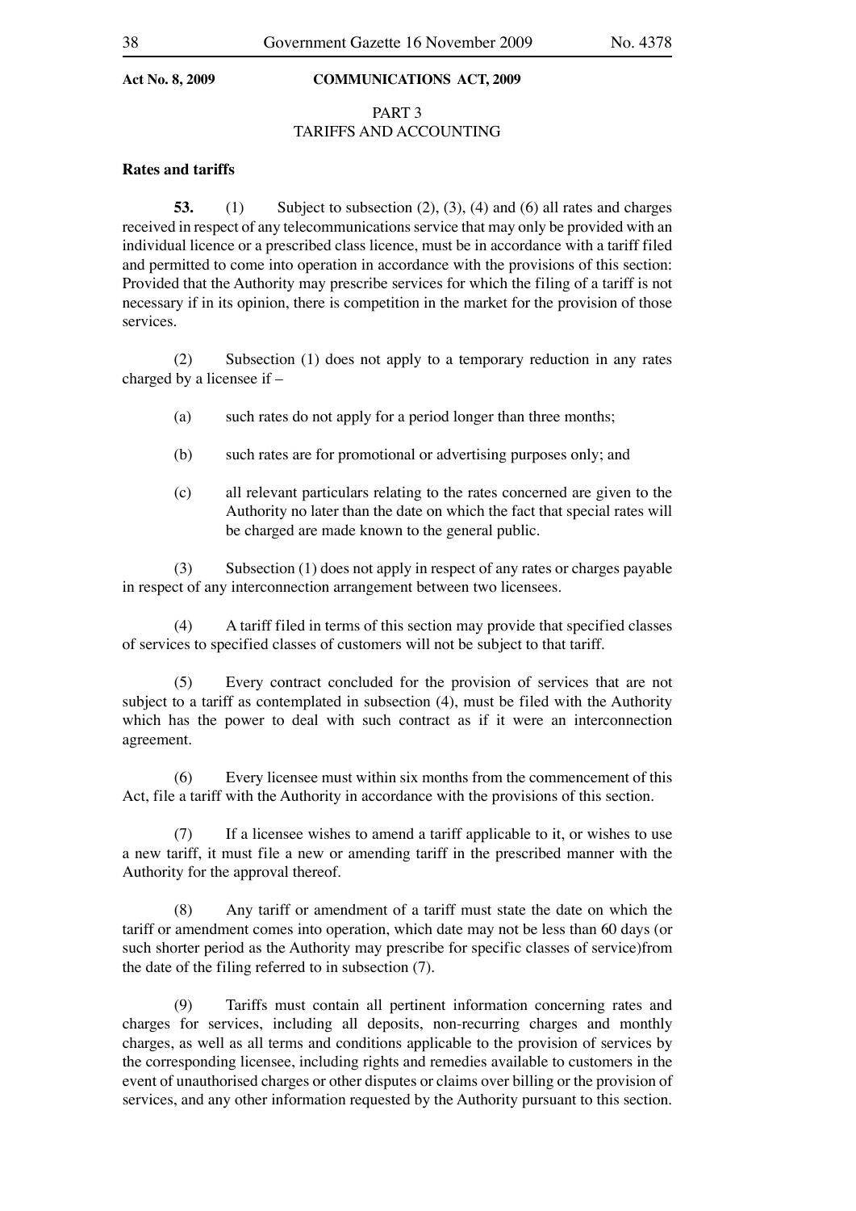## PART 3
## TARIFFS AND ACCOUNTING

**Rates and tariffs**

**53.** (1) Subject to subsection (2), (3), (4) and (6) all rates and charges received in respect of any telecommunications service that may only be provided with an individual licence or a prescribed class licence, must be in accordance with a tariff filed and permitted to come into operation in accordance with the provisions of this section: Provided that the Authority may prescribe services for which the filing of a tariff is not necessary if in its opinion, there is competition in the market for the provision of those services.

(2) Subsection (1) does not apply to a temporary reduction in any rates charged by a licensee if –

(a) such rates do not apply for a period longer than three months;

(b) such rates are for promotional or advertising purposes only; and

(c) all relevant particulars relating to the rates concerned are given to the Authority no later than the date on which the fact that special rates will be charged are made known to the general public.

(3) Subsection (1) does not apply in respect of any rates or charges payable in respect of any interconnection arrangement between two licensees.

(4) A tariff filed in terms of this section may provide that specified classes of services to specified classes of customers will not be subject to that tariff.

(5) Every contract concluded for the provision of services that are not subject to a tariff as contemplated in subsection (4), must be filed with the Authority which has the power to deal with such contract as if it were an interconnection agreement.

(6) Every licensee must within six months from the commencement of this Act, file a tariff with the Authority in accordance with the provisions of this section.

(7) If a licensee wishes to amend a tariff applicable to it, or wishes to use a new tariff, it must file a new or amending tariff in the prescribed manner with the Authority for the approval thereof.

(8) Any tariff or amendment of a tariff must state the date on which the tariff or amendment comes into operation, which date may not be less than 60 days (or such shorter period as the Authority may prescribe for specific classes of service)from the date of the filing referred to in subsection (7).

(9) Tariffs must contain all pertinent information concerning rates and charges for services, including all deposits, non-recurring charges and monthly charges, as well as all terms and conditions applicable to the provision of services by the corresponding licensee, including rights and remedies available to customers in the event of unauthorised charges or other disputes or claims over billing or the provision of services, and any other information requested by the Authority pursuant to this section.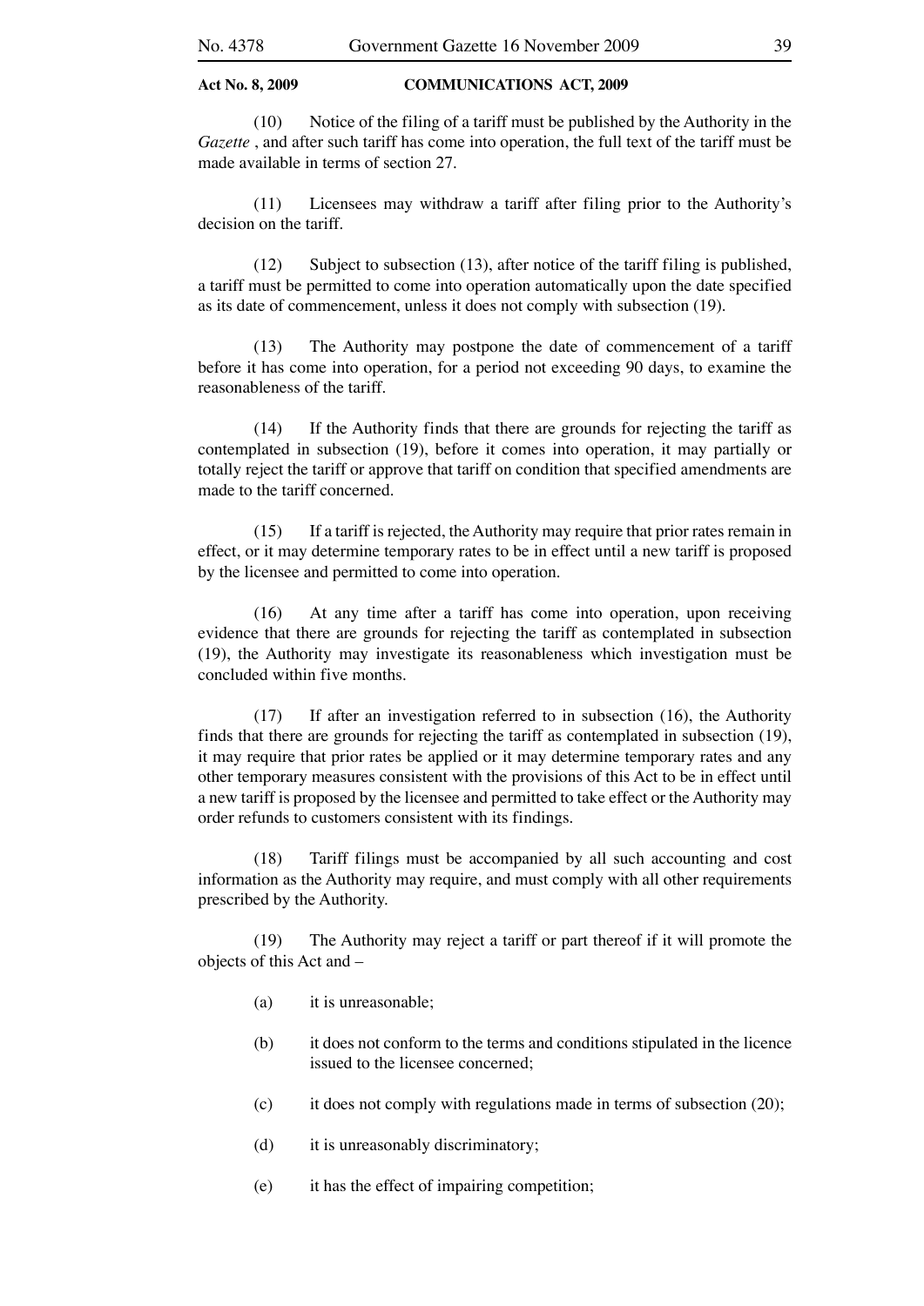(10) Notice of the filing of a tariff must be published by the Authority in the *Gazette* , and after such tariff has come into operation, the full text of the tariff must be made available in terms of section 27.

(11) Licensees may withdraw a tariff after filing prior to the Authority's decision on the tariff.

(12) Subject to subsection (13), after notice of the tariff filing is published, a tariff must be permitted to come into operation automatically upon the date specified as its date of commencement, unless it does not comply with subsection (19).

(13) The Authority may postpone the date of commencement of a tariff before it has come into operation, for a period not exceeding 90 days, to examine the reasonableness of the tariff.

(14) If the Authority finds that there are grounds for rejecting the tariff as contemplated in subsection (19), before it comes into operation, it may partially or totally reject the tariff or approve that tariff on condition that specified amendments are made to the tariff concerned.

(15) If a tariff is rejected, the Authority may require that prior rates remain in effect, or it may determine temporary rates to be in effect until a new tariff is proposed by the licensee and permitted to come into operation.

(16) At any time after a tariff has come into operation, upon receiving evidence that there are grounds for rejecting the tariff as contemplated in subsection (19), the Authority may investigate its reasonableness which investigation must be concluded within five months.

(17) If after an investigation referred to in subsection (16), the Authority finds that there are grounds for rejecting the tariff as contemplated in subsection (19), it may require that prior rates be applied or it may determine temporary rates and any other temporary measures consistent with the provisions of this Act to be in effect until a new tariff is proposed by the licensee and permitted to take effect or the Authority may order refunds to customers consistent with its findings.

(18) Tariff filings must be accompanied by all such accounting and cost information as the Authority may require, and must comply with all other requirements prescribed by the Authority.

(19) The Authority may reject a tariff or part thereof if it will promote the objects of this Act and –

(a) it is unreasonable;

(b) it does not conform to the terms and conditions stipulated in the licence issued to the licensee concerned;

(c) it does not comply with regulations made in terms of subsection (20);

(d) it is unreasonably discriminatory;

(e) it has the effect of impairing competition;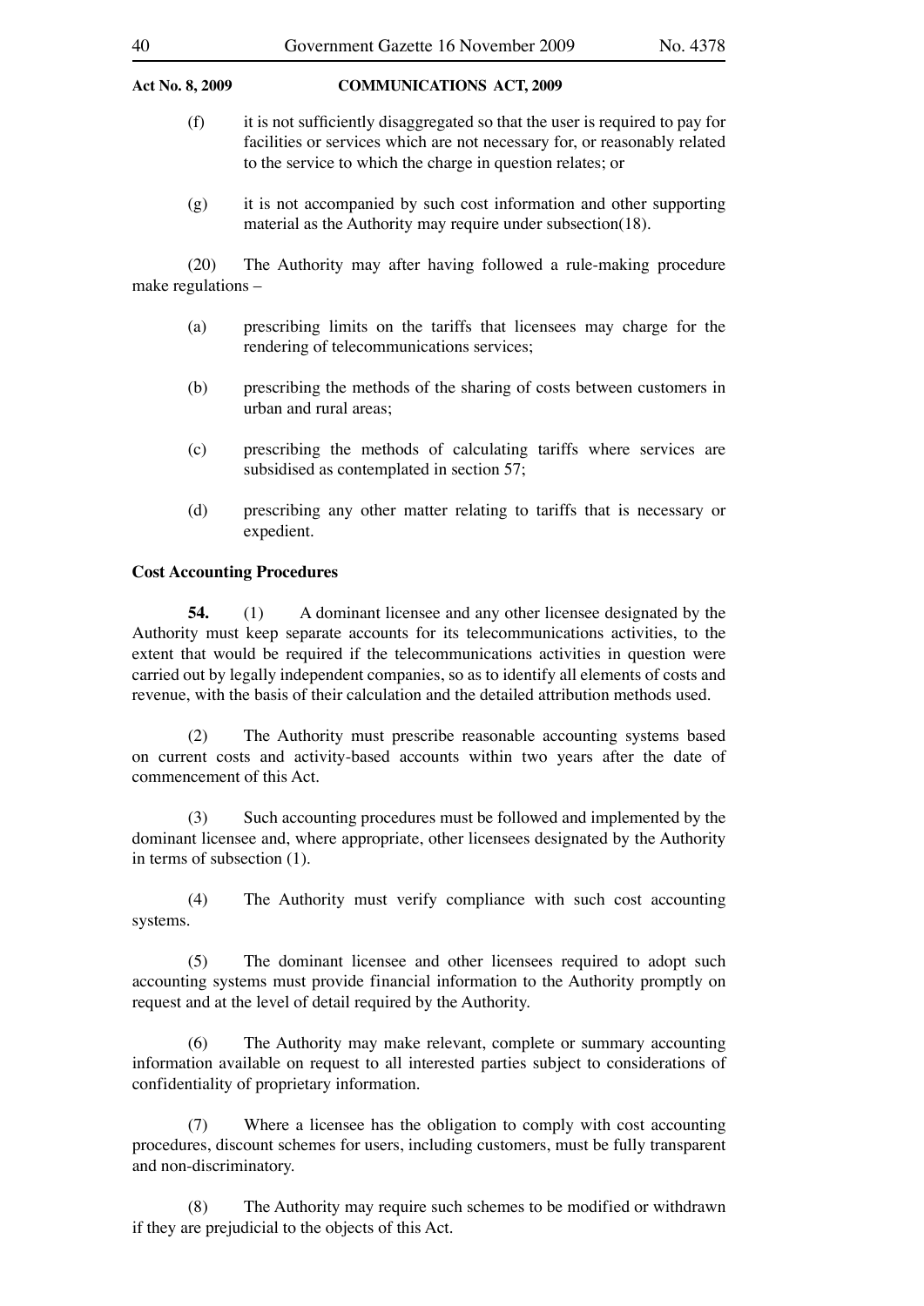(f) it is not sufficiently disaggregated so that the user is required to pay for facilities or services which are not necessary for, or reasonably related to the service to which the charge in question relates; or

(g) it is not accompanied by such cost information and other supporting material as the Authority may require under subsection(18).

(20) The Authority may after having followed a rule-making procedure make regulations –

(a) prescribing limits on the tariffs that licensees may charge for the rendering of telecommunications services;

(b) prescribing the methods of the sharing of costs between customers in urban and rural areas;

(c) prescribing the methods of calculating tariffs where services are subsidised as contemplated in section 57;

(d) prescribing any other matter relating to tariffs that is necessary or expedient.

**Cost Accounting Procedures**

**54.** (1) A dominant licensee and any other licensee designated by the Authority must keep separate accounts for its telecommunications activities, to the extent that would be required if the telecommunications activities in question were carried out by legally independent companies, so as to identify all elements of costs and revenue, with the basis of their calculation and the detailed attribution methods used.

(2) The Authority must prescribe reasonable accounting systems based on current costs and activity-based accounts within two years after the date of commencement of this Act.

(3) Such accounting procedures must be followed and implemented by the dominant licensee and, where appropriate, other licensees designated by the Authority in terms of subsection (1).

(4) The Authority must verify compliance with such cost accounting systems.

(5) The dominant licensee and other licensees required to adopt such accounting systems must provide financial information to the Authority promptly on request and at the level of detail required by the Authority.

(6) The Authority may make relevant, complete or summary accounting information available on request to all interested parties subject to considerations of confidentiality of proprietary information.

(7) Where a licensee has the obligation to comply with cost accounting procedures, discount schemes for users, including customers, must be fully transparent and non-discriminatory.

(8) The Authority may require such schemes to be modified or withdrawn if they are prejudicial to the objects of this Act.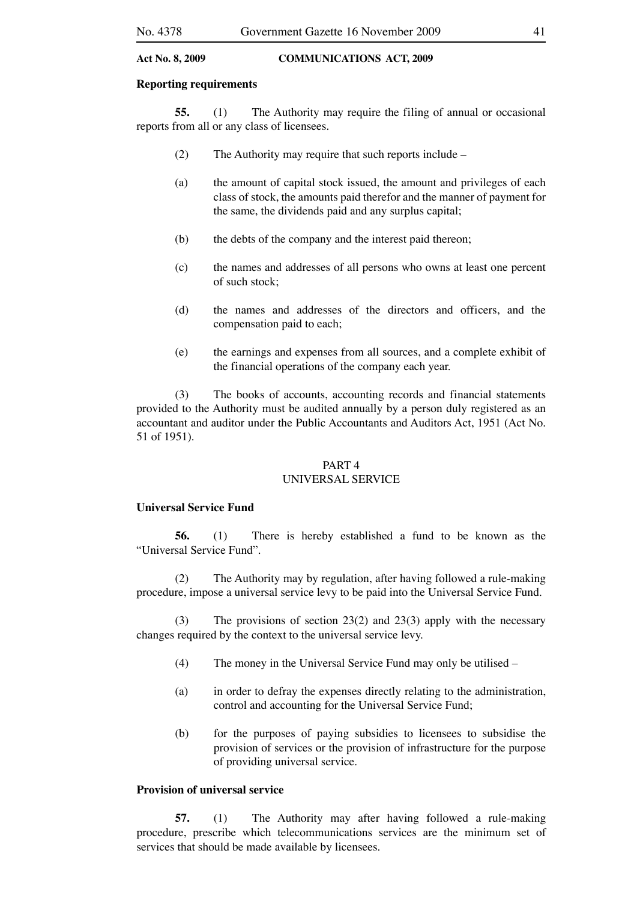**Reporting requirements**

**55.** (1) The Authority may require the filing of annual or occasional reports from all or any class of licensees.

(2) The Authority may require that such reports include –

(a) the amount of capital stock issued, the amount and privileges of each class of stock, the amounts paid therefor and the manner of payment for the same, the dividends paid and any surplus capital;

(b) the debts of the company and the interest paid thereon;

(c) the names and addresses of all persons who owns at least one percent of such stock;

(d) the names and addresses of the directors and officers, and the compensation paid to each;

(e) the earnings and expenses from all sources, and a complete exhibit of the financial operations of the company each year.

(3) The books of accounts, accounting records and financial statements provided to the Authority must be audited annually by a person duly registered as an accountant and auditor under the Public Accountants and Auditors Act, 1951 (Act No. 51 of 1951).

## PART 4
## UNIVERSAL SERVICE

**Universal Service Fund**

**56.** (1) There is hereby established a fund to be known as the "Universal Service Fund".

(2) The Authority may by regulation, after having followed a rule-making procedure, impose a universal service levy to be paid into the Universal Service Fund.

(3) The provisions of section 23(2) and 23(3) apply with the necessary changes required by the context to the universal service levy.

(4) The money in the Universal Service Fund may only be utilised –

(a) in order to defray the expenses directly relating to the administration, control and accounting for the Universal Service Fund;

(b) for the purposes of paying subsidies to licensees to subsidise the provision of services or the provision of infrastructure for the purpose of providing universal service.

**Provision of universal service**

**57.** (1) The Authority may after having followed a rule-making procedure, prescribe which telecommunications services are the minimum set of services that should be made available by licensees.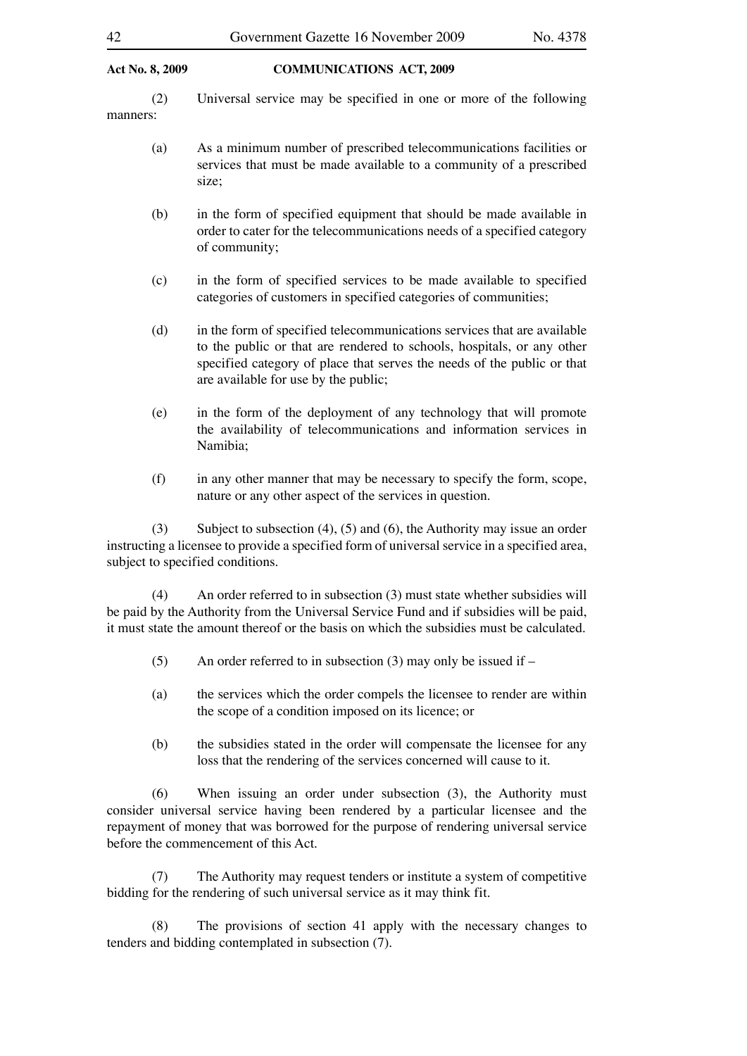(2) Universal service may be specified in one or more of the following manners:

(a) As a minimum number of prescribed telecommunications facilities or services that must be made available to a community of a prescribed size;

(b) in the form of specified equipment that should be made available in order to cater for the telecommunications needs of a specified category of community;

(c) in the form of specified services to be made available to specified categories of customers in specified categories of communities;

(d) in the form of specified telecommunications services that are available to the public or that are rendered to schools, hospitals, or any other specified category of place that serves the needs of the public or that are available for use by the public;

(e) in the form of the deployment of any technology that will promote the availability of telecommunications and information services in Namibia;

(f) in any other manner that may be necessary to specify the form, scope, nature or any other aspect of the services in question.

(3) Subject to subsection (4), (5) and (6), the Authority may issue an order instructing a licensee to provide a specified form of universal service in a specified area, subject to specified conditions.

(4) An order referred to in subsection (3) must state whether subsidies will be paid by the Authority from the Universal Service Fund and if subsidies will be paid, it must state the amount thereof or the basis on which the subsidies must be calculated.

(5) An order referred to in subsection (3) may only be issued if –

(a) the services which the order compels the licensee to render are within the scope of a condition imposed on its licence; or

(b) the subsidies stated in the order will compensate the licensee for any loss that the rendering of the services concerned will cause to it.

(6) When issuing an order under subsection (3), the Authority must consider universal service having been rendered by a particular licensee and the repayment of money that was borrowed for the purpose of rendering universal service before the commencement of this Act.

(7) The Authority may request tenders or institute a system of competitive bidding for the rendering of such universal service as it may think fit.

(8) The provisions of section 41 apply with the necessary changes to tenders and bidding contemplated in subsection (7).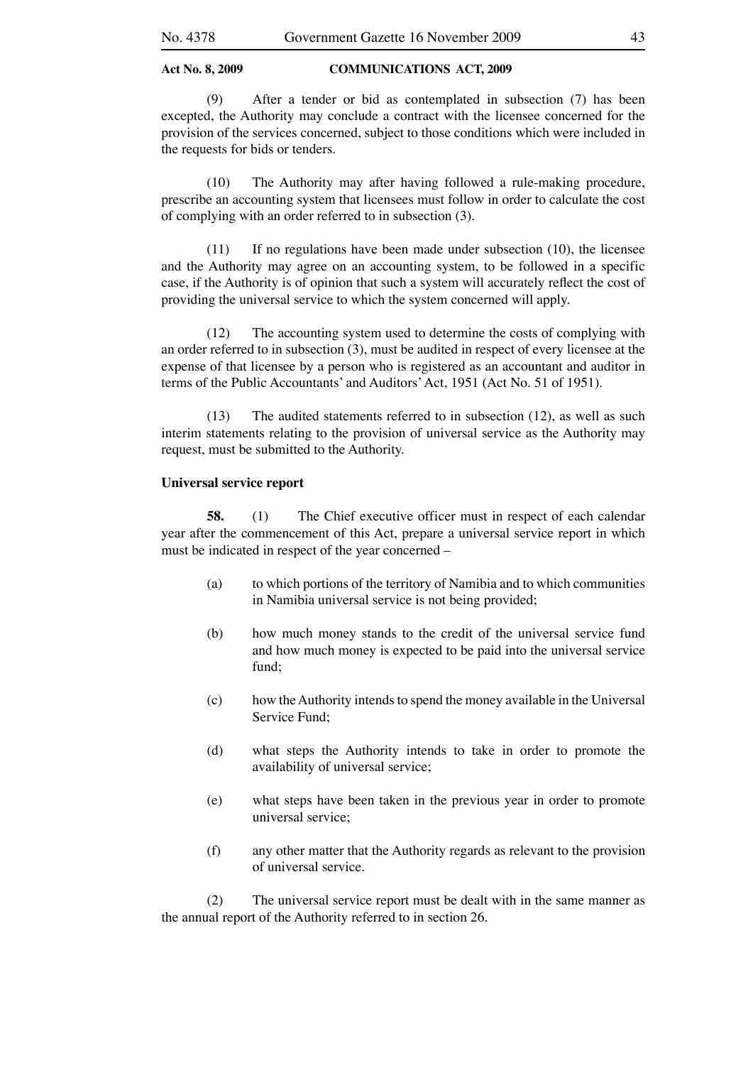(9) After a tender or bid as contemplated in subsection (7) has been excepted, the Authority may conclude a contract with the licensee concerned for the provision of the services concerned, subject to those conditions which were included in the requests for bids or tenders.

(10) The Authority may after having followed a rule-making procedure, prescribe an accounting system that licensees must follow in order to calculate the cost of complying with an order referred to in subsection (3).

(11) If no regulations have been made under subsection (10), the licensee and the Authority may agree on an accounting system, to be followed in a specific case, if the Authority is of opinion that such a system will accurately reflect the cost of providing the universal service to which the system concerned will apply.

(12) The accounting system used to determine the costs of complying with an order referred to in subsection (3), must be audited in respect of every licensee at the expense of that licensee by a person who is registered as an accountant and auditor in terms of the Public Accountants' and Auditors' Act, 1951 (Act No. 51 of 1951).

(13) The audited statements referred to in subsection (12), as well as such interim statements relating to the provision of universal service as the Authority may request, must be submitted to the Authority.

**Universal service report**

**58.** (1) The Chief executive officer must in respect of each calendar year after the commencement of this Act, prepare a universal service report in which must be indicated in respect of the year concerned –

(a) to which portions of the territory of Namibia and to which communities in Namibia universal service is not being provided;

(b) how much money stands to the credit of the universal service fund and how much money is expected to be paid into the universal service fund;

(c) how the Authority intends to spend the money available in the Universal Service Fund;

(d) what steps the Authority intends to take in order to promote the availability of universal service;

(e) what steps have been taken in the previous year in order to promote universal service;

(f) any other matter that the Authority regards as relevant to the provision of universal service.

(2) The universal service report must be dealt with in the same manner as the annual report of the Authority referred to in section 26.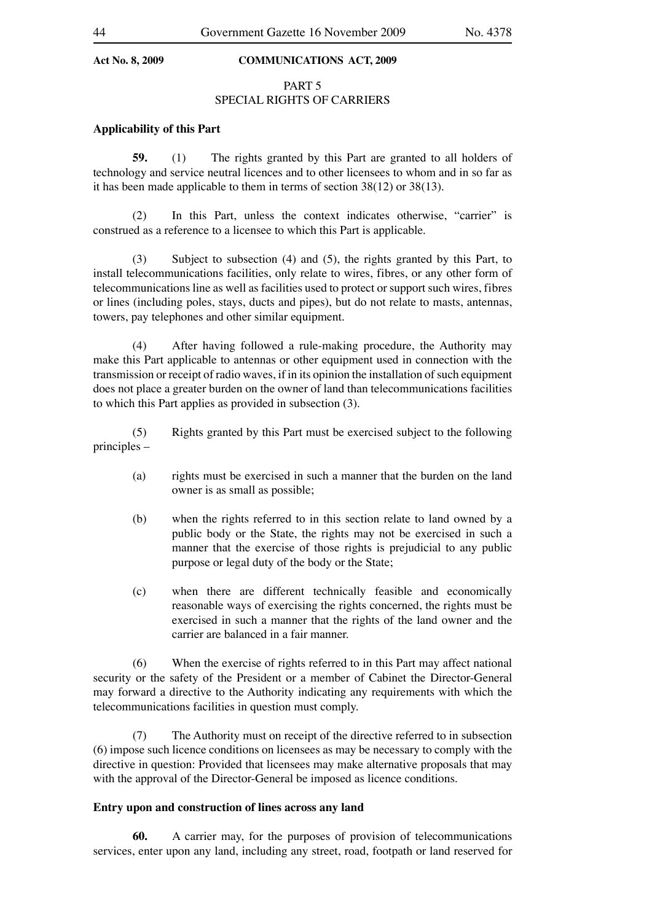## PART 5
## SPECIAL RIGHTS OF CARRIERS

**Applicability of this Part**

**59.** (1) The rights granted by this Part are granted to all holders of technology and service neutral licences and to other licensees to whom and in so far as it has been made applicable to them in terms of section 38(12) or 38(13).

(2) In this Part, unless the context indicates otherwise, "carrier" is construed as a reference to a licensee to which this Part is applicable.

(3) Subject to subsection (4) and (5), the rights granted by this Part, to install telecommunications facilities, only relate to wires, fibres, or any other form of telecommunications line as well as facilities used to protect or support such wires, fibres or lines (including poles, stays, ducts and pipes), but do not relate to masts, antennas, towers, pay telephones and other similar equipment.

(4) After having followed a rule-making procedure, the Authority may make this Part applicable to antennas or other equipment used in connection with the transmission or receipt of radio waves, if in its opinion the installation of such equipment does not place a greater burden on the owner of land than telecommunications facilities to which this Part applies as provided in subsection (3).

(5) Rights granted by this Part must be exercised subject to the following principles –

(a) rights must be exercised in such a manner that the burden on the land owner is as small as possible;

(b) when the rights referred to in this section relate to land owned by a public body or the State, the rights may not be exercised in such a manner that the exercise of those rights is prejudicial to any public purpose or legal duty of the body or the State;

(c) when there are different technically feasible and economically reasonable ways of exercising the rights concerned, the rights must be exercised in such a manner that the rights of the land owner and the carrier are balanced in a fair manner.

(6) When the exercise of rights referred to in this Part may affect national security or the safety of the President or a member of Cabinet the Director-General may forward a directive to the Authority indicating any requirements with which the telecommunications facilities in question must comply.

(7) The Authority must on receipt of the directive referred to in subsection (6) impose such licence conditions on licensees as may be necessary to comply with the directive in question: Provided that licensees may make alternative proposals that may with the approval of the Director-General be imposed as licence conditions.

**Entry upon and construction of lines across any land**

**60.** A carrier may, for the purposes of provision of telecommunications services, enter upon any land, including any street, road, footpath or land reserved for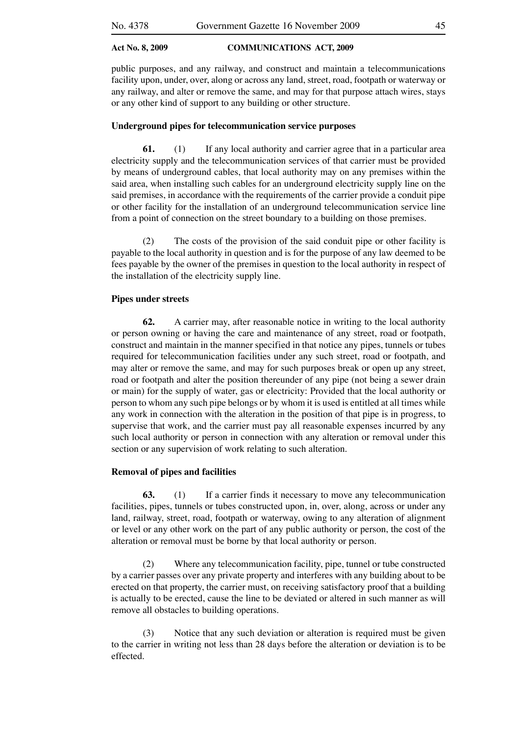public purposes, and any railway, and construct and maintain a telecommunications facility upon, under, over, along or across any land, street, road, footpath or waterway or any railway, and alter or remove the same, and may for that purpose attach wires, stays or any other kind of support to any building or other structure.

**Underground pipes for telecommunication service purposes**

**61.** (1) If any local authority and carrier agree that in a particular area electricity supply and the telecommunication services of that carrier must be provided by means of underground cables, that local authority may on any premises within the said area, when installing such cables for an underground electricity supply line on the said premises, in accordance with the requirements of the carrier provide a conduit pipe or other facility for the installation of an underground telecommunication service line from a point of connection on the street boundary to a building on those premises.

(2) The costs of the provision of the said conduit pipe or other facility is payable to the local authority in question and is for the purpose of any law deemed to be fees payable by the owner of the premises in question to the local authority in respect of the installation of the electricity supply line.

**Pipes under streets**

**62.** A carrier may, after reasonable notice in writing to the local authority or person owning or having the care and maintenance of any street, road or footpath, construct and maintain in the manner specified in that notice any pipes, tunnels or tubes required for telecommunication facilities under any such street, road or footpath, and may alter or remove the same, and may for such purposes break or open up any street, road or footpath and alter the position thereunder of any pipe (not being a sewer drain or main) for the supply of water, gas or electricity: Provided that the local authority or person to whom any such pipe belongs or by whom it is used is entitled at all times while any work in connection with the alteration in the position of that pipe is in progress, to supervise that work, and the carrier must pay all reasonable expenses incurred by any such local authority or person in connection with any alteration or removal under this section or any supervision of work relating to such alteration.

**Removal of pipes and facilities**

**63.** (1) If a carrier finds it necessary to move any telecommunication facilities, pipes, tunnels or tubes constructed upon, in, over, along, across or under any land, railway, street, road, footpath or waterway, owing to any alteration of alignment or level or any other work on the part of any public authority or person, the cost of the alteration or removal must be borne by that local authority or person.

(2) Where any telecommunication facility, pipe, tunnel or tube constructed by a carrier passes over any private property and interferes with any building about to be erected on that property, the carrier must, on receiving satisfactory proof that a building is actually to be erected, cause the line to be deviated or altered in such manner as will remove all obstacles to building operations.

(3) Notice that any such deviation or alteration is required must be given to the carrier in writing not less than 28 days before the alteration or deviation is to be effected.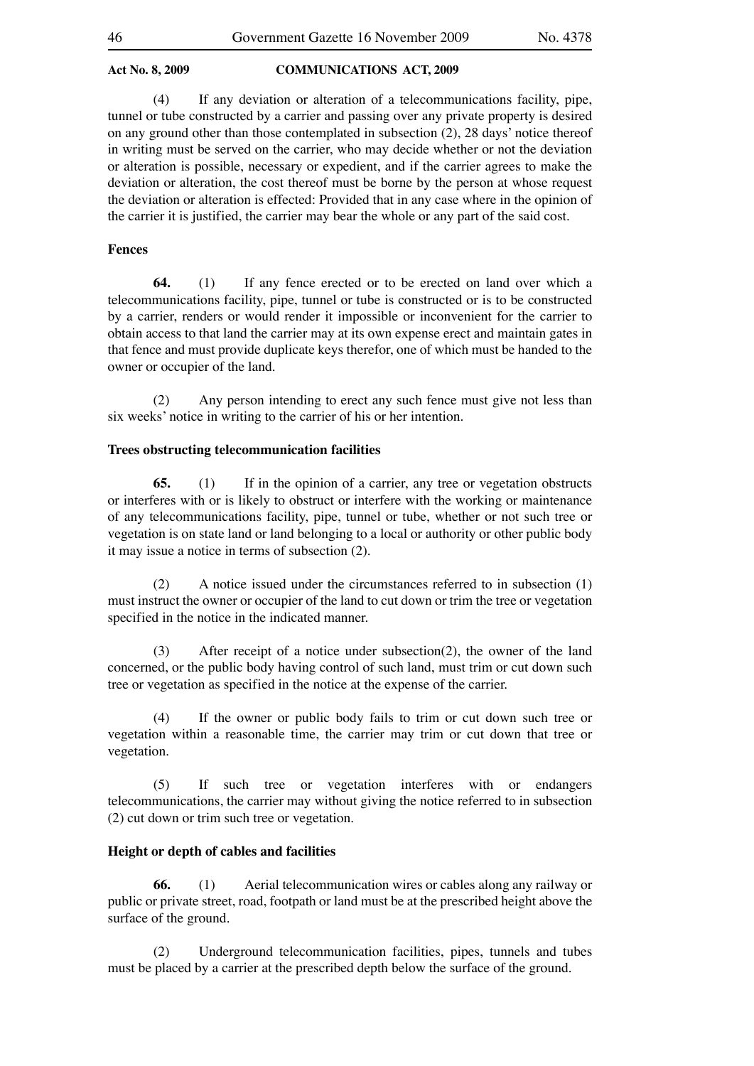(4) If any deviation or alteration of a telecommunications facility, pipe, tunnel or tube constructed by a carrier and passing over any private property is desired on any ground other than those contemplated in subsection (2), 28 days' notice thereof in writing must be served on the carrier, who may decide whether or not the deviation or alteration is possible, necessary or expedient, and if the carrier agrees to make the deviation or alteration, the cost thereof must be borne by the person at whose request the deviation or alteration is effected: Provided that in any case where in the opinion of the carrier it is justified, the carrier may bear the whole or any part of the said cost.

**Fences**

**64.** (1) If any fence erected or to be erected on land over which a telecommunications facility, pipe, tunnel or tube is constructed or is to be constructed by a carrier, renders or would render it impossible or inconvenient for the carrier to obtain access to that land the carrier may at its own expense erect and maintain gates in that fence and must provide duplicate keys therefor, one of which must be handed to the owner or occupier of the land.

(2) Any person intending to erect any such fence must give not less than six weeks' notice in writing to the carrier of his or her intention.

**Trees obstructing telecommunication facilities**

**65.** (1) If in the opinion of a carrier, any tree or vegetation obstructs or interferes with or is likely to obstruct or interfere with the working or maintenance of any telecommunications facility, pipe, tunnel or tube, whether or not such tree or vegetation is on state land or land belonging to a local or authority or other public body it may issue a notice in terms of subsection (2).

(2) A notice issued under the circumstances referred to in subsection (1) must instruct the owner or occupier of the land to cut down or trim the tree or vegetation specified in the notice in the indicated manner.

(3) After receipt of a notice under subsection(2), the owner of the land concerned, or the public body having control of such land, must trim or cut down such tree or vegetation as specified in the notice at the expense of the carrier.

(4) If the owner or public body fails to trim or cut down such tree or vegetation within a reasonable time, the carrier may trim or cut down that tree or vegetation.

(5) If such tree or vegetation interferes with or endangers telecommunications, the carrier may without giving the notice referred to in subsection (2) cut down or trim such tree or vegetation.

**Height or depth of cables and facilities**

**66.** (1) Aerial telecommunication wires or cables along any railway or public or private street, road, footpath or land must be at the prescribed height above the surface of the ground.

(2) Underground telecommunication facilities, pipes, tunnels and tubes must be placed by a carrier at the prescribed depth below the surface of the ground.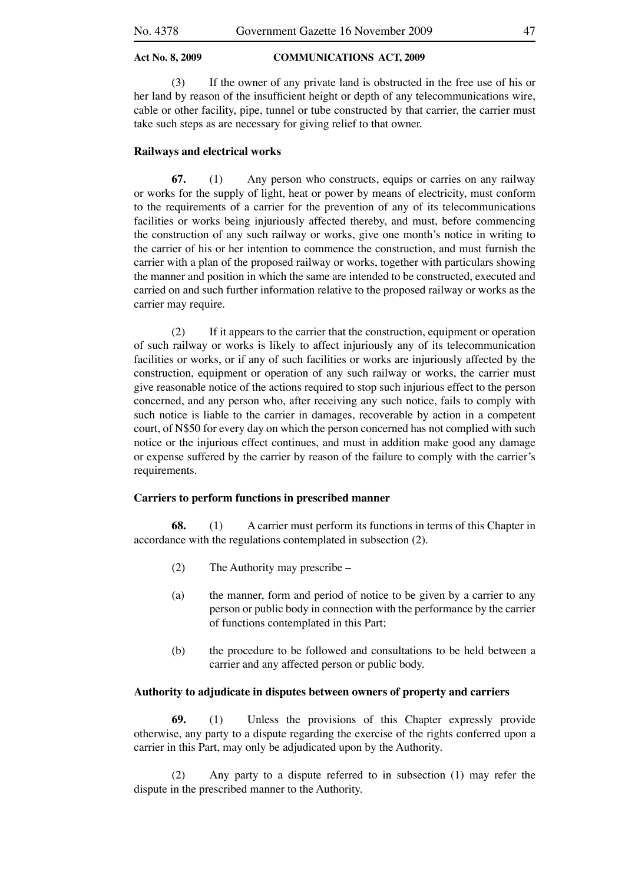(3) If the owner of any private land is obstructed in the free use of his or her land by reason of the insufficient height or depth of any telecommunications wire, cable or other facility, pipe, tunnel or tube constructed by that carrier, the carrier must take such steps as are necessary for giving relief to that owner.

**Railways and electrical works**

**67.** (1) Any person who constructs, equips or carries on any railway or works for the supply of light, heat or power by means of electricity, must conform to the requirements of a carrier for the prevention of any of its telecommunications facilities or works being injuriously affected thereby, and must, before commencing the construction of any such railway or works, give one month's notice in writing to the carrier of his or her intention to commence the construction, and must furnish the carrier with a plan of the proposed railway or works, together with particulars showing the manner and position in which the same are intended to be constructed, executed and carried on and such further information relative to the proposed railway or works as the carrier may require.

(2) If it appears to the carrier that the construction, equipment or operation of such railway or works is likely to affect injuriously any of its telecommunication facilities or works, or if any of such facilities or works are injuriously affected by the construction, equipment or operation of any such railway or works, the carrier must give reasonable notice of the actions required to stop such injurious effect to the person concerned, and any person who, after receiving any such notice, fails to comply with such notice is liable to the carrier in damages, recoverable by action in a competent court, of N$50 for every day on which the person concerned has not complied with such notice or the injurious effect continues, and must in addition make good any damage or expense suffered by the carrier by reason of the failure to comply with the carrier's requirements.

**Carriers to perform functions in prescribed manner**

**68.** (1) A carrier must perform its functions in terms of this Chapter in accordance with the regulations contemplated in subsection (2).

(2) The Authority may prescribe –

(a) the manner, form and period of notice to be given by a carrier to any person or public body in connection with the performance by the carrier of functions contemplated in this Part;

(b) the procedure to be followed and consultations to be held between a carrier and any affected person or public body.

**Authority to adjudicate in disputes between owners of property and carriers**

**69.** (1) Unless the provisions of this Chapter expressly provide otherwise, any party to a dispute regarding the exercise of the rights conferred upon a carrier in this Part, may only be adjudicated upon by the Authority.

(2) Any party to a dispute referred to in subsection (1) may refer the dispute in the prescribed manner to the Authority.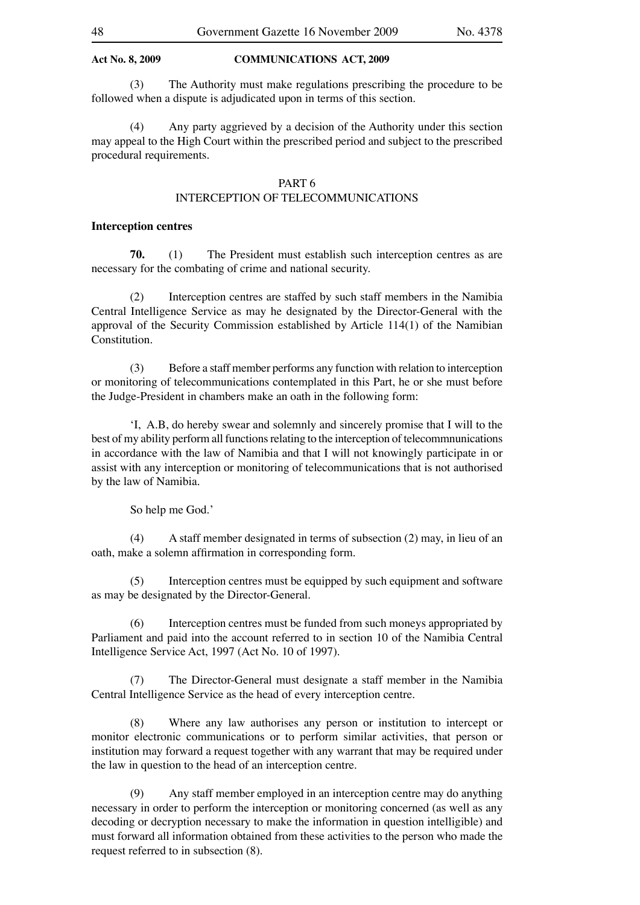(3) The Authority must make regulations prescribing the procedure to be followed when a dispute is adjudicated upon in terms of this section.

(4) Any party aggrieved by a decision of the Authority under this section may appeal to the High Court within the prescribed period and subject to the prescribed procedural requirements.

## PART 6
## INTERCEPTION OF TELECOMMUNICATIONS

**Interception centres**

**70.** (1) The President must establish such interception centres as are necessary for the combating of crime and national security.

(2) Interception centres are staffed by such staff members in the Namibia Central Intelligence Service as may he designated by the Director-General with the approval of the Security Commission established by Article 114(1) of the Namibian Constitution.

(3) Before a staff member performs any function with relation to interception or monitoring of telecommunications contemplated in this Part, he or she must before the Judge-President in chambers make an oath in the following form:

'I, A.B, do hereby swear and solemnly and sincerely promise that I will to the best of my ability perform all functions relating to the interception of telecommnunications in accordance with the law of Namibia and that I will not knowingly participate in or assist with any interception or monitoring of telecommunications that is not authorised by the law of Namibia.

So help me God.'

(4) A staff member designated in terms of subsection (2) may, in lieu of an oath, make a solemn affirmation in corresponding form.

(5) Interception centres must be equipped by such equipment and software as may be designated by the Director-General.

(6) Interception centres must be funded from such moneys appropriated by Parliament and paid into the account referred to in section 10 of the Namibia Central Intelligence Service Act, 1997 (Act No. 10 of 1997).

(7) The Director-General must designate a staff member in the Namibia Central Intelligence Service as the head of every interception centre.

(8) Where any law authorises any person or institution to intercept or monitor electronic communications or to perform similar activities, that person or institution may forward a request together with any warrant that may be required under the law in question to the head of an interception centre.

(9) Any staff member employed in an interception centre may do anything necessary in order to perform the interception or monitoring concerned (as well as any decoding or decryption necessary to make the information in question intelligible) and must forward all information obtained from these activities to the person who made the request referred to in subsection (8).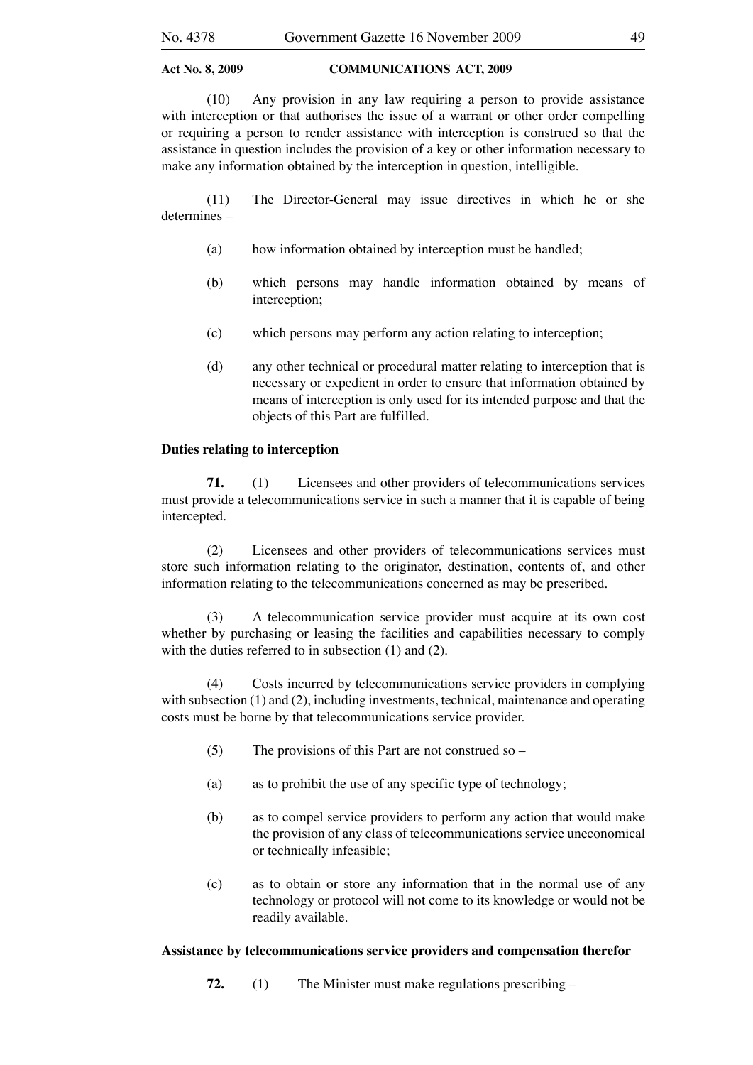(10) Any provision in any law requiring a person to provide assistance with interception or that authorises the issue of a warrant or other order compelling or requiring a person to render assistance with interception is construed so that the assistance in question includes the provision of a key or other information necessary to make any information obtained by the interception in question, intelligible.

(11) The Director-General may issue directives in which he or she determines –

(a) how information obtained by interception must be handled;

(b) which persons may handle information obtained by means of interception;

(c) which persons may perform any action relating to interception;

(d) any other technical or procedural matter relating to interception that is necessary or expedient in order to ensure that information obtained by means of interception is only used for its intended purpose and that the objects of this Part are fulfilled.

**Duties relating to interception**

**71.** (1) Licensees and other providers of telecommunications services must provide a telecommunications service in such a manner that it is capable of being intercepted.

(2) Licensees and other providers of telecommunications services must store such information relating to the originator, destination, contents of, and other information relating to the telecommunications concerned as may be prescribed.

(3) A telecommunication service provider must acquire at its own cost whether by purchasing or leasing the facilities and capabilities necessary to comply with the duties referred to in subsection (1) and (2).

(4) Costs incurred by telecommunications service providers in complying with subsection (1) and (2), including investments, technical, maintenance and operating costs must be borne by that telecommunications service provider.

(5) The provisions of this Part are not construed so –

(a) as to prohibit the use of any specific type of technology;

(b) as to compel service providers to perform any action that would make the provision of any class of telecommunications service uneconomical or technically infeasible;

(c) as to obtain or store any information that in the normal use of any technology or protocol will not come to its knowledge or would not be readily available.

**Assistance by telecommunications service providers and compensation therefor**

**72.** (1) The Minister must make regulations prescribing –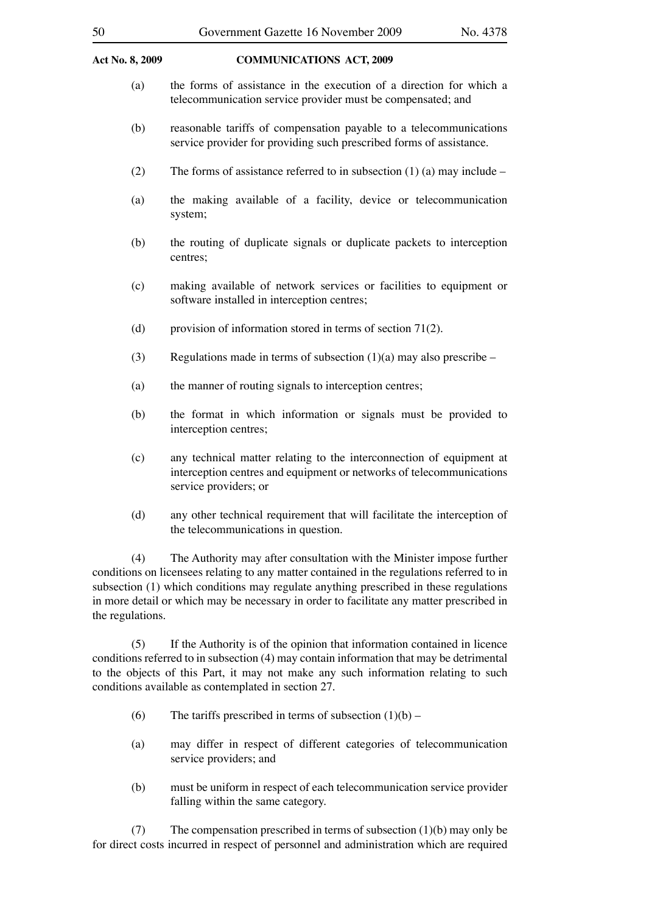(a) the forms of assistance in the execution of a direction for which a telecommunication service provider must be compensated; and

(b) reasonable tariffs of compensation payable to a telecommunications service provider for providing such prescribed forms of assistance.

(2) The forms of assistance referred to in subsection (1) (a) may include –

(a) the making available of a facility, device or telecommunication system;

(b) the routing of duplicate signals or duplicate packets to interception centres;

(c) making available of network services or facilities to equipment or software installed in interception centres;

(d) provision of information stored in terms of section 71(2).

(3) Regulations made in terms of subsection (1)(a) may also prescribe –

(a) the manner of routing signals to interception centres;

(b) the format in which information or signals must be provided to interception centres;

(c) any technical matter relating to the interconnection of equipment at interception centres and equipment or networks of telecommunications service providers; or

(d) any other technical requirement that will facilitate the interception of the telecommunications in question.

(4) The Authority may after consultation with the Minister impose further conditions on licensees relating to any matter contained in the regulations referred to in subsection (1) which conditions may regulate anything prescribed in these regulations in more detail or which may be necessary in order to facilitate any matter prescribed in the regulations.

(5) If the Authority is of the opinion that information contained in licence conditions referred to in subsection (4) may contain information that may be detrimental to the objects of this Part, it may not make any such information relating to such conditions available as contemplated in section 27.

(6) The tariffs prescribed in terms of subsection (1)(b) –

(a) may differ in respect of different categories of telecommunication service providers; and

(b) must be uniform in respect of each telecommunication service provider falling within the same category.

(7) The compensation prescribed in terms of subsection (1)(b) may only be for direct costs incurred in respect of personnel and administration which are required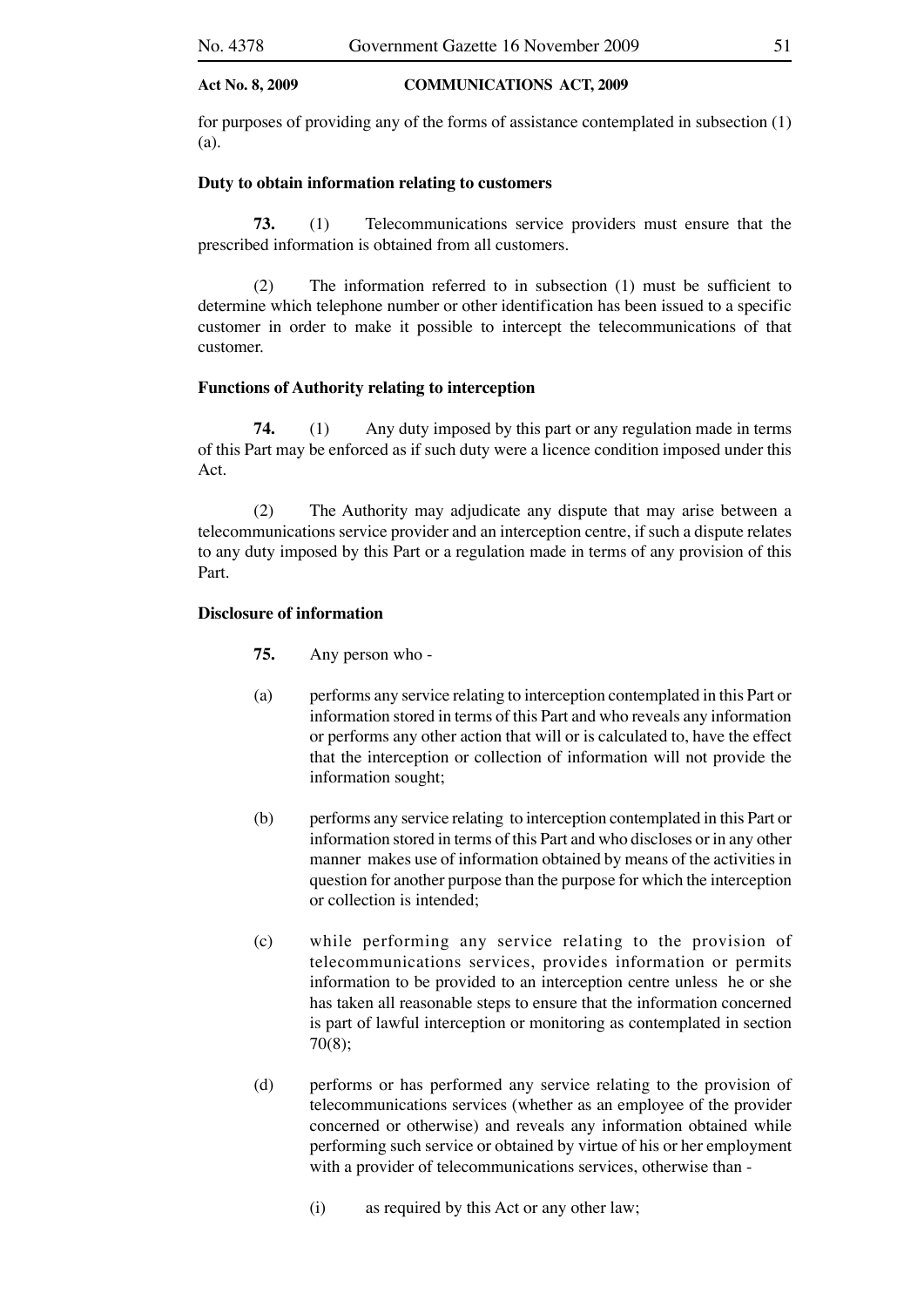for purposes of providing any of the forms of assistance contemplated in subsection (1)(a).

**Duty to obtain information relating to customers**

**73.** (1) Telecommunications service providers must ensure that the prescribed information is obtained from all customers.

(2) The information referred to in subsection (1) must be sufficient to determine which telephone number or other identification has been issued to a specific customer in order to make it possible to intercept the telecommunications of that customer.

**Functions of Authority relating to interception**

**74.** (1) Any duty imposed by this part or any regulation made in terms of this Part may be enforced as if such duty were a licence condition imposed under this Act.

(2) The Authority may adjudicate any dispute that may arise between a telecommunications service provider and an interception centre, if such a dispute relates to any duty imposed by this Part or a regulation made in terms of any provision of this Part.

**Disclosure of information**

**75.** Any person who -

(a) performs any service relating to interception contemplated in this Part or information stored in terms of this Part and who reveals any information or performs any other action that will or is calculated to, have the effect that the interception or collection of information will not provide the information sought;

(b) performs any service relating to interception contemplated in this Part or information stored in terms of this Part and who discloses or in any other manner makes use of information obtained by means of the activities in question for another purpose than the purpose for which the interception or collection is intended;

(c) while performing any service relating to the provision of telecommunications services, provides information or permits information to be provided to an interception centre unless he or she has taken all reasonable steps to ensure that the information concerned is part of lawful interception or monitoring as contemplated in section 70(8);

(d) performs or has performed any service relating to the provision of telecommunications services (whether as an employee of the provider concerned or otherwise) and reveals any information obtained while performing such service or obtained by virtue of his or her employment with a provider of telecommunications services, otherwise than -

(i) as required by this Act or any other law;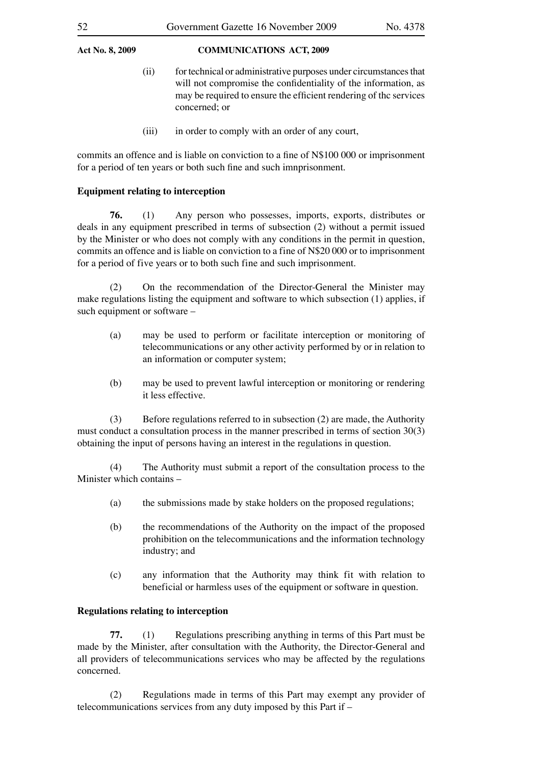(ii) for technical or administrative purposes under circumstances that will not compromise the confidentiality of the information, as may be required to ensure the efficient rendering of thc services concerned; or

(iii) in order to comply with an order of any court,

commits an offence and is liable on conviction to a fine of N$100 000 or imprisonment for a period of ten years or both such fine and such imnprisonment.

**Equipment relating to interception**

**76.** (1) Any person who possesses, imports, exports, distributes or deals in any equipment prescribed in terms of subsection (2) without a permit issued by the Minister or who does not comply with any conditions in the permit in question, commits an offence and is liable on conviction to a fine of N$20 000 or to imprisonment for a period of five years or to both such fine and such imprisonment.

(2) On the recommendation of the Director-General the Minister may make regulations listing the equipment and software to which subsection (1) applies, if such equipment or software –

(a) may be used to perform or facilitate interception or monitoring of telecommunications or any other activity performed by or in relation to an information or computer system;

(b) may be used to prevent lawful interception or monitoring or rendering it less effective.

(3) Before regulations referred to in subsection (2) are made, the Authority must conduct a consultation process in the manner prescribed in terms of section 30(3) obtaining the input of persons having an interest in the regulations in question.

(4) The Authority must submit a report of the consultation process to the Minister which contains –

(a) the submissions made by stake holders on the proposed regulations;

(b) the recommendations of the Authority on the impact of the proposed prohibition on the telecommunications and the information technology industry; and

(c) any information that the Authority may think fit with relation to beneficial or harmless uses of the equipment or software in question.

**Regulations relating to interception**

**77.** (1) Regulations prescribing anything in terms of this Part must be made by the Minister, after consultation with the Authority, the Director-General and all providers of telecommunications services who may be affected by the regulations concerned.

(2) Regulations made in terms of this Part may exempt any provider of telecommunications services from any duty imposed by this Part if –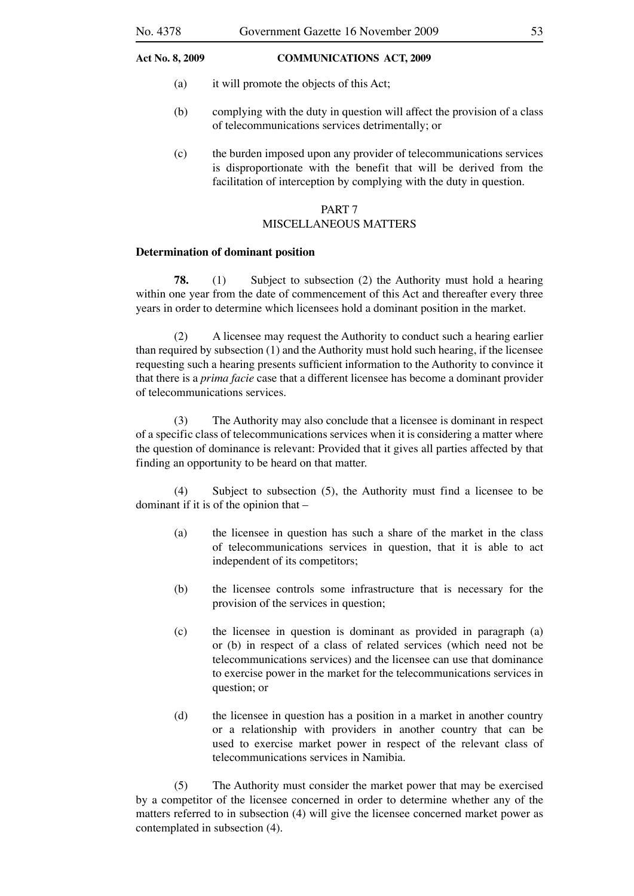(a) it will promote the objects of this Act;

(b) complying with the duty in question will affect the provision of a class of telecommunications services detrimentally; or

(c) the burden imposed upon any provider of telecommunications services is disproportionate with the benefit that will be derived from the facilitation of interception by complying with the duty in question.

## PART 7
## MISCELLANEOUS MATTERS

**Determination of dominant position**

**78.** (1) Subject to subsection (2) the Authority must hold a hearing within one year from the date of commencement of this Act and thereafter every three years in order to determine which licensees hold a dominant position in the market.

(2) A licensee may request the Authority to conduct such a hearing earlier than required by subsection (1) and the Authority must hold such hearing, if the licensee requesting such a hearing presents sufficient information to the Authority to convince it that there is a *prima facie* case that a different licensee has become a dominant provider of telecommunications services.

(3) The Authority may also conclude that a licensee is dominant in respect of a specific class of telecommunications services when it is considering a matter where the question of dominance is relevant: Provided that it gives all parties affected by that finding an opportunity to be heard on that matter.

(4) Subject to subsection (5), the Authority must find a licensee to be dominant if it is of the opinion that –

(a) the licensee in question has such a share of the market in the class of telecommunications services in question, that it is able to act independent of its competitors;

(b) the licensee controls some infrastructure that is necessary for the provision of the services in question;

(c) the licensee in question is dominant as provided in paragraph (a) or (b) in respect of a class of related services (which need not be telecommunications services) and the licensee can use that dominance to exercise power in the market for the telecommunications services in question; or

(d) the licensee in question has a position in a market in another country or a relationship with providers in another country that can be used to exercise market power in respect of the relevant class of telecommunications services in Namibia.

(5) The Authority must consider the market power that may be exercised by a competitor of the licensee concerned in order to determine whether any of the matters referred to in subsection (4) will give the licensee concerned market power as contemplated in subsection (4).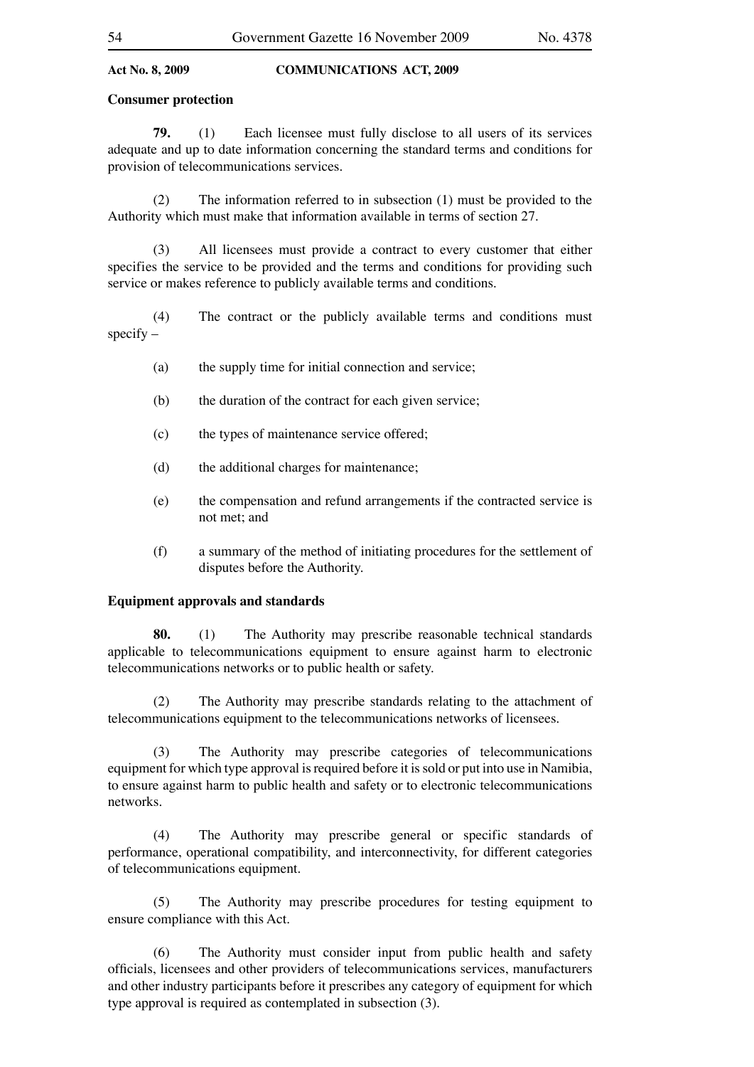**Consumer protection**

**79.** (1) Each licensee must fully disclose to all users of its services adequate and up to date information concerning the standard terms and conditions for provision of telecommunications services.

(2) The information referred to in subsection (1) must be provided to the Authority which must make that information available in terms of section 27.

(3) All licensees must provide a contract to every customer that either specifies the service to be provided and the terms and conditions for providing such service or makes reference to publicly available terms and conditions.

(4) The contract or the publicly available terms and conditions must specify –

(a) the supply time for initial connection and service;

(b) the duration of the contract for each given service;

(c) the types of maintenance service offered;

(d) the additional charges for maintenance;

(e) the compensation and refund arrangements if the contracted service is not met; and

(f) a summary of the method of initiating procedures for the settlement of disputes before the Authority.

**Equipment approvals and standards**

**80.** (1) The Authority may prescribe reasonable technical standards applicable to telecommunications equipment to ensure against harm to electronic telecommunications networks or to public health or safety.

(2) The Authority may prescribe standards relating to the attachment of telecommunications equipment to the telecommunications networks of licensees.

(3) The Authority may prescribe categories of telecommunications equipment for which type approval is required before it is sold or put into use in Namibia, to ensure against harm to public health and safety or to electronic telecommunications networks.

(4) The Authority may prescribe general or specific standards of performance, operational compatibility, and interconnectivity, for different categories of telecommunications equipment.

(5) The Authority may prescribe procedures for testing equipment to ensure compliance with this Act.

(6) The Authority must consider input from public health and safety officials, licensees and other providers of telecommunications services, manufacturers and other industry participants before it prescribes any category of equipment for which type approval is required as contemplated in subsection (3).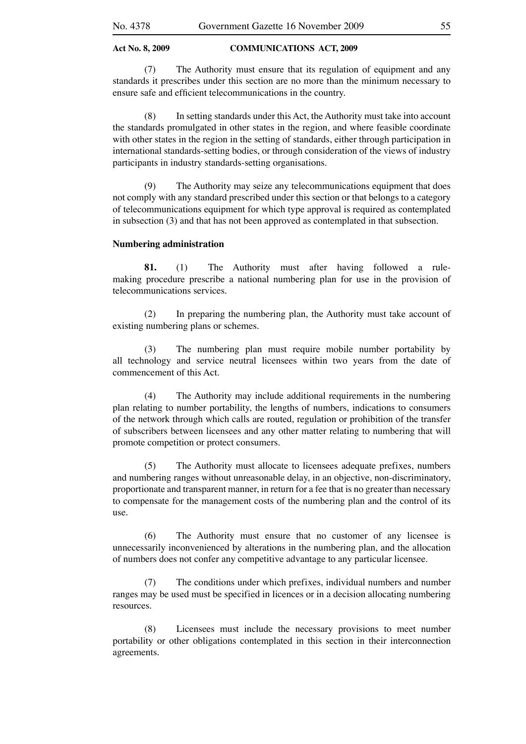(7) The Authority must ensure that its regulation of equipment and any standards it prescribes under this section are no more than the minimum necessary to ensure safe and efficient telecommunications in the country.

(8) In setting standards under this Act, the Authority must take into account the standards promulgated in other states in the region, and where feasible coordinate with other states in the region in the setting of standards, either through participation in international standards-setting bodies, or through consideration of the views of industry participants in industry standards-setting organisations.

(9) The Authority may seize any telecommunications equipment that does not comply with any standard prescribed under this section or that belongs to a category of telecommunications equipment for which type approval is required as contemplated in subsection (3) and that has not been approved as contemplated in that subsection.

**Numbering administration**

**81.** (1) The Authority must after having followed a rule-making procedure prescribe a national numbering plan for use in the provision of telecommunications services.

(2) In preparing the numbering plan, the Authority must take account of existing numbering plans or schemes.

(3) The numbering plan must require mobile number portability by all technology and service neutral licensees within two years from the date of commencement of this Act.

(4) The Authority may include additional requirements in the numbering plan relating to number portability, the lengths of numbers, indications to consumers of the network through which calls are routed, regulation or prohibition of the transfer of subscribers between licensees and any other matter relating to numbering that will promote competition or protect consumers.

(5) The Authority must allocate to licensees adequate prefixes, numbers and numbering ranges without unreasonable delay, in an objective, non-discriminatory, proportionate and transparent manner, in return for a fee that is no greater than necessary to compensate for the management costs of the numbering plan and the control of its use.

(6) The Authority must ensure that no customer of any licensee is unnecessarily inconvenienced by alterations in the numbering plan, and the allocation of numbers does not confer any competitive advantage to any particular licensee.

(7) The conditions under which prefixes, individual numbers and number ranges may be used must be specified in licences or in a decision allocating numbering resources.

(8) Licensees must include the necessary provisions to meet number portability or other obligations contemplated in this section in their interconnection agreements.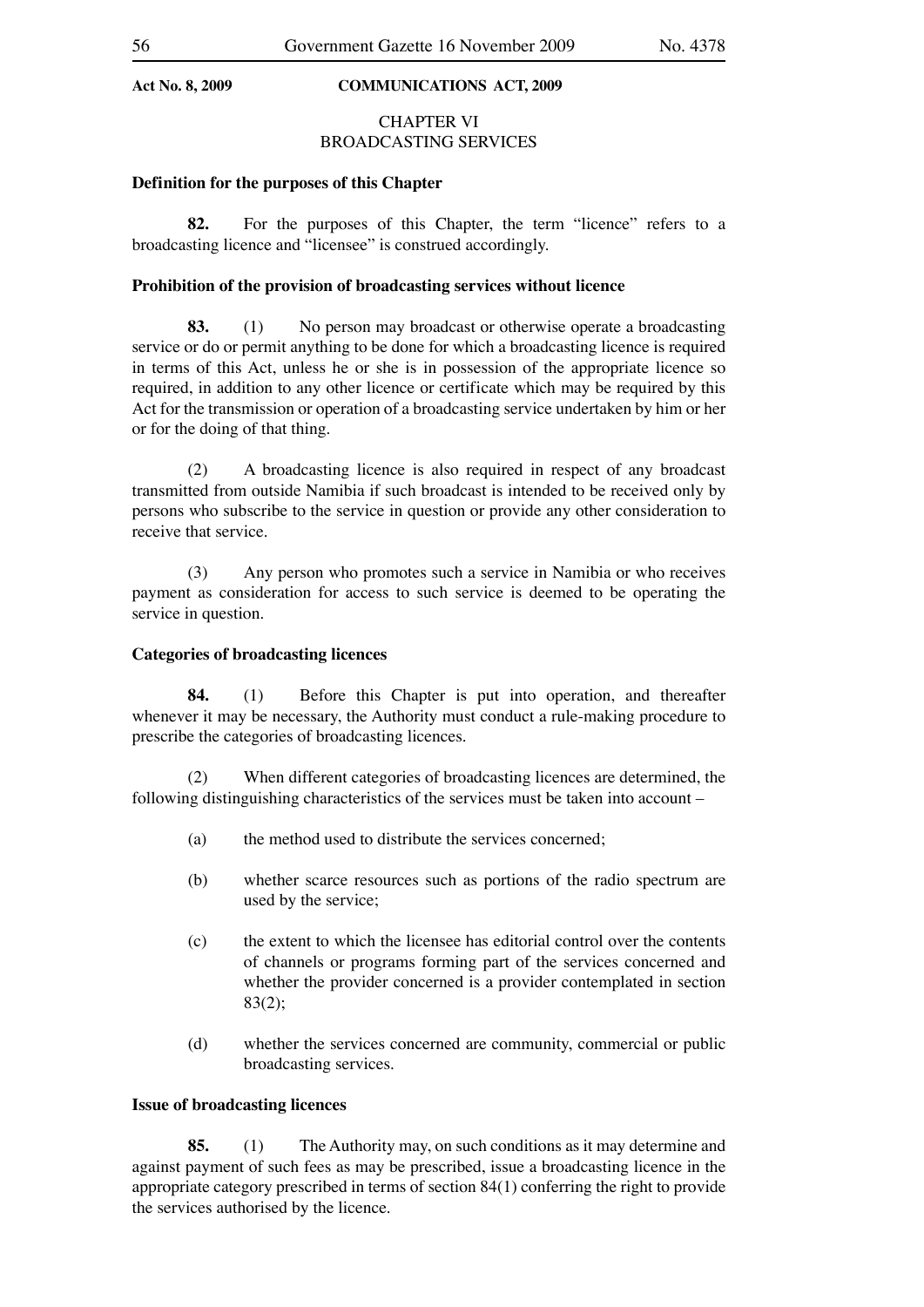## CHAPTER VI
## BROADCASTING SERVICES

**Definition for the purposes of this Chapter**

**82.** For the purposes of this Chapter, the term "licence" refers to a broadcasting licence and "licensee" is construed accordingly.

**Prohibition of the provision of broadcasting services without licence**

**83.** (1) No person may broadcast or otherwise operate a broadcasting service or do or permit anything to be done for which a broadcasting licence is required in terms of this Act, unless he or she is in possession of the appropriate licence so required, in addition to any other licence or certificate which may be required by this Act for the transmission or operation of a broadcasting service undertaken by him or her or for the doing of that thing.

(2) A broadcasting licence is also required in respect of any broadcast transmitted from outside Namibia if such broadcast is intended to be received only by persons who subscribe to the service in question or provide any other consideration to receive that service.

(3) Any person who promotes such a service in Namibia or who receives payment as consideration for access to such service is deemed to be operating the service in question.

**Categories of broadcasting licences**

**84.** (1) Before this Chapter is put into operation, and thereafter whenever it may be necessary, the Authority must conduct a rule-making procedure to prescribe the categories of broadcasting licences.

(2) When different categories of broadcasting licences are determined, the following distinguishing characteristics of the services must be taken into account –

(a) the method used to distribute the services concerned;

(b) whether scarce resources such as portions of the radio spectrum are used by the service;

(c) the extent to which the licensee has editorial control over the contents of channels or programs forming part of the services concerned and whether the provider concerned is a provider contemplated in section 83(2);

(d) whether the services concerned are community, commercial or public broadcasting services.

**Issue of broadcasting licences**

**85.** (1) The Authority may, on such conditions as it may determine and against payment of such fees as may be prescribed, issue a broadcasting licence in the appropriate category prescribed in terms of section 84(1) conferring the right to provide the services authorised by the licence.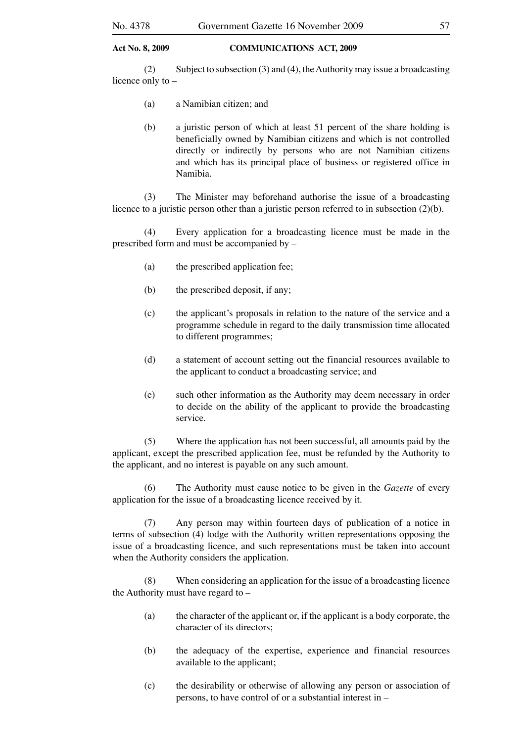(2) Subject to subsection (3) and (4), the Authority may issue a broadcasting licence only to –

(a) a Namibian citizen; and

(b) a juristic person of which at least 51 percent of the share holding is beneficially owned by Namibian citizens and which is not controlled directly or indirectly by persons who are not Namibian citizens and which has its principal place of business or registered office in Namibia.

(3) The Minister may beforehand authorise the issue of a broadcasting licence to a juristic person other than a juristic person referred to in subsection (2)(b).

(4) Every application for a broadcasting licence must be made in the prescribed form and must be accompanied by –

(a) the prescribed application fee;

(b) the prescribed deposit, if any;

(c) the applicant's proposals in relation to the nature of the service and a programme schedule in regard to the daily transmission time allocated to different programmes;

(d) a statement of account setting out the financial resources available to the applicant to conduct a broadcasting service; and

(e) such other information as the Authority may deem necessary in order to decide on the ability of the applicant to provide the broadcasting service.

(5) Where the application has not been successful, all amounts paid by the applicant, except the prescribed application fee, must be refunded by the Authority to the applicant, and no interest is payable on any such amount.

(6) The Authority must cause notice to be given in the *Gazette* of every application for the issue of a broadcasting licence received by it.

(7) Any person may within fourteen days of publication of a notice in terms of subsection (4) lodge with the Authority written representations opposing the issue of a broadcasting licence, and such representations must be taken into account when the Authority considers the application.

(8) When considering an application for the issue of a broadcasting licence the Authority must have regard to –

(a) the character of the applicant or, if the applicant is a body corporate, the character of its directors;

(b) the adequacy of the expertise, experience and financial resources available to the applicant;

(c) the desirability or otherwise of allowing any person or association of persons, to have control of or a substantial interest in –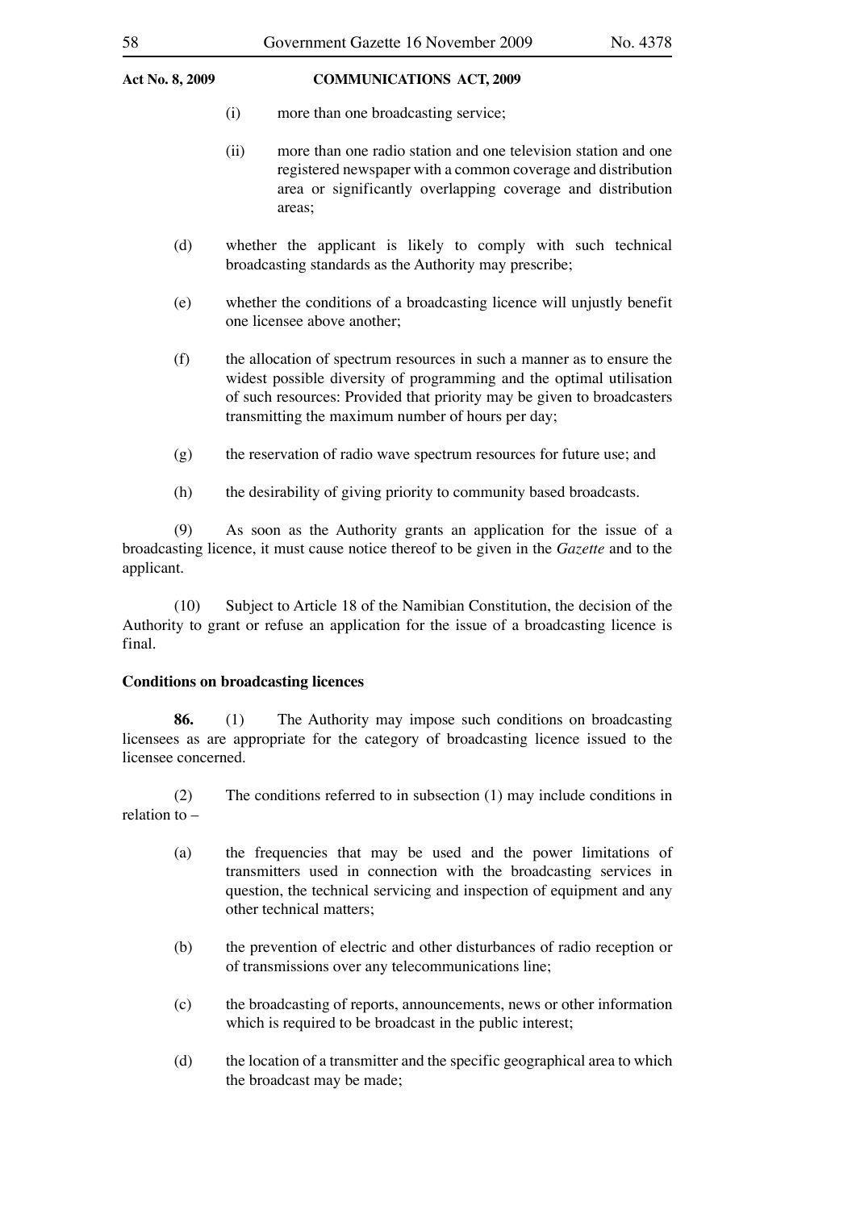(i) more than one broadcasting service;

(ii) more than one radio station and one television station and one registered newspaper with a common coverage and distribution area or significantly overlapping coverage and distribution areas;

(d) whether the applicant is likely to comply with such technical broadcasting standards as the Authority may prescribe;

(e) whether the conditions of a broadcasting licence will unjustly benefit one licensee above another;

(f) the allocation of spectrum resources in such a manner as to ensure the widest possible diversity of programming and the optimal utilisation of such resources: Provided that priority may be given to broadcasters transmitting the maximum number of hours per day;

(g) the reservation of radio wave spectrum resources for future use; and

(h) the desirability of giving priority to community based broadcasts.

(9) As soon as the Authority grants an application for the issue of a broadcasting licence, it must cause notice thereof to be given in the *Gazette* and to the applicant.

(10) Subject to Article 18 of the Namibian Constitution, the decision of the Authority to grant or refuse an application for the issue of a broadcasting licence is final.

**Conditions on broadcasting licences**

**86.** (1) The Authority may impose such conditions on broadcasting licensees as are appropriate for the category of broadcasting licence issued to the licensee concerned.

(2) The conditions referred to in subsection (1) may include conditions in relation to –

(a) the frequencies that may be used and the power limitations of transmitters used in connection with the broadcasting services in question, the technical servicing and inspection of equipment and any other technical matters;

(b) the prevention of electric and other disturbances of radio reception or of transmissions over any telecommunications line;

(c) the broadcasting of reports, announcements, news or other information which is required to be broadcast in the public interest;

(d) the location of a transmitter and the specific geographical area to which the broadcast may be made;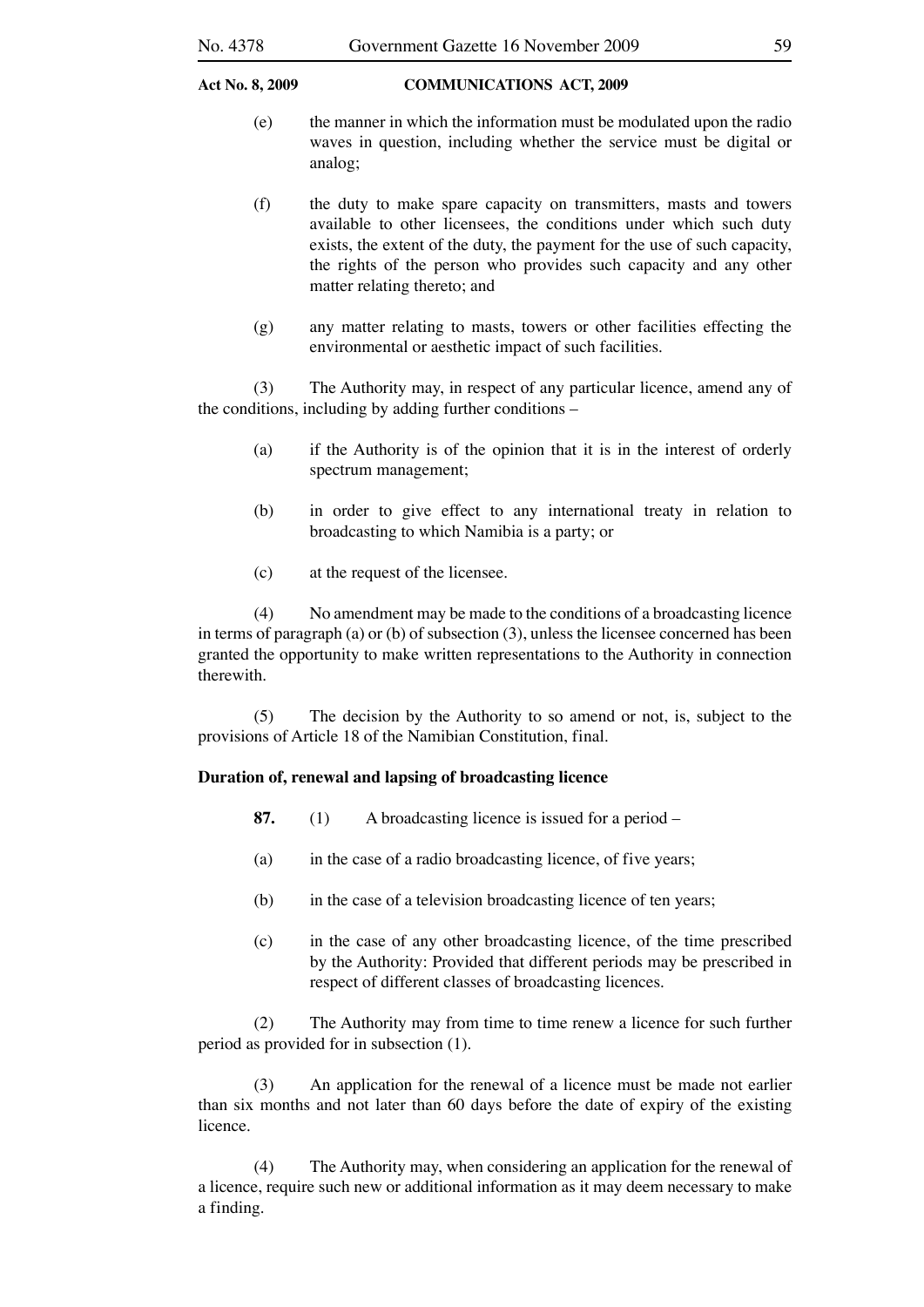(e) the manner in which the information must be modulated upon the radio waves in question, including whether the service must be digital or analog;

(f) the duty to make spare capacity on transmitters, masts and towers available to other licensees, the conditions under which such duty exists, the extent of the duty, the payment for the use of such capacity, the rights of the person who provides such capacity and any other matter relating thereto; and

(g) any matter relating to masts, towers or other facilities effecting the environmental or aesthetic impact of such facilities.

(3) The Authority may, in respect of any particular licence, amend any of the conditions, including by adding further conditions –

(a) if the Authority is of the opinion that it is in the interest of orderly spectrum management;

(b) in order to give effect to any international treaty in relation to broadcasting to which Namibia is a party; or

(c) at the request of the licensee.

(4) No amendment may be made to the conditions of a broadcasting licence in terms of paragraph (a) or (b) of subsection (3), unless the licensee concerned has been granted the opportunity to make written representations to the Authority in connection therewith.

(5) The decision by the Authority to so amend or not, is, subject to the provisions of Article 18 of the Namibian Constitution, final.

**Duration of, renewal and lapsing of broadcasting licence**

**87.** (1) A broadcasting licence is issued for a period –

(a) in the case of a radio broadcasting licence, of five years;

(b) in the case of a television broadcasting licence of ten years;

(c) in the case of any other broadcasting licence, of the time prescribed by the Authority: Provided that different periods may be prescribed in respect of different classes of broadcasting licences.

(2) The Authority may from time to time renew a licence for such further period as provided for in subsection (1).

(3) An application for the renewal of a licence must be made not earlier than six months and not later than 60 days before the date of expiry of the existing licence.

(4) The Authority may, when considering an application for the renewal of a licence, require such new or additional information as it may deem necessary to make a finding.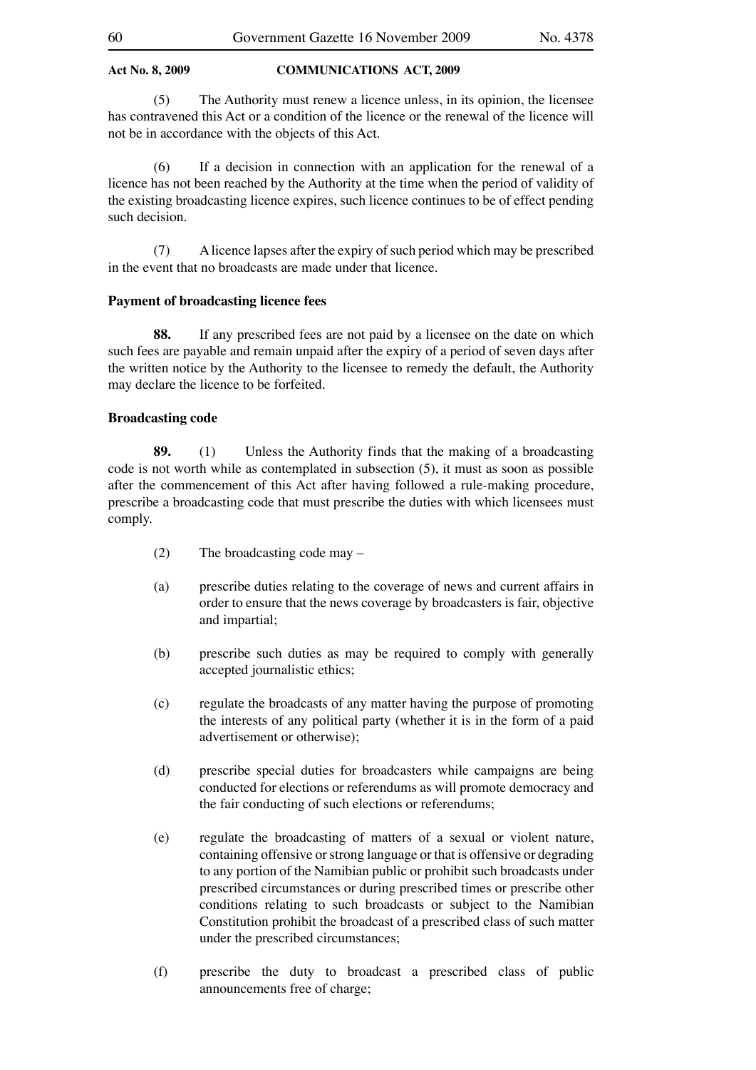(5) The Authority must renew a licence unless, in its opinion, the licensee has contravened this Act or a condition of the licence or the renewal of the licence will not be in accordance with the objects of this Act.

(6) If a decision in connection with an application for the renewal of a licence has not been reached by the Authority at the time when the period of validity of the existing broadcasting licence expires, such licence continues to be of effect pending such decision.

(7) A licence lapses after the expiry of such period which may be prescribed in the event that no broadcasts are made under that licence.

**Payment of broadcasting licence fees**

**88.** If any prescribed fees are not paid by a licensee on the date on which such fees are payable and remain unpaid after the expiry of a period of seven days after the written notice by the Authority to the licensee to remedy the default, the Authority may declare the licence to be forfeited.

**Broadcasting code**

**89.** (1) Unless the Authority finds that the making of a broadcasting code is not worth while as contemplated in subsection (5), it must as soon as possible after the commencement of this Act after having followed a rule-making procedure, prescribe a broadcasting code that must prescribe the duties with which licensees must comply.

(2) The broadcasting code may –

(a) prescribe duties relating to the coverage of news and current affairs in order to ensure that the news coverage by broadcasters is fair, objective and impartial;

(b) prescribe such duties as may be required to comply with generally accepted journalistic ethics;

(c) regulate the broadcasts of any matter having the purpose of promoting the interests of any political party (whether it is in the form of a paid advertisement or otherwise);

(d) prescribe special duties for broadcasters while campaigns are being conducted for elections or referendums as will promote democracy and the fair conducting of such elections or referendums;

(e) regulate the broadcasting of matters of a sexual or violent nature, containing offensive or strong language or that is offensive or degrading to any portion of the Namibian public or prohibit such broadcasts under prescribed circumstances or during prescribed times or prescribe other conditions relating to such broadcasts or subject to the Namibian Constitution prohibit the broadcast of a prescribed class of such matter under the prescribed circumstances;

(f) prescribe the duty to broadcast a prescribed class of public announcements free of charge;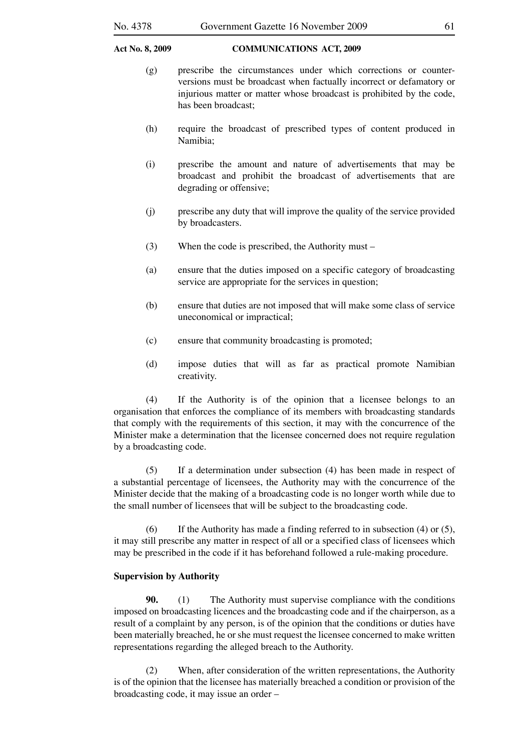(g) prescribe the circumstances under which corrections or counter-versions must be broadcast when factually incorrect or defamatory or injurious matter or matter whose broadcast is prohibited by the code, has been broadcast;

(h) require the broadcast of prescribed types of content produced in Namibia;

(i) prescribe the amount and nature of advertisements that may be broadcast and prohibit the broadcast of advertisements that are degrading or offensive;

(j) prescribe any duty that will improve the quality of the service provided by broadcasters.

(3) When the code is prescribed, the Authority must –

(a) ensure that the duties imposed on a specific category of broadcasting service are appropriate for the services in question;

(b) ensure that duties are not imposed that will make some class of service uneconomical or impractical;

(c) ensure that community broadcasting is promoted;

(d) impose duties that will as far as practical promote Namibian creativity.

(4) If the Authority is of the opinion that a licensee belongs to an organisation that enforces the compliance of its members with broadcasting standards that comply with the requirements of this section, it may with the concurrence of the Minister make a determination that the licensee concerned does not require regulation by a broadcasting code.

(5) If a determination under subsection (4) has been made in respect of a substantial percentage of licensees, the Authority may with the concurrence of the Minister decide that the making of a broadcasting code is no longer worth while due to the small number of licensees that will be subject to the broadcasting code.

(6) If the Authority has made a finding referred to in subsection (4) or (5), it may still prescribe any matter in respect of all or a specified class of licensees which may be prescribed in the code if it has beforehand followed a rule-making procedure.

**Supervision by Authority**

**90.** (1) The Authority must supervise compliance with the conditions imposed on broadcasting licences and the broadcasting code and if the chairperson, as a result of a complaint by any person, is of the opinion that the conditions or duties have been materially breached, he or she must request the licensee concerned to make written representations regarding the alleged breach to the Authority.

(2) When, after consideration of the written representations, the Authority is of the opinion that the licensee has materially breached a condition or provision of the broadcasting code, it may issue an order –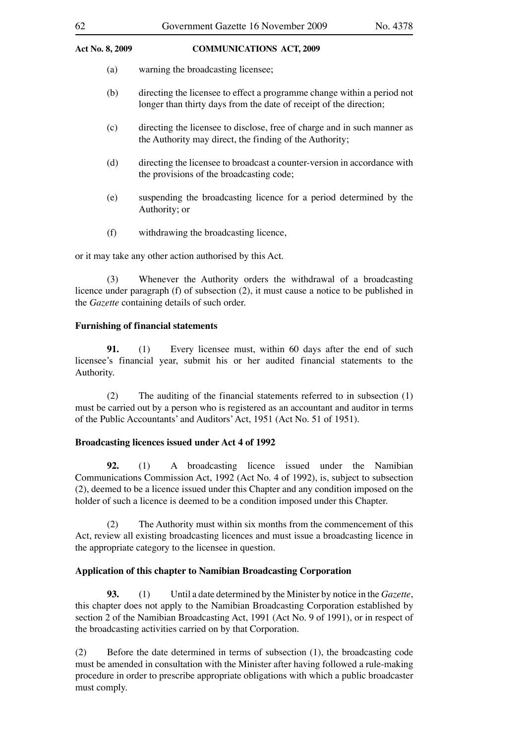(a) warning the broadcasting licensee;

(b) directing the licensee to effect a programme change within a period not longer than thirty days from the date of receipt of the direction;

(c) directing the licensee to disclose, free of charge and in such manner as the Authority may direct, the finding of the Authority;

(d) directing the licensee to broadcast a counter-version in accordance with the provisions of the broadcasting code;

(e) suspending the broadcasting licence for a period determined by the Authority; or

(f) withdrawing the broadcasting licence,

or it may take any other action authorised by this Act.

(3) Whenever the Authority orders the withdrawal of a broadcasting licence under paragraph (f) of subsection (2), it must cause a notice to be published in the *Gazette* containing details of such order.

**Furnishing of financial statements**

**91.** (1) Every licensee must, within 60 days after the end of such licensee's financial year, submit his or her audited financial statements to the Authority.

(2) The auditing of the financial statements referred to in subsection (1) must be carried out by a person who is registered as an accountant and auditor in terms of the Public Accountants' and Auditors' Act, 1951 (Act No. 51 of 1951).

**Broadcasting licences issued under Act 4 of 1992**

**92.** (1) A broadcasting licence issued under the Namibian Communications Commission Act, 1992 (Act No. 4 of 1992), is, subject to subsection (2), deemed to be a licence issued under this Chapter and any condition imposed on the holder of such a licence is deemed to be a condition imposed under this Chapter.

(2) The Authority must within six months from the commencement of this Act, review all existing broadcasting licences and must issue a broadcasting licence in the appropriate category to the licensee in question.

**Application of this chapter to Namibian Broadcasting Corporation**

**93.** (1) Until a date determined by the Minister by notice in the *Gazette*, this chapter does not apply to the Namibian Broadcasting Corporation established by section 2 of the Namibian Broadcasting Act, 1991 (Act No. 9 of 1991), or in respect of the broadcasting activities carried on by that Corporation.

(2) Before the date determined in terms of subsection (1), the broadcasting code must be amended in consultation with the Minister after having followed a rule-making procedure in order to prescribe appropriate obligations with which a public broadcaster must comply.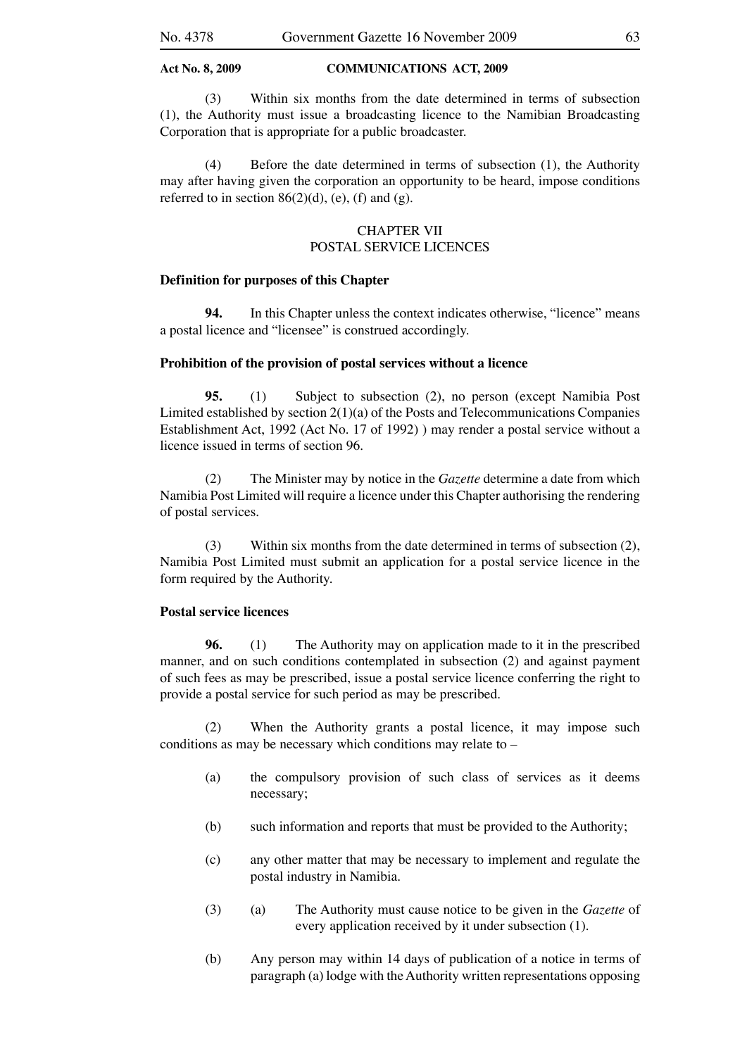(3) Within six months from the date determined in terms of subsection (1), the Authority must issue a broadcasting licence to the Namibian Broadcasting Corporation that is appropriate for a public broadcaster.

(4) Before the date determined in terms of subsection (1), the Authority may after having given the corporation an opportunity to be heard, impose conditions referred to in section 86(2)(d), (e), (f) and (g).

## CHAPTER VII
## POSTAL SERVICE LICENCES

**Definition for purposes of this Chapter**

**94.** In this Chapter unless the context indicates otherwise, "licence" means a postal licence and "licensee" is construed accordingly.

**Prohibition of the provision of postal services without a licence**

**95.** (1) Subject to subsection (2), no person (except Namibia Post Limited established by section 2(1)(a) of the Posts and Telecommunications Companies Establishment Act, 1992 (Act No. 17 of 1992) ) may render a postal service without a licence issued in terms of section 96.

(2) The Minister may by notice in the *Gazette* determine a date from which Namibia Post Limited will require a licence under this Chapter authorising the rendering of postal services.

(3) Within six months from the date determined in terms of subsection (2), Namibia Post Limited must submit an application for a postal service licence in the form required by the Authority.

**Postal service licences**

**96.** (1) The Authority may on application made to it in the prescribed manner, and on such conditions contemplated in subsection (2) and against payment of such fees as may be prescribed, issue a postal service licence conferring the right to provide a postal service for such period as may be prescribed.

(2) When the Authority grants a postal licence, it may impose such conditions as may be necessary which conditions may relate to –

(a) the compulsory provision of such class of services as it deems necessary;

(b) such information and reports that must be provided to the Authority;

(c) any other matter that may be necessary to implement and regulate the postal industry in Namibia.

(3) (a) The Authority must cause notice to be given in the *Gazette* of every application received by it under subsection (1).

(b) Any person may within 14 days of publication of a notice in terms of paragraph (a) lodge with the Authority written representations opposing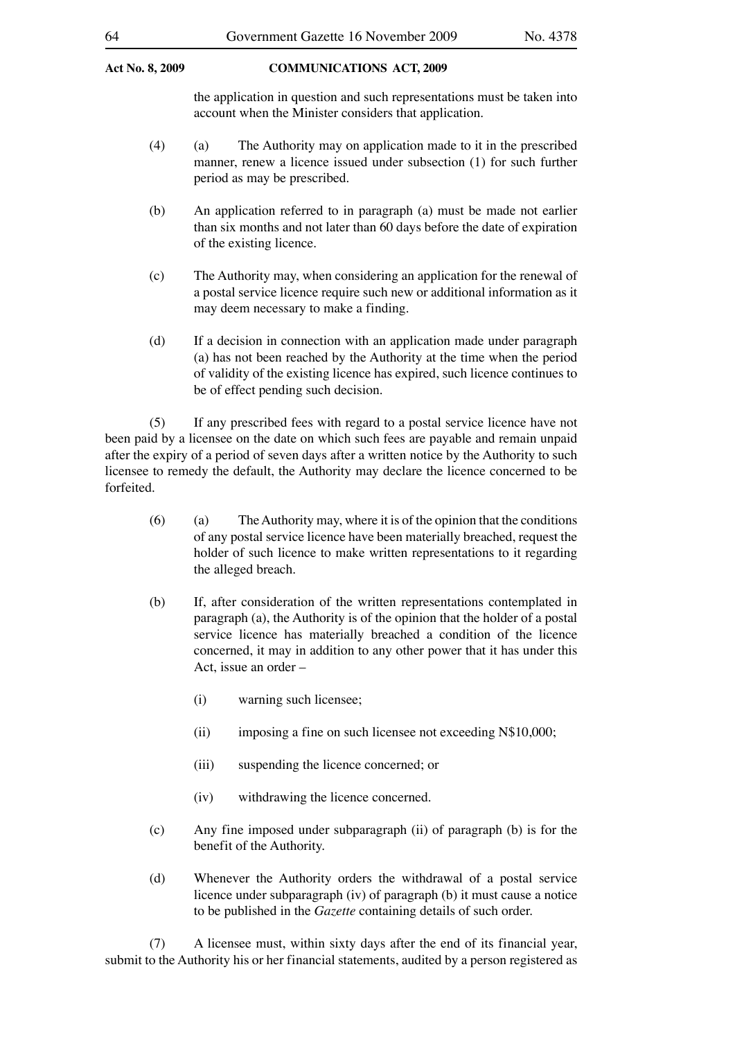the application in question and such representations must be taken into account when the Minister considers that application.

(4) (a) The Authority may on application made to it in the prescribed manner, renew a licence issued under subsection (1) for such further period as may be prescribed.

(b) An application referred to in paragraph (a) must be made not earlier than six months and not later than 60 days before the date of expiration of the existing licence.

(c) The Authority may, when considering an application for the renewal of a postal service licence require such new or additional information as it may deem necessary to make a finding.

(d) If a decision in connection with an application made under paragraph (a) has not been reached by the Authority at the time when the period of validity of the existing licence has expired, such licence continues to be of effect pending such decision.

(5) If any prescribed fees with regard to a postal service licence have not been paid by a licensee on the date on which such fees are payable and remain unpaid after the expiry of a period of seven days after a written notice by the Authority to such licensee to remedy the default, the Authority may declare the licence concerned to be forfeited.

(6) (a) The Authority may, where it is of the opinion that the conditions of any postal service licence have been materially breached, request the holder of such licence to make written representations to it regarding the alleged breach.

(b) If, after consideration of the written representations contemplated in paragraph (a), the Authority is of the opinion that the holder of a postal service licence has materially breached a condition of the licence concerned, it may in addition to any other power that it has under this Act, issue an order –

(i) warning such licensee;

(ii) imposing a fine on such licensee not exceeding N$10,000;

(iii) suspending the licence concerned; or

(iv) withdrawing the licence concerned.

(c) Any fine imposed under subparagraph (ii) of paragraph (b) is for the benefit of the Authority.

(d) Whenever the Authority orders the withdrawal of a postal service licence under subparagraph (iv) of paragraph (b) it must cause a notice to be published in the *Gazette* containing details of such order.

(7) A licensee must, within sixty days after the end of its financial year, submit to the Authority his or her financial statements, audited by a person registered as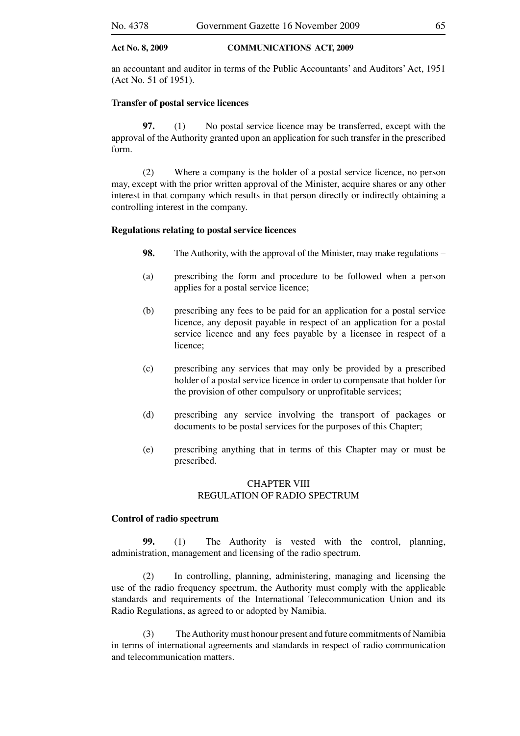an accountant and auditor in terms of the Public Accountants' and Auditors' Act, 1951 (Act No. 51 of 1951).

**Transfer of postal service licences**

**97.** (1) No postal service licence may be transferred, except with the approval of the Authority granted upon an application for such transfer in the prescribed form.

(2) Where a company is the holder of a postal service licence, no person may, except with the prior written approval of the Minister, acquire shares or any other interest in that company which results in that person directly or indirectly obtaining a controlling interest in the company.

**Regulations relating to postal service licences**

**98.** The Authority, with the approval of the Minister, may make regulations –

(a) prescribing the form and procedure to be followed when a person applies for a postal service licence;

(b) prescribing any fees to be paid for an application for a postal service licence, any deposit payable in respect of an application for a postal service licence and any fees payable by a licensee in respect of a licence;

(c) prescribing any services that may only be provided by a prescribed holder of a postal service licence in order to compensate that holder for the provision of other compulsory or unprofitable services;

(d) prescribing any service involving the transport of packages or documents to be postal services for the purposes of this Chapter;

(e) prescribing anything that in terms of this Chapter may or must be prescribed.

## CHAPTER VIII
## REGULATION OF RADIO SPECTRUM

**Control of radio spectrum**

**99.** (1) The Authority is vested with the control, planning, administration, management and licensing of the radio spectrum.

(2) In controlling, planning, administering, managing and licensing the use of the radio frequency spectrum, the Authority must comply with the applicable standards and requirements of the International Telecommunication Union and its Radio Regulations, as agreed to or adopted by Namibia.

(3) The Authority must honour present and future commitments of Namibia in terms of international agreements and standards in respect of radio communication and telecommunication matters.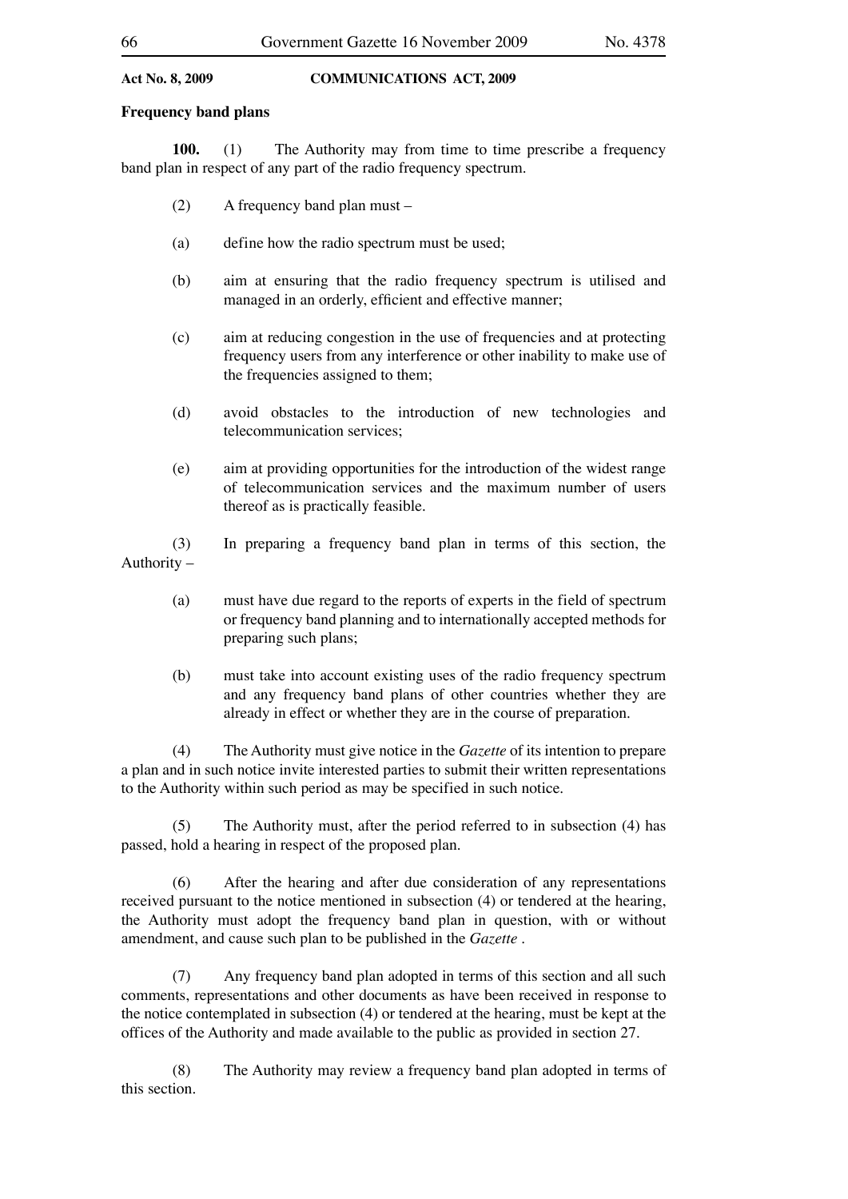**Frequency band plans**

**100.** (1) The Authority may from time to time prescribe a frequency band plan in respect of any part of the radio frequency spectrum.

(2) A frequency band plan must –

(a) define how the radio spectrum must be used;

(b) aim at ensuring that the radio frequency spectrum is utilised and managed in an orderly, efficient and effective manner;

(c) aim at reducing congestion in the use of frequencies and at protecting frequency users from any interference or other inability to make use of the frequencies assigned to them;

(d) avoid obstacles to the introduction of new technologies and telecommunication services;

(e) aim at providing opportunities for the introduction of the widest range of telecommunication services and the maximum number of users thereof as is practically feasible.

(3) In preparing a frequency band plan in terms of this section, the Authority –

(a) must have due regard to the reports of experts in the field of spectrum or frequency band planning and to internationally accepted methods for preparing such plans;

(b) must take into account existing uses of the radio frequency spectrum and any frequency band plans of other countries whether they are already in effect or whether they are in the course of preparation.

(4) The Authority must give notice in the *Gazette* of its intention to prepare a plan and in such notice invite interested parties to submit their written representations to the Authority within such period as may be specified in such notice.

(5) The Authority must, after the period referred to in subsection (4) has passed, hold a hearing in respect of the proposed plan.

(6) After the hearing and after due consideration of any representations received pursuant to the notice mentioned in subsection (4) or tendered at the hearing, the Authority must adopt the frequency band plan in question, with or without amendment, and cause such plan to be published in the *Gazette* .

(7) Any frequency band plan adopted in terms of this section and all such comments, representations and other documents as have been received in response to the notice contemplated in subsection (4) or tendered at the hearing, must be kept at the offices of the Authority and made available to the public as provided in section 27.

(8) The Authority may review a frequency band plan adopted in terms of this section.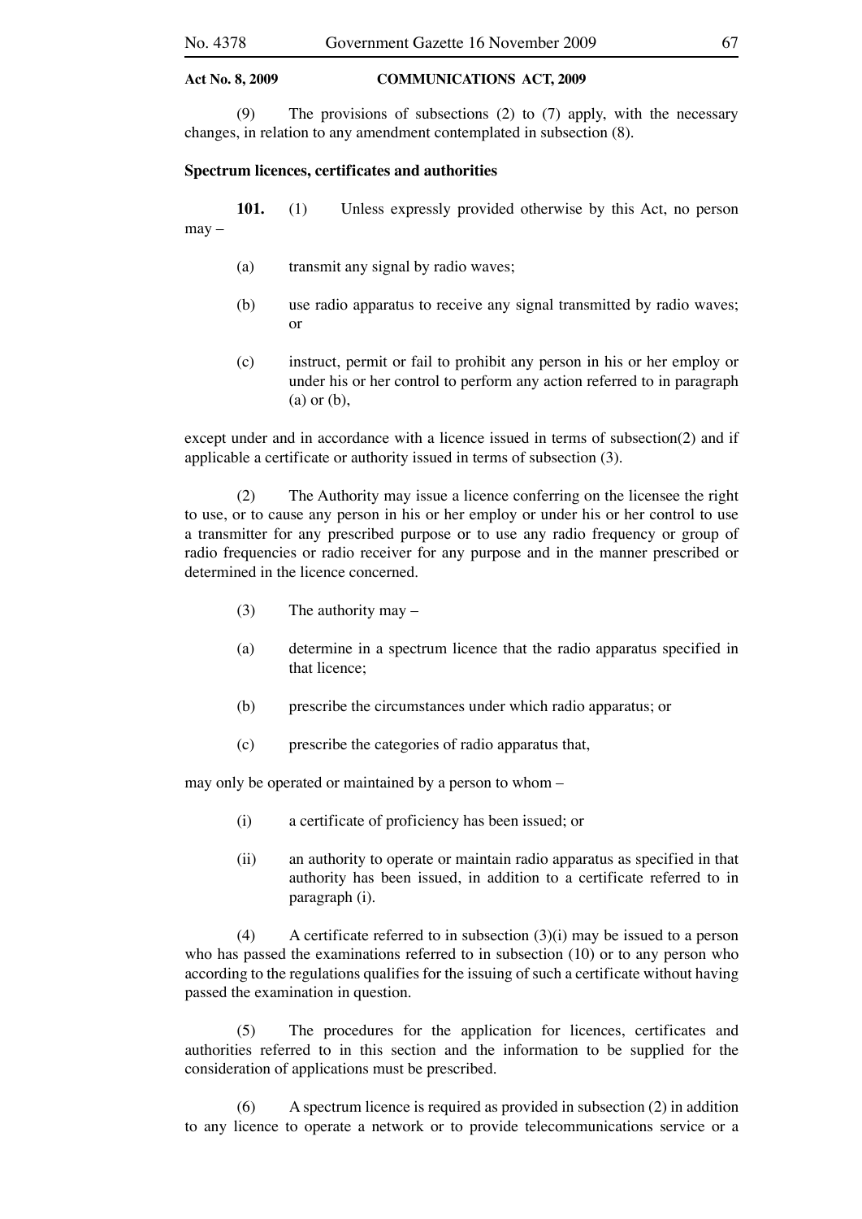(9) The provisions of subsections (2) to (7) apply, with the necessary changes, in relation to any amendment contemplated in subsection (8).

**Spectrum licences, certificates and authorities**

**101.** (1) Unless expressly provided otherwise by this Act, no person may –

(a) transmit any signal by radio waves;

(b) use radio apparatus to receive any signal transmitted by radio waves; or

(c) instruct, permit or fail to prohibit any person in his or her employ or under his or her control to perform any action referred to in paragraph (a) or (b),

except under and in accordance with a licence issued in terms of subsection(2) and if applicable a certificate or authority issued in terms of subsection (3).

(2) The Authority may issue a licence conferring on the licensee the right to use, or to cause any person in his or her employ or under his or her control to use a transmitter for any prescribed purpose or to use any radio frequency or group of radio frequencies or radio receiver for any purpose and in the manner prescribed or determined in the licence concerned.

(3) The authority may –

(a) determine in a spectrum licence that the radio apparatus specified in that licence;

(b) prescribe the circumstances under which radio apparatus; or

(c) prescribe the categories of radio apparatus that,

may only be operated or maintained by a person to whom –

(i) a certificate of proficiency has been issued; or

(ii) an authority to operate or maintain radio apparatus as specified in that authority has been issued, in addition to a certificate referred to in paragraph (i).

(4) A certificate referred to in subsection (3)(i) may be issued to a person who has passed the examinations referred to in subsection (10) or to any person who according to the regulations qualifies for the issuing of such a certificate without having passed the examination in question.

(5) The procedures for the application for licences, certificates and authorities referred to in this section and the information to be supplied for the consideration of applications must be prescribed.

(6) A spectrum licence is required as provided in subsection (2) in addition to any licence to operate a network or to provide telecommunications service or a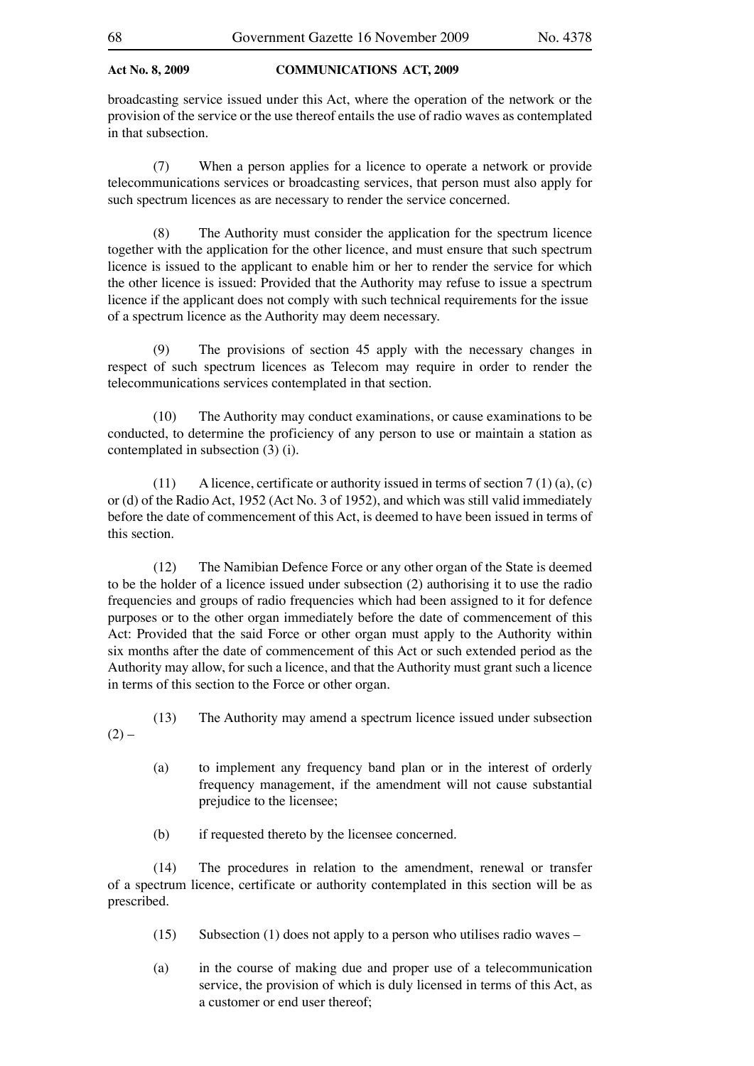broadcasting service issued under this Act, where the operation of the network or the provision of the service or the use thereof entails the use of radio waves as contemplated in that subsection.

(7) When a person applies for a licence to operate a network or provide telecommunications services or broadcasting services, that person must also apply for such spectrum licences as are necessary to render the service concerned.

(8) The Authority must consider the application for the spectrum licence together with the application for the other licence, and must ensure that such spectrum licence is issued to the applicant to enable him or her to render the service for which the other licence is issued: Provided that the Authority may refuse to issue a spectrum licence if the applicant does not comply with such technical requirements for the issue of a spectrum licence as the Authority may deem necessary.

(9) The provisions of section 45 apply with the necessary changes in respect of such spectrum licences as Telecom may require in order to render the telecommunications services contemplated in that section.

(10) The Authority may conduct examinations, or cause examinations to be conducted, to determine the proficiency of any person to use or maintain a station as contemplated in subsection (3) (i).

(11) A licence, certificate or authority issued in terms of section 7 (1) (a), (c) or (d) of the Radio Act, 1952 (Act No. 3 of 1952), and which was still valid immediately before the date of commencement of this Act, is deemed to have been issued in terms of this section.

(12) The Namibian Defence Force or any other organ of the State is deemed to be the holder of a licence issued under subsection (2) authorising it to use the radio frequencies and groups of radio frequencies which had been assigned to it for defence purposes or to the other organ immediately before the date of commencement of this Act: Provided that the said Force or other organ must apply to the Authority within six months after the date of commencement of this Act or such extended period as the Authority may allow, for such a licence, and that the Authority must grant such a licence in terms of this section to the Force or other organ.

(13) The Authority may amend a spectrum licence issued under subsection (2) –

(a) to implement any frequency band plan or in the interest of orderly frequency management, if the amendment will not cause substantial prejudice to the licensee;

(b) if requested thereto by the licensee concerned.

(14) The procedures in relation to the amendment, renewal or transfer of a spectrum licence, certificate or authority contemplated in this section will be as prescribed.

(15) Subsection (1) does not apply to a person who utilises radio waves –

(a) in the course of making due and proper use of a telecommunication service, the provision of which is duly licensed in terms of this Act, as a customer or end user thereof;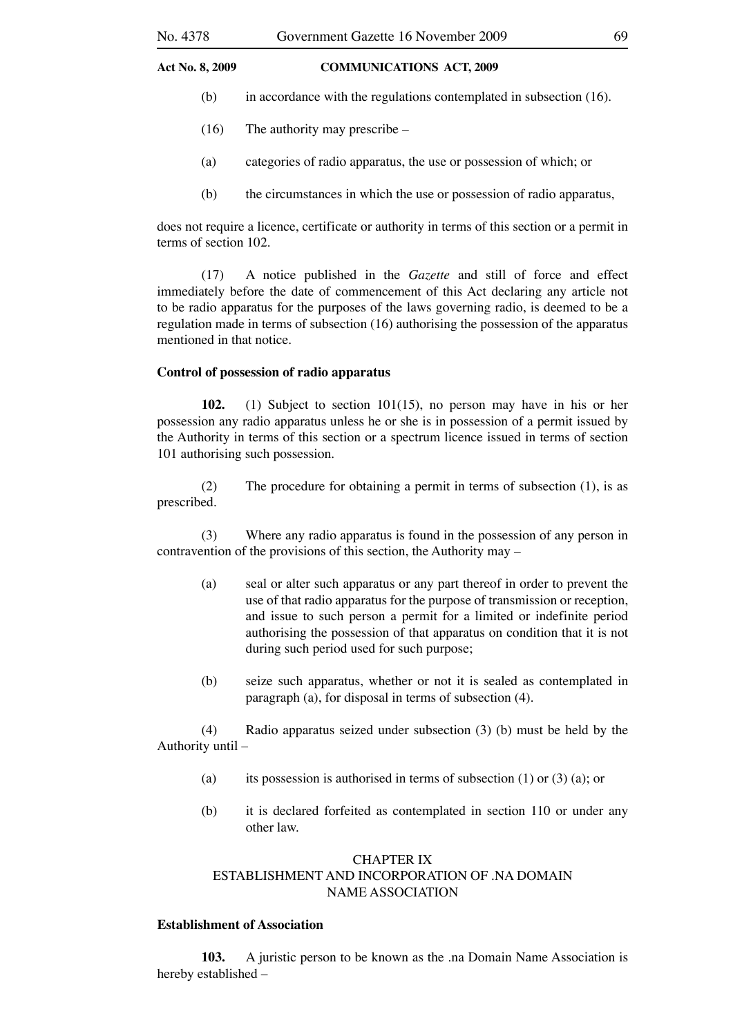(b) in accordance with the regulations contemplated in subsection (16).

(16) The authority may prescribe –

(a) categories of radio apparatus, the use or possession of which; or

(b) the circumstances in which the use or possession of radio apparatus,

does not require a licence, certificate or authority in terms of this section or a permit in terms of section 102.

(17) A notice published in the *Gazette* and still of force and effect immediately before the date of commencement of this Act declaring any article not to be radio apparatus for the purposes of the laws governing radio, is deemed to be a regulation made in terms of subsection (16) authorising the possession of the apparatus mentioned in that notice.

**Control of possession of radio apparatus**

**102.** (1) Subject to section 101(15), no person may have in his or her possession any radio apparatus unless he or she is in possession of a permit issued by the Authority in terms of this section or a spectrum licence issued in terms of section 101 authorising such possession.

(2) The procedure for obtaining a permit in terms of subsection (1), is as prescribed.

(3) Where any radio apparatus is found in the possession of any person in contravention of the provisions of this section, the Authority may –

(a) seal or alter such apparatus or any part thereof in order to prevent the use of that radio apparatus for the purpose of transmission or reception, and issue to such person a permit for a limited or indefinite period authorising the possession of that apparatus on condition that it is not during such period used for such purpose;

(b) seize such apparatus, whether or not it is sealed as contemplated in paragraph (a), for disposal in terms of subsection (4).

(4) Radio apparatus seized under subsection (3) (b) must be held by the Authority until –

(a) its possession is authorised in terms of subsection (1) or (3) (a); or

(b) it is declared forfeited as contemplated in section 110 or under any other law.

## CHAPTER IX
## ESTABLISHMENT AND INCORPORATION OF .NA DOMAIN NAME ASSOCIATION

**Establishment of Association**

**103.** A juristic person to be known as the .na Domain Name Association is hereby established –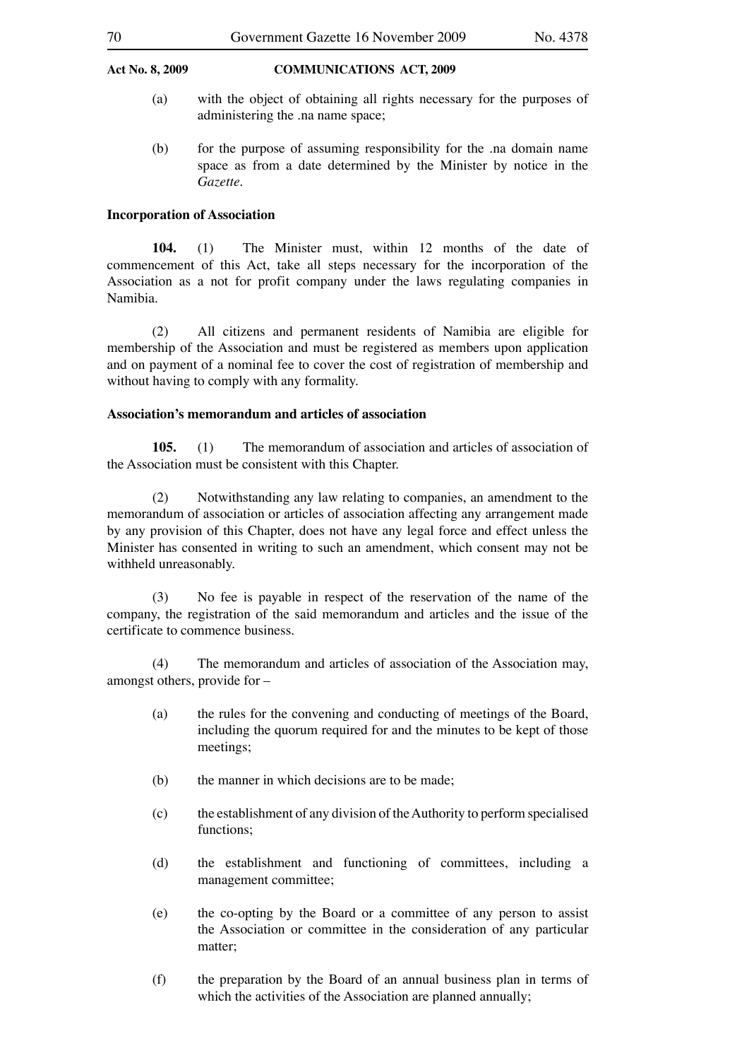(a) with the object of obtaining all rights necessary for the purposes of administering the .na name space;

(b) for the purpose of assuming responsibility for the .na domain name space as from a date determined by the Minister by notice in the *Gazette*.

**Incorporation of Association**

**104.** (1) The Minister must, within 12 months of the date of commencement of this Act, take all steps necessary for the incorporation of the Association as a not for profit company under the laws regulating companies in Namibia.

(2) All citizens and permanent residents of Namibia are eligible for membership of the Association and must be registered as members upon application and on payment of a nominal fee to cover the cost of registration of membership and without having to comply with any formality.

**Association's memorandum and articles of association**

**105.** (1) The memorandum of association and articles of association of the Association must be consistent with this Chapter.

(2) Notwithstanding any law relating to companies, an amendment to the memorandum of association or articles of association affecting any arrangement made by any provision of this Chapter, does not have any legal force and effect unless the Minister has consented in writing to such an amendment, which consent may not be withheld unreasonably.

(3) No fee is payable in respect of the reservation of the name of the company, the registration of the said memorandum and articles and the issue of the certificate to commence business.

(4) The memorandum and articles of association of the Association may, amongst others, provide for –

(a) the rules for the convening and conducting of meetings of the Board, including the quorum required for and the minutes to be kept of those meetings;

(b) the manner in which decisions are to be made;

(c) the establishment of any division of the Authority to perform specialised functions;

(d) the establishment and functioning of committees, including a management committee;

(e) the co-opting by the Board or a committee of any person to assist the Association or committee in the consideration of any particular matter;

(f) the preparation by the Board of an annual business plan in terms of which the activities of the Association are planned annually;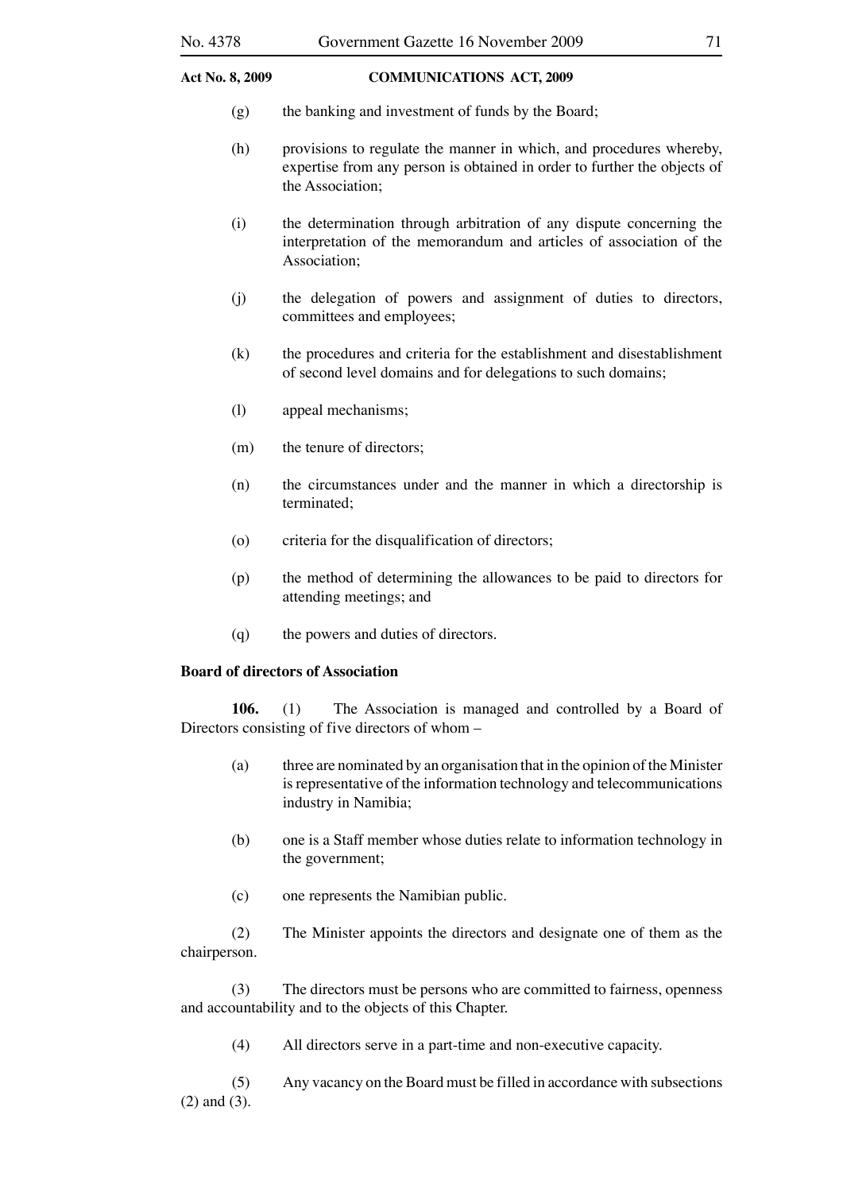(g) the banking and investment of funds by the Board;

(h) provisions to regulate the manner in which, and procedures whereby, expertise from any person is obtained in order to further the objects of the Association;

(i) the determination through arbitration of any dispute concerning the interpretation of the memorandum and articles of association of the Association;

(j) the delegation of powers and assignment of duties to directors, committees and employees;

(k) the procedures and criteria for the establishment and disestablishment of second level domains and for delegations to such domains;

(l) appeal mechanisms;

(m) the tenure of directors;

(n) the circumstances under and the manner in which a directorship is terminated;

(o) criteria for the disqualification of directors;

(p) the method of determining the allowances to be paid to directors for attending meetings; and

(q) the powers and duties of directors.

**Board of directors of Association**

**106.** (1) The Association is managed and controlled by a Board of Directors consisting of five directors of whom –

(a) three are nominated by an organisation that in the opinion of the Minister is representative of the information technology and telecommunications industry in Namibia;

(b) one is a Staff member whose duties relate to information technology in the government;

(c) one represents the Namibian public.

(2) The Minister appoints the directors and designate one of them as the chairperson.

(3) The directors must be persons who are committed to fairness, openness and accountability and to the objects of this Chapter.

(4) All directors serve in a part-time and non-executive capacity.

(5) Any vacancy on the Board must be filled in accordance with subsections (2) and (3).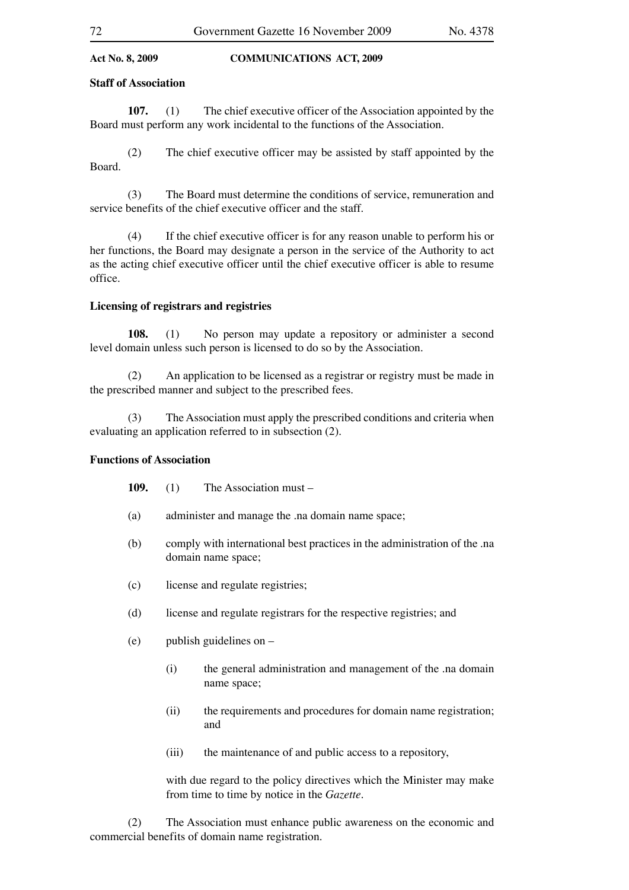### Staff of Association

**107.** (1) The chief executive officer of the Association appointed by the Board must perform any work incidental to the functions of the Association.

(2) The chief executive officer may be assisted by staff appointed by the Board.

(3) The Board must determine the conditions of service, remuneration and service benefits of the chief executive officer and the staff.

(4) If the chief executive officer is for any reason unable to perform his or her functions, the Board may designate a person in the service of the Authority to act as the acting chief executive officer until the chief executive officer is able to resume office.

### Licensing of registrars and registries

**108.** (1) No person may update a repository or administer a second level domain unless such person is licensed to do so by the Association.

(2) An application to be licensed as a registrar or registry must be made in the prescribed manner and subject to the prescribed fees.

(3) The Association must apply the prescribed conditions and criteria when evaluating an application referred to in subsection (2).

### Functions of Association

**109.** (1) The Association must –

(a) administer and manage the .na domain name space;

(b) comply with international best practices in the administration of the .na domain name space;

(c) license and regulate registries;

(d) license and regulate registrars for the respective registries; and

(e) publish guidelines on –

(i) the general administration and management of the .na domain name space;

(ii) the requirements and procedures for domain name registration; and

(iii) the maintenance of and public access to a repository,

with due regard to the policy directives which the Minister may make from time to time by notice in the *Gazette*.

(2) The Association must enhance public awareness on the economic and commercial benefits of domain name registration.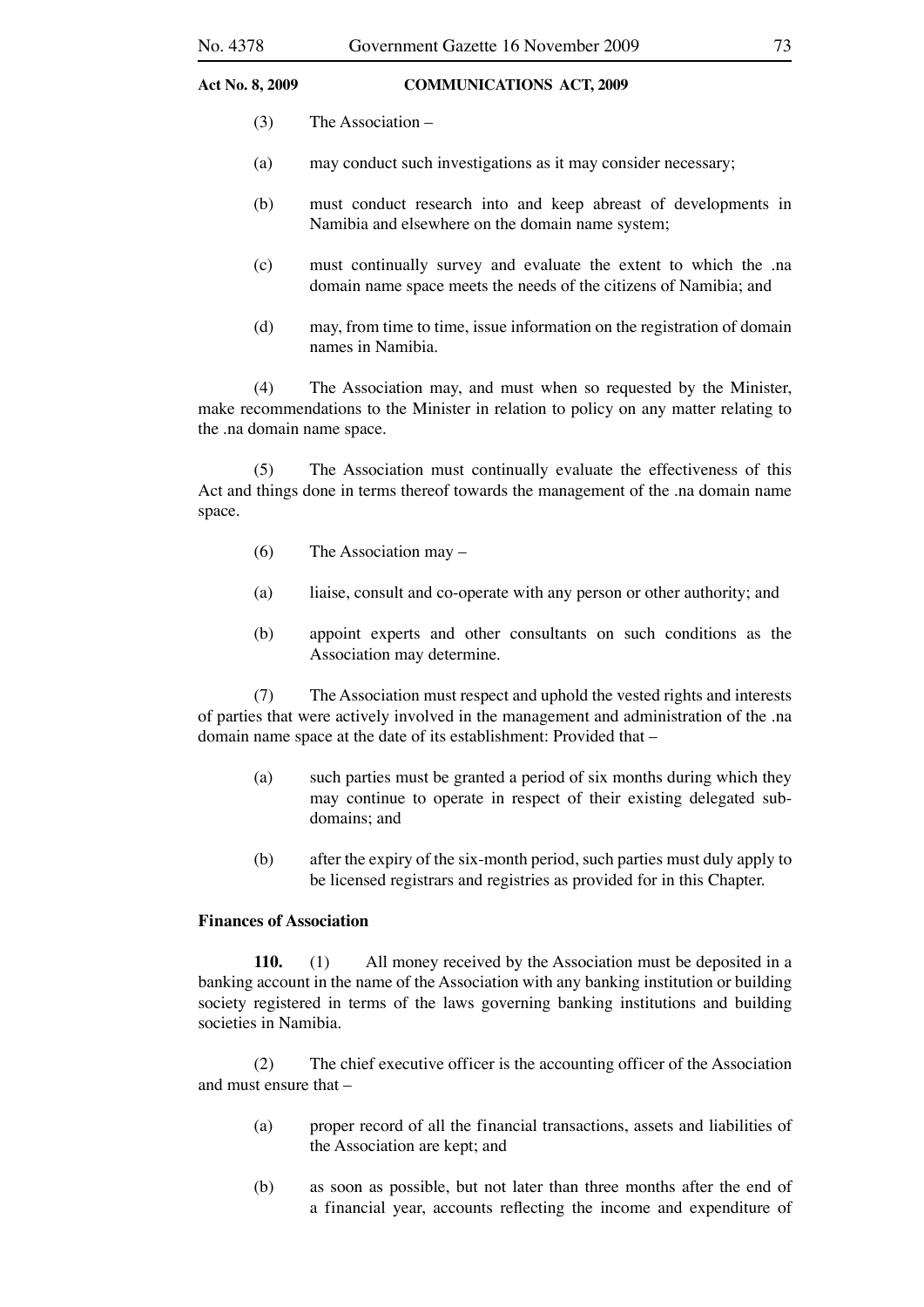(3) The Association –

(a) may conduct such investigations as it may consider necessary;

(b) must conduct research into and keep abreast of developments in Namibia and elsewhere on the domain name system;

(c) must continually survey and evaluate the extent to which the .na domain name space meets the needs of the citizens of Namibia; and

(d) may, from time to time, issue information on the registration of domain names in Namibia.

(4) The Association may, and must when so requested by the Minister, make recommendations to the Minister in relation to policy on any matter relating to the .na domain name space.

(5) The Association must continually evaluate the effectiveness of this Act and things done in terms thereof towards the management of the .na domain name space.

(6) The Association may –

(a) liaise, consult and co-operate with any person or other authority; and

(b) appoint experts and other consultants on such conditions as the Association may determine.

(7) The Association must respect and uphold the vested rights and interests of parties that were actively involved in the management and administration of the .na domain name space at the date of its establishment: Provided that –

(a) such parties must be granted a period of six months during which they may continue to operate in respect of their existing delegated sub-domains; and

(b) after the expiry of the six-month period, such parties must duly apply to be licensed registrars and registries as provided for in this Chapter.

**Finances of Association**

**110.** (1) All money received by the Association must be deposited in a banking account in the name of the Association with any banking institution or building society registered in terms of the laws governing banking institutions and building societies in Namibia.

(2) The chief executive officer is the accounting officer of the Association and must ensure that –

(a) proper record of all the financial transactions, assets and liabilities of the Association are kept; and

(b) as soon as possible, but not later than three months after the end of a financial year, accounts reflecting the income and expenditure of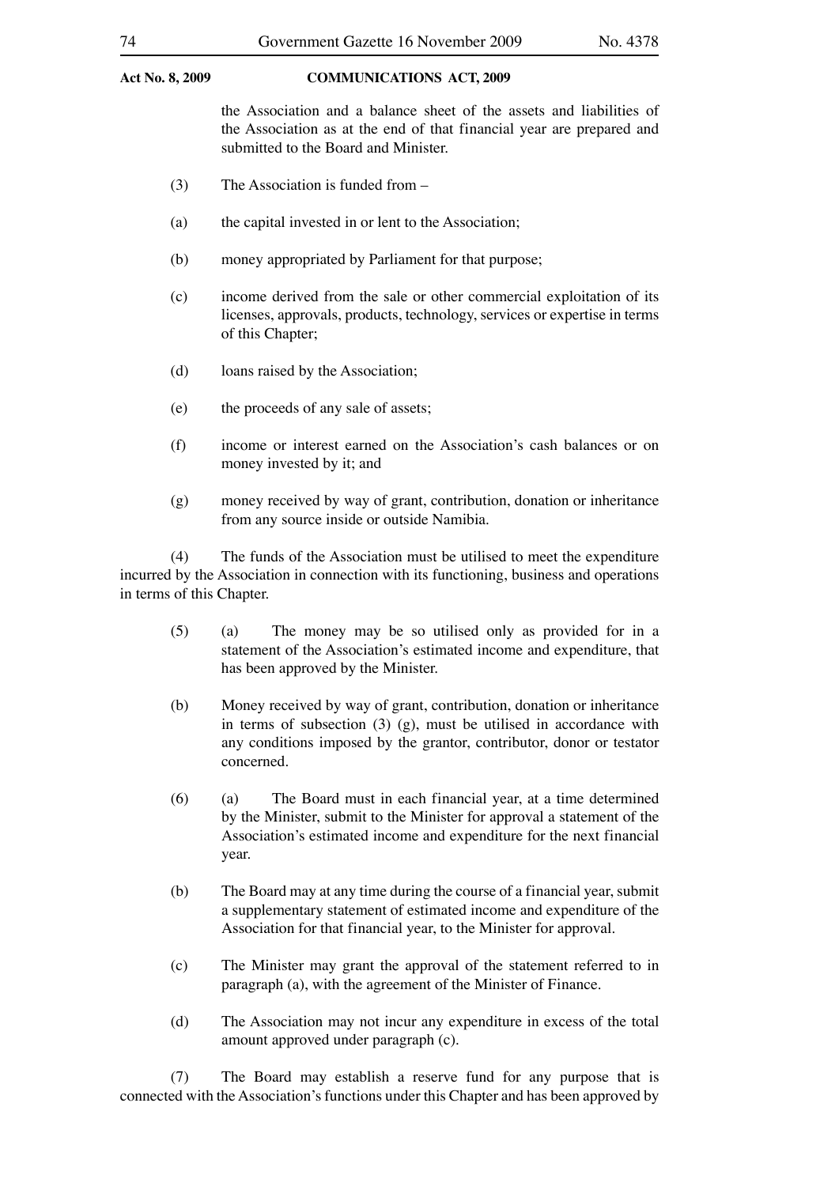the Association and a balance sheet of the assets and liabilities of the Association as at the end of that financial year are prepared and submitted to the Board and Minister.

(3) The Association is funded from –

(a) the capital invested in or lent to the Association;

(b) money appropriated by Parliament for that purpose;

(c) income derived from the sale or other commercial exploitation of its licenses, approvals, products, technology, services or expertise in terms of this Chapter;

(d) loans raised by the Association;

(e) the proceeds of any sale of assets;

(f) income or interest earned on the Association's cash balances or on money invested by it; and

(g) money received by way of grant, contribution, donation or inheritance from any source inside or outside Namibia.

(4) The funds of the Association must be utilised to meet the expenditure incurred by the Association in connection with its functioning, business and operations in terms of this Chapter.

(5) (a) The money may be so utilised only as provided for in a statement of the Association's estimated income and expenditure, that has been approved by the Minister.

(b) Money received by way of grant, contribution, donation or inheritance in terms of subsection (3) (g), must be utilised in accordance with any conditions imposed by the grantor, contributor, donor or testator concerned.

(6) (a) The Board must in each financial year, at a time determined by the Minister, submit to the Minister for approval a statement of the Association's estimated income and expenditure for the next financial year.

(b) The Board may at any time during the course of a financial year, submit a supplementary statement of estimated income and expenditure of the Association for that financial year, to the Minister for approval.

(c) The Minister may grant the approval of the statement referred to in paragraph (a), with the agreement of the Minister of Finance.

(d) The Association may not incur any expenditure in excess of the total amount approved under paragraph (c).

(7) The Board may establish a reserve fund for any purpose that is connected with the Association's functions under this Chapter and has been approved by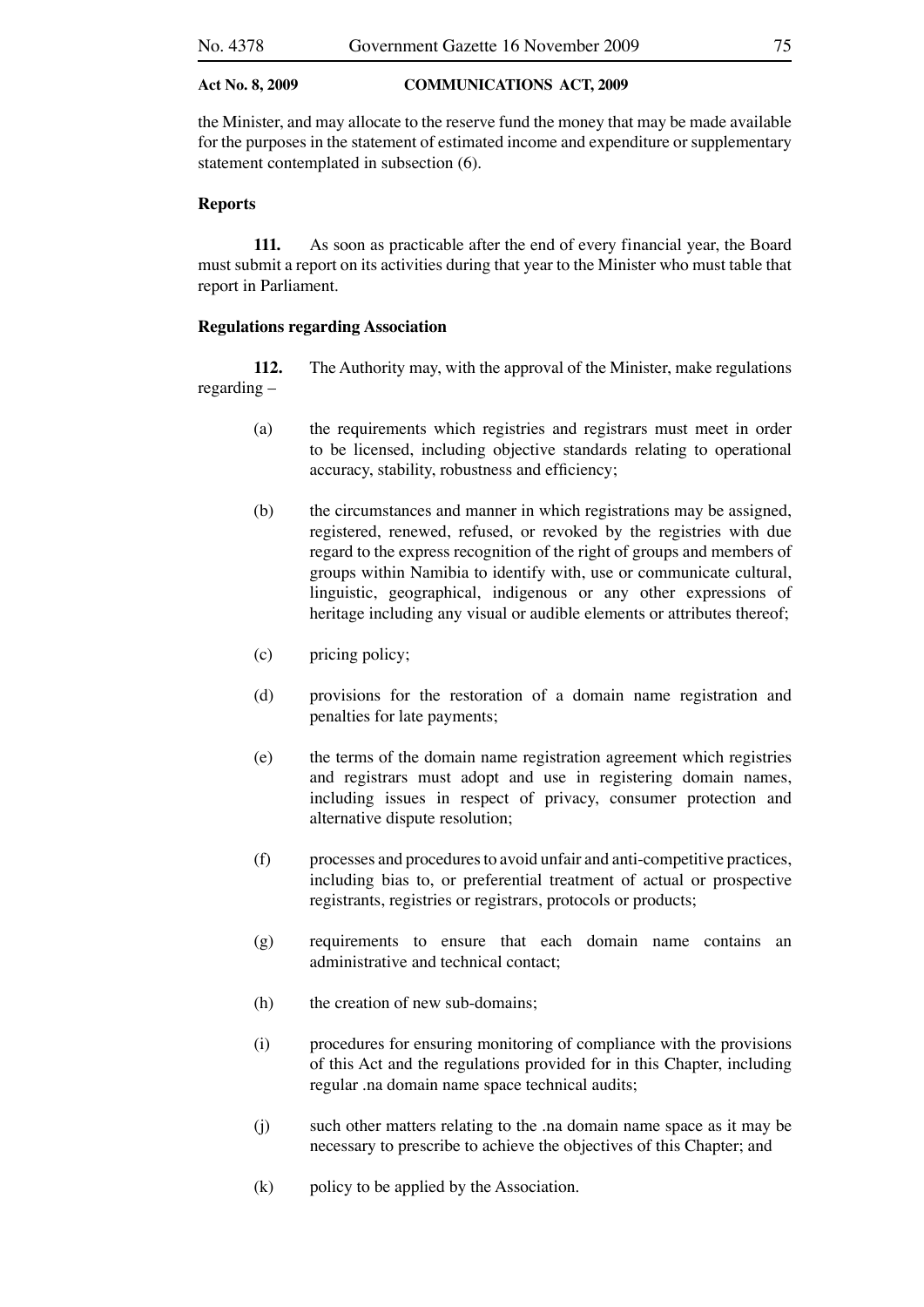the Minister, and may allocate to the reserve fund the money that may be made available for the purposes in the statement of estimated income and expenditure or supplementary statement contemplated in subsection (6).

**Reports**

**111.** As soon as practicable after the end of every financial year, the Board must submit a report on its activities during that year to the Minister who must table that report in Parliament.

**Regulations regarding Association**

**112.** The Authority may, with the approval of the Minister, make regulations regarding –

(a) the requirements which registries and registrars must meet in order to be licensed, including objective standards relating to operational accuracy, stability, robustness and efficiency;

(b) the circumstances and manner in which registrations may be assigned, registered, renewed, refused, or revoked by the registries with due regard to the express recognition of the right of groups and members of groups within Namibia to identify with, use or communicate cultural, linguistic, geographical, indigenous or any other expressions of heritage including any visual or audible elements or attributes thereof;

(c) pricing policy;

(d) provisions for the restoration of a domain name registration and penalties for late payments;

(e) the terms of the domain name registration agreement which registries and registrars must adopt and use in registering domain names, including issues in respect of privacy, consumer protection and alternative dispute resolution;

(f) processes and procedures to avoid unfair and anti-competitive practices, including bias to, or preferential treatment of actual or prospective registrants, registries or registrars, protocols or products;

(g) requirements to ensure that each domain name contains an administrative and technical contact;

(h) the creation of new sub-domains;

(i) procedures for ensuring monitoring of compliance with the provisions of this Act and the regulations provided for in this Chapter, including regular .na domain name space technical audits;

(j) such other matters relating to the .na domain name space as it may be necessary to prescribe to achieve the objectives of this Chapter; and

(k) policy to be applied by the Association.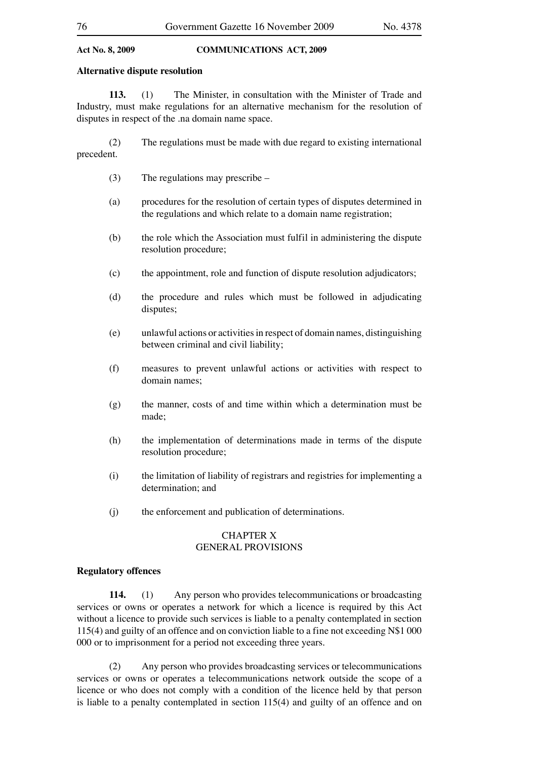**Alternative dispute resolution**

**113.** (1) The Minister, in consultation with the Minister of Trade and Industry, must make regulations for an alternative mechanism for the resolution of disputes in respect of the .na domain name space.

(2) The regulations must be made with due regard to existing international precedent.

(3) The regulations may prescribe –

(a) procedures for the resolution of certain types of disputes determined in the regulations and which relate to a domain name registration;

(b) the role which the Association must fulfil in administering the dispute resolution procedure;

(c) the appointment, role and function of dispute resolution adjudicators;

(d) the procedure and rules which must be followed in adjudicating disputes;

(e) unlawful actions or activities in respect of domain names, distinguishing between criminal and civil liability;

(f) measures to prevent unlawful actions or activities with respect to domain names;

(g) the manner, costs of and time within which a determination must be made;

(h) the implementation of determinations made in terms of the dispute resolution procedure;

(i) the limitation of liability of registrars and registries for implementing a determination; and

(j) the enforcement and publication of determinations.

## CHAPTER X
## GENERAL PROVISIONS

**Regulatory offences**

**114.** (1) Any person who provides telecommunications or broadcasting services or owns or operates a network for which a licence is required by this Act without a licence to provide such services is liable to a penalty contemplated in section 115(4) and guilty of an offence and on conviction liable to a fine not exceeding N$1 000 000 or to imprisonment for a period not exceeding three years.

(2) Any person who provides broadcasting services or telecommunications services or owns or operates a telecommunications network outside the scope of a licence or who does not comply with a condition of the licence held by that person is liable to a penalty contemplated in section 115(4) and guilty of an offence and on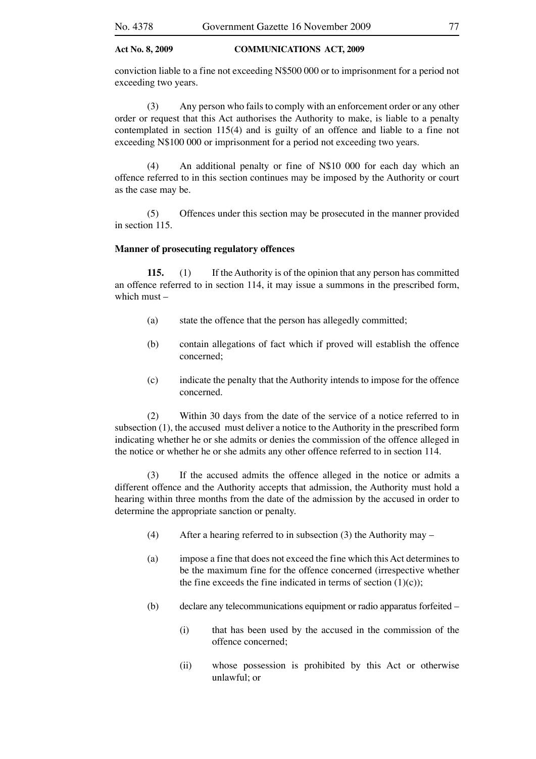conviction liable to a fine not exceeding N$500 000 or to imprisonment for a period not exceeding two years.

(3) Any person who fails to comply with an enforcement order or any other order or request that this Act authorises the Authority to make, is liable to a penalty contemplated in section 115(4) and is guilty of an offence and liable to a fine not exceeding N$100 000 or imprisonment for a period not exceeding two years.

(4) An additional penalty or fine of N$10 000 for each day which an offence referred to in this section continues may be imposed by the Authority or court as the case may be.

(5) Offences under this section may be prosecuted in the manner provided in section 115.

**Manner of prosecuting regulatory offences**

**115.** (1) If the Authority is of the opinion that any person has committed an offence referred to in section 114, it may issue a summons in the prescribed form, which must –

(a) state the offence that the person has allegedly committed;

(b) contain allegations of fact which if proved will establish the offence concerned;

(c) indicate the penalty that the Authority intends to impose for the offence concerned.

(2) Within 30 days from the date of the service of a notice referred to in subsection (1), the accused must deliver a notice to the Authority in the prescribed form indicating whether he or she admits or denies the commission of the offence alleged in the notice or whether he or she admits any other offence referred to in section 114.

(3) If the accused admits the offence alleged in the notice or admits a different offence and the Authority accepts that admission, the Authority must hold a hearing within three months from the date of the admission by the accused in order to determine the appropriate sanction or penalty.

(4) After a hearing referred to in subsection (3) the Authority may –

(a) impose a fine that does not exceed the fine which this Act determines to be the maximum fine for the offence concerned (irrespective whether the fine exceeds the fine indicated in terms of section (1)(c));

(b) declare any telecommunications equipment or radio apparatus forfeited –

(i) that has been used by the accused in the commission of the offence concerned;

(ii) whose possession is prohibited by this Act or otherwise unlawful; or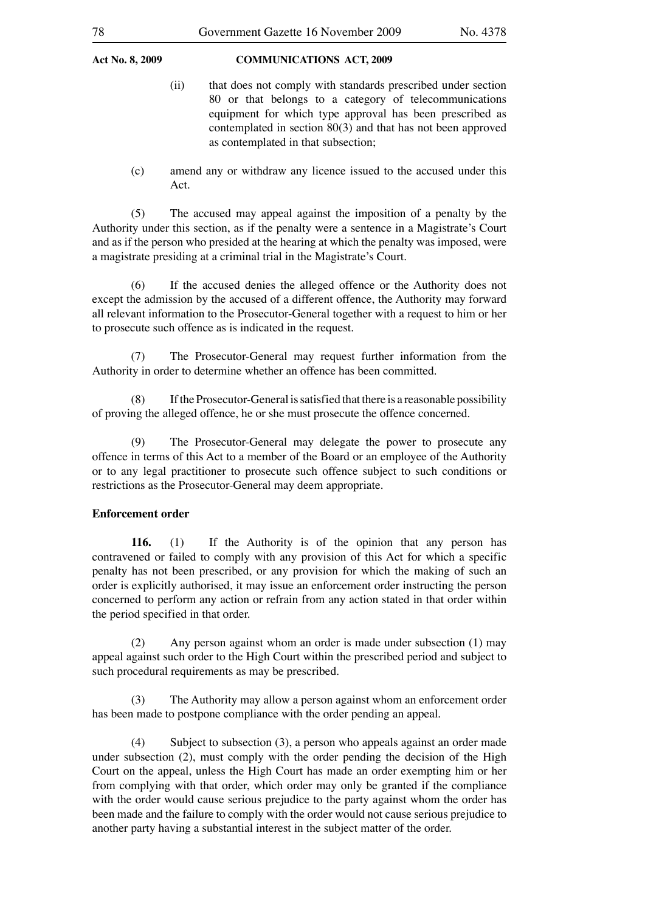(ii) that does not comply with standards prescribed under section 80 or that belongs to a category of telecommunications equipment for which type approval has been prescribed as contemplated in section 80(3) and that has not been approved as contemplated in that subsection;

(c) amend any or withdraw any licence issued to the accused under this Act.

(5) The accused may appeal against the imposition of a penalty by the Authority under this section, as if the penalty were a sentence in a Magistrate's Court and as if the person who presided at the hearing at which the penalty was imposed, were a magistrate presiding at a criminal trial in the Magistrate's Court.

(6) If the accused denies the alleged offence or the Authority does not except the admission by the accused of a different offence, the Authority may forward all relevant information to the Prosecutor-General together with a request to him or her to prosecute such offence as is indicated in the request.

(7) The Prosecutor-General may request further information from the Authority in order to determine whether an offence has been committed.

(8) If the Prosecutor-General is satisfied that there is a reasonable possibility of proving the alleged offence, he or she must prosecute the offence concerned.

(9) The Prosecutor-General may delegate the power to prosecute any offence in terms of this Act to a member of the Board or an employee of the Authority or to any legal practitioner to prosecute such offence subject to such conditions or restrictions as the Prosecutor-General may deem appropriate.

**Enforcement order**

**116.** (1) If the Authority is of the opinion that any person has contravened or failed to comply with any provision of this Act for which a specific penalty has not been prescribed, or any provision for which the making of such an order is explicitly authorised, it may issue an enforcement order instructing the person concerned to perform any action or refrain from any action stated in that order within the period specified in that order.

(2) Any person against whom an order is made under subsection (1) may appeal against such order to the High Court within the prescribed period and subject to such procedural requirements as may be prescribed.

(3) The Authority may allow a person against whom an enforcement order has been made to postpone compliance with the order pending an appeal.

(4) Subject to subsection (3), a person who appeals against an order made under subsection (2), must comply with the order pending the decision of the High Court on the appeal, unless the High Court has made an order exempting him or her from complying with that order, which order may only be granted if the compliance with the order would cause serious prejudice to the party against whom the order has been made and the failure to comply with the order would not cause serious prejudice to another party having a substantial interest in the subject matter of the order.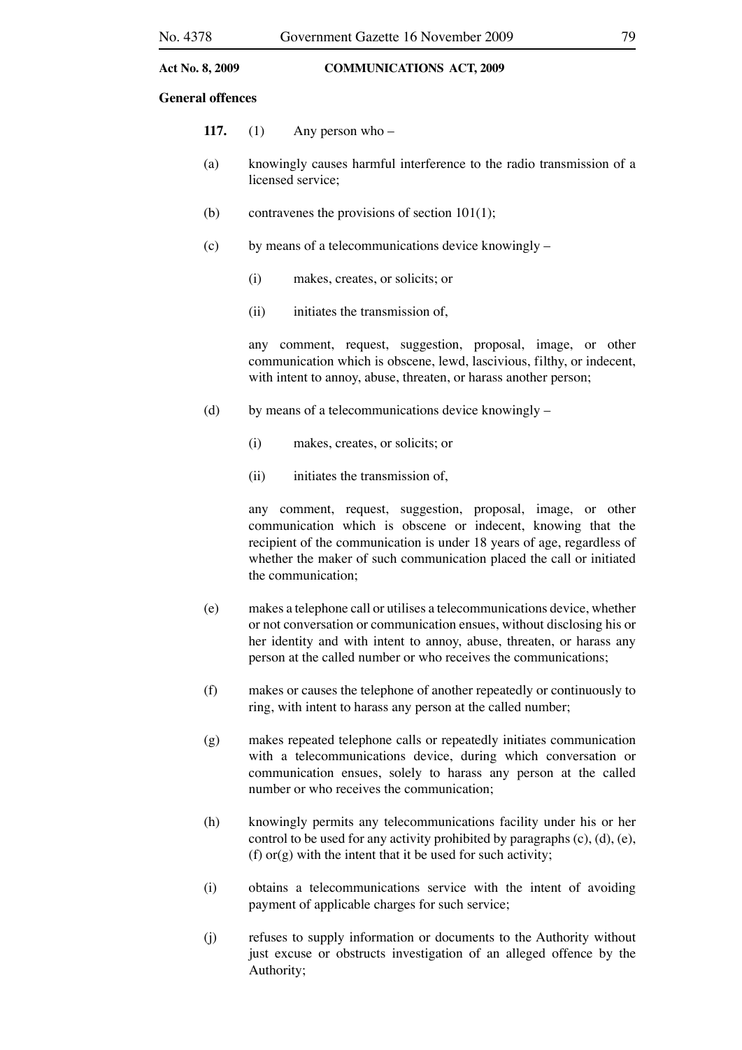**General offences**

**117.** (1) Any person who –

(a) knowingly causes harmful interference to the radio transmission of a licensed service;

(b) contravenes the provisions of section 101(1);

(c) by means of a telecommunications device knowingly –

(i) makes, creates, or solicits; or

(ii) initiates the transmission of,

any comment, request, suggestion, proposal, image, or other communication which is obscene, lewd, lascivious, filthy, or indecent, with intent to annoy, abuse, threaten, or harass another person;

(d) by means of a telecommunications device knowingly –

(i) makes, creates, or solicits; or

(ii) initiates the transmission of,

any comment, request, suggestion, proposal, image, or other communication which is obscene or indecent, knowing that the recipient of the communication is under 18 years of age, regardless of whether the maker of such communication placed the call or initiated the communication;

(e) makes a telephone call or utilises a telecommunications device, whether or not conversation or communication ensues, without disclosing his or her identity and with intent to annoy, abuse, threaten, or harass any person at the called number or who receives the communications;

(f) makes or causes the telephone of another repeatedly or continuously to ring, with intent to harass any person at the called number;

(g) makes repeated telephone calls or repeatedly initiates communication with a telecommunications device, during which conversation or communication ensues, solely to harass any person at the called number or who receives the communication;

(h) knowingly permits any telecommunications facility under his or her control to be used for any activity prohibited by paragraphs (c), (d), (e), (f) or(g) with the intent that it be used for such activity;

(i) obtains a telecommunications service with the intent of avoiding payment of applicable charges for such service;

(j) refuses to supply information or documents to the Authority without just excuse or obstructs investigation of an alleged offence by the Authority;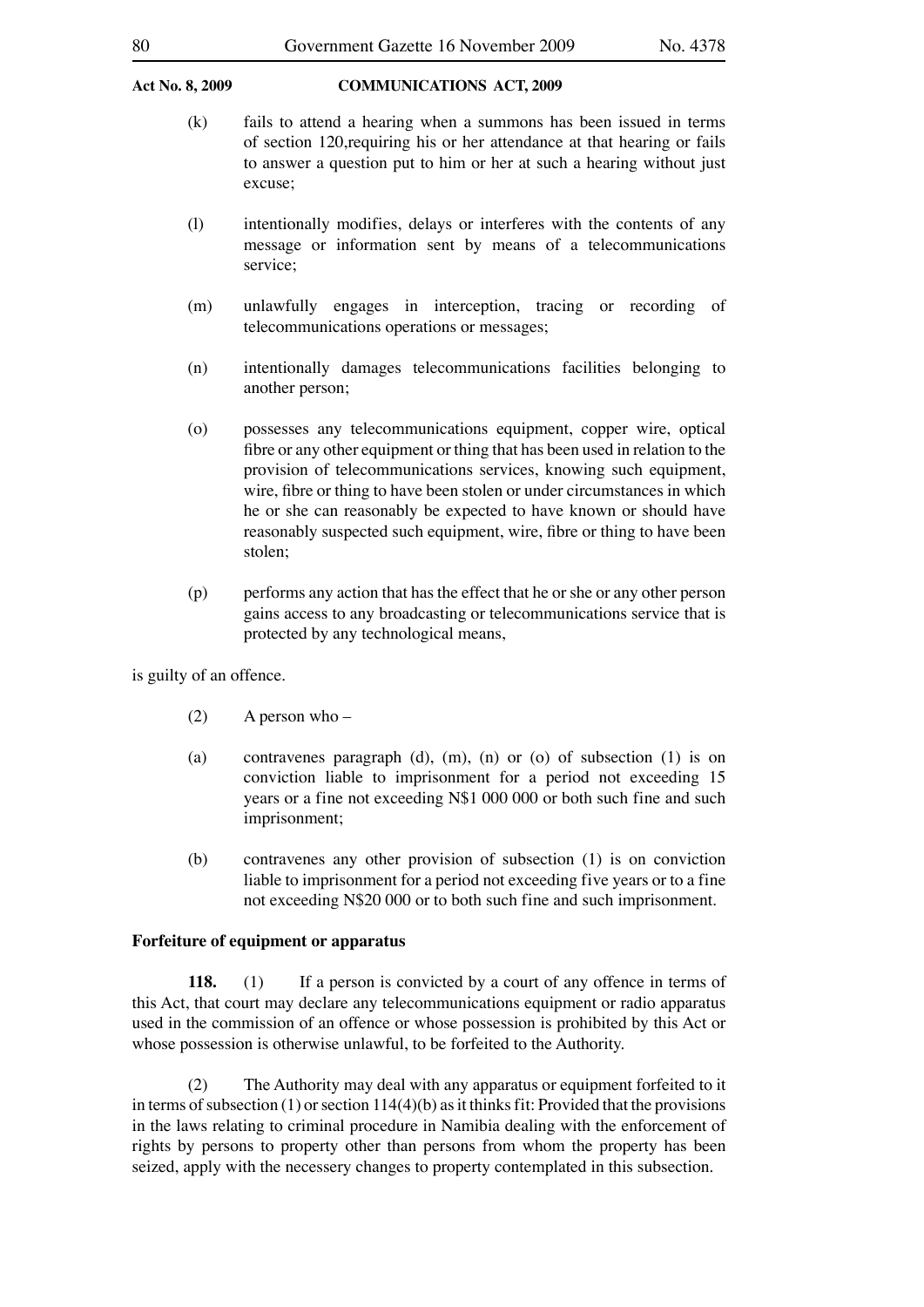(k) fails to attend a hearing when a summons has been issued in terms of section 120,requiring his or her attendance at that hearing or fails to answer a question put to him or her at such a hearing without just excuse;

(l) intentionally modifies, delays or interferes with the contents of any message or information sent by means of a telecommunications service;

(m) unlawfully engages in interception, tracing or recording of telecommunications operations or messages;

(n) intentionally damages telecommunications facilities belonging to another person;

(o) possesses any telecommunications equipment, copper wire, optical fibre or any other equipment or thing that has been used in relation to the provision of telecommunications services, knowing such equipment, wire, fibre or thing to have been stolen or under circumstances in which he or she can reasonably be expected to have known or should have reasonably suspected such equipment, wire, fibre or thing to have been stolen;

(p) performs any action that has the effect that he or she or any other person gains access to any broadcasting or telecommunications service that is protected by any technological means,

is guilty of an offence.

(2) A person who –

(a) contravenes paragraph (d), (m), (n) or (o) of subsection (1) is on conviction liable to imprisonment for a period not exceeding 15 years or a fine not exceeding N$1 000 000 or both such fine and such imprisonment;

(b) contravenes any other provision of subsection (1) is on conviction liable to imprisonment for a period not exceeding five years or to a fine not exceeding N$20 000 or to both such fine and such imprisonment.

**Forfeiture of equipment or apparatus**

**118.** (1) If a person is convicted by a court of any offence in terms of this Act, that court may declare any telecommunications equipment or radio apparatus used in the commission of an offence or whose possession is prohibited by this Act or whose possession is otherwise unlawful, to be forfeited to the Authority.

(2) The Authority may deal with any apparatus or equipment forfeited to it in terms of subsection (1) or section 114(4)(b) as it thinks fit: Provided that the provisions in the laws relating to criminal procedure in Namibia dealing with the enforcement of rights by persons to property other than persons from whom the property has been seized, apply with the necessery changes to property contemplated in this subsection.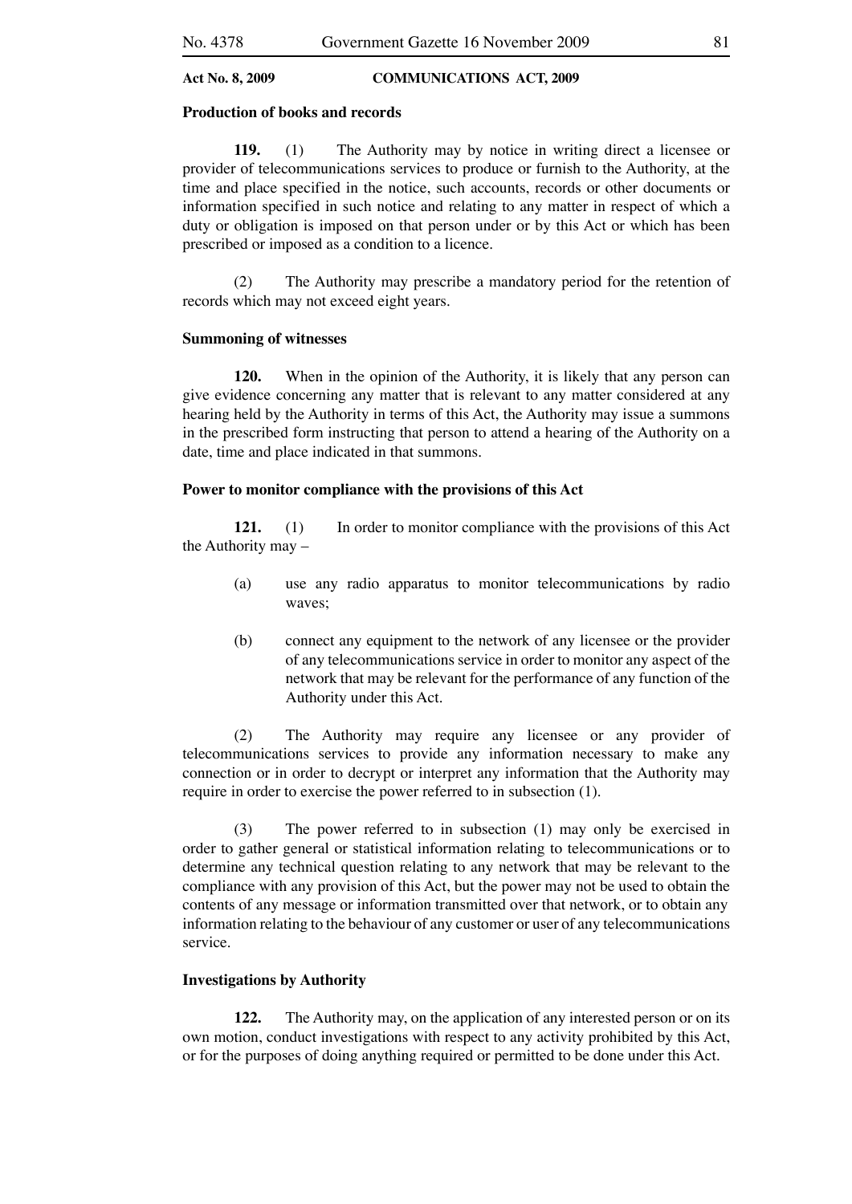**Production of books and records**

**119.** (1) The Authority may by notice in writing direct a licensee or provider of telecommunications services to produce or furnish to the Authority, at the time and place specified in the notice, such accounts, records or other documents or information specified in such notice and relating to any matter in respect of which a duty or obligation is imposed on that person under or by this Act or which has been prescribed or imposed as a condition to a licence.

(2) The Authority may prescribe a mandatory period for the retention of records which may not exceed eight years.

**Summoning of witnesses**

**120.** When in the opinion of the Authority, it is likely that any person can give evidence concerning any matter that is relevant to any matter considered at any hearing held by the Authority in terms of this Act, the Authority may issue a summons in the prescribed form instructing that person to attend a hearing of the Authority on a date, time and place indicated in that summons.

**Power to monitor compliance with the provisions of this Act**

**121.** (1) In order to monitor compliance with the provisions of this Act the Authority may –

(a) use any radio apparatus to monitor telecommunications by radio waves;

(b) connect any equipment to the network of any licensee or the provider of any telecommunications service in order to monitor any aspect of the network that may be relevant for the performance of any function of the Authority under this Act.

(2) The Authority may require any licensee or any provider of telecommunications services to provide any information necessary to make any connection or in order to decrypt or interpret any information that the Authority may require in order to exercise the power referred to in subsection (1).

(3) The power referred to in subsection (1) may only be exercised in order to gather general or statistical information relating to telecommunications or to determine any technical question relating to any network that may be relevant to the compliance with any provision of this Act, but the power may not be used to obtain the contents of any message or information transmitted over that network, or to obtain any information relating to the behaviour of any customer or user of any telecommunications service.

**Investigations by Authority**

**122.** The Authority may, on the application of any interested person or on its own motion, conduct investigations with respect to any activity prohibited by this Act, or for the purposes of doing anything required or permitted to be done under this Act.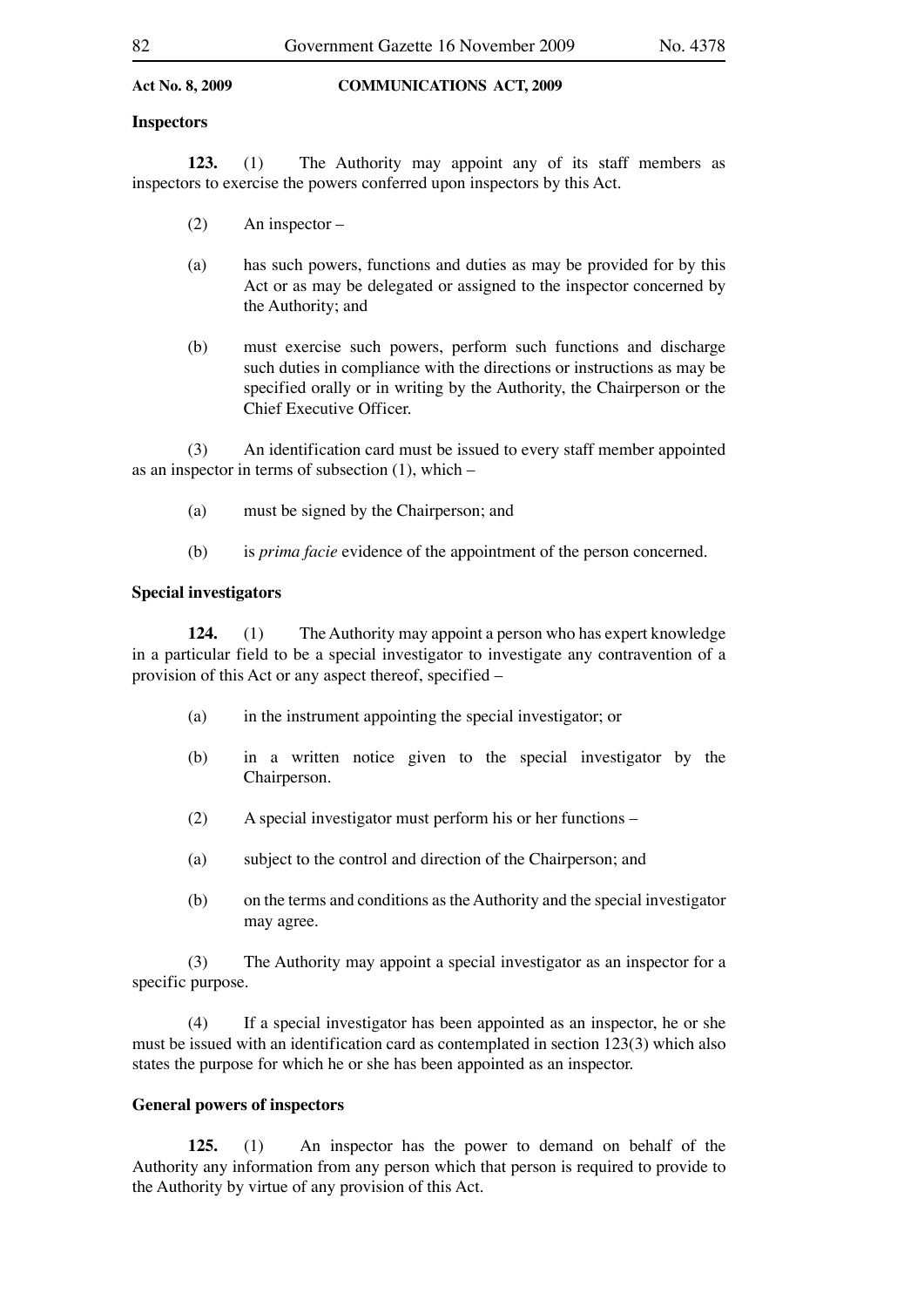**Inspectors**

**123.** (1) The Authority may appoint any of its staff members as inspectors to exercise the powers conferred upon inspectors by this Act.

(2) An inspector –

(a) has such powers, functions and duties as may be provided for by this Act or as may be delegated or assigned to the inspector concerned by the Authority; and

(b) must exercise such powers, perform such functions and discharge such duties in compliance with the directions or instructions as may be specified orally or in writing by the Authority, the Chairperson or the Chief Executive Officer.

(3) An identification card must be issued to every staff member appointed as an inspector in terms of subsection (1), which –

(a) must be signed by the Chairperson; and

(b) is *prima facie* evidence of the appointment of the person concerned.

**Special investigators**

**124.** (1) The Authority may appoint a person who has expert knowledge in a particular field to be a special investigator to investigate any contravention of a provision of this Act or any aspect thereof, specified –

(a) in the instrument appointing the special investigator; or

(b) in a written notice given to the special investigator by the Chairperson.

(2) A special investigator must perform his or her functions –

(a) subject to the control and direction of the Chairperson; and

(b) on the terms and conditions as the Authority and the special investigator may agree.

(3) The Authority may appoint a special investigator as an inspector for a specific purpose.

(4) If a special investigator has been appointed as an inspector, he or she must be issued with an identification card as contemplated in section 123(3) which also states the purpose for which he or she has been appointed as an inspector.

**General powers of inspectors**

**125.** (1) An inspector has the power to demand on behalf of the Authority any information from any person which that person is required to provide to the Authority by virtue of any provision of this Act.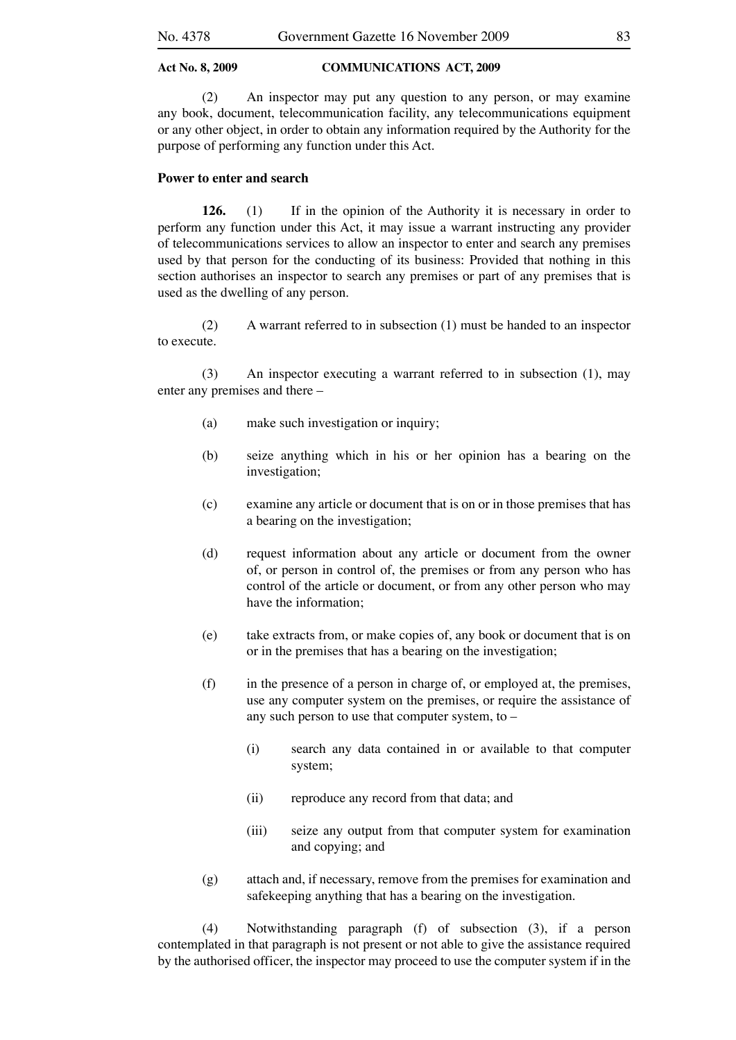(2) An inspector may put any question to any person, or may examine any book, document, telecommunication facility, any telecommunications equipment or any other object, in order to obtain any information required by the Authority for the purpose of performing any function under this Act.

**Power to enter and search**

**126.** (1) If in the opinion of the Authority it is necessary in order to perform any function under this Act, it may issue a warrant instructing any provider of telecommunications services to allow an inspector to enter and search any premises used by that person for the conducting of its business: Provided that nothing in this section authorises an inspector to search any premises or part of any premises that is used as the dwelling of any person.

(2) A warrant referred to in subsection (1) must be handed to an inspector to execute.

(3) An inspector executing a warrant referred to in subsection (1), may enter any premises and there –

(a) make such investigation or inquiry;

(b) seize anything which in his or her opinion has a bearing on the investigation;

(c) examine any article or document that is on or in those premises that has a bearing on the investigation;

(d) request information about any article or document from the owner of, or person in control of, the premises or from any person who has control of the article or document, or from any other person who may have the information;

(e) take extracts from, or make copies of, any book or document that is on or in the premises that has a bearing on the investigation;

(f) in the presence of a person in charge of, or employed at, the premises, use any computer system on the premises, or require the assistance of any such person to use that computer system, to –

(i) search any data contained in or available to that computer system;

(ii) reproduce any record from that data; and

(iii) seize any output from that computer system for examination and copying; and

(g) attach and, if necessary, remove from the premises for examination and safekeeping anything that has a bearing on the investigation.

(4) Notwithstanding paragraph (f) of subsection (3), if a person contemplated in that paragraph is not present or not able to give the assistance required by the authorised officer, the inspector may proceed to use the computer system if in the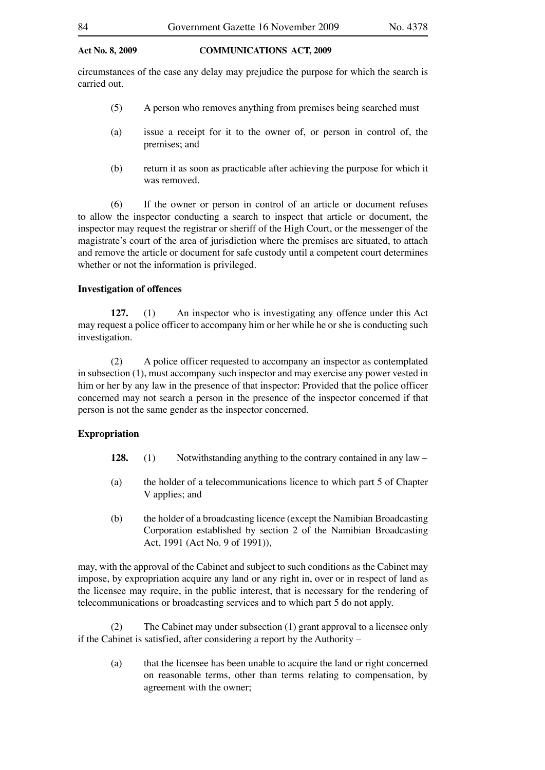circumstances of the case any delay may prejudice the purpose for which the search is carried out.

(5) A person who removes anything from premises being searched must

(a) issue a receipt for it to the owner of, or person in control of, the premises; and

(b) return it as soon as practicable after achieving the purpose for which it was removed.

(6) If the owner or person in control of an article or document refuses to allow the inspector conducting a search to inspect that article or document, the inspector may request the registrar or sheriff of the High Court, or the messenger of the magistrate's court of the area of jurisdiction where the premises are situated, to attach and remove the article or document for safe custody until a competent court determines whether or not the information is privileged.

**Investigation of offences**

**127.** (1) An inspector who is investigating any offence under this Act may request a police officer to accompany him or her while he or she is conducting such investigation.

(2) A police officer requested to accompany an inspector as contemplated in subsection (1), must accompany such inspector and may exercise any power vested in him or her by any law in the presence of that inspector: Provided that the police officer concerned may not search a person in the presence of the inspector concerned if that person is not the same gender as the inspector concerned.

**Expropriation**

**128.** (1) Notwithstanding anything to the contrary contained in any law –

(a) the holder of a telecommunications licence to which part 5 of Chapter V applies; and

(b) the holder of a broadcasting licence (except the Namibian Broadcasting Corporation established by section 2 of the Namibian Broadcasting Act, 1991 (Act No. 9 of 1991)),

may, with the approval of the Cabinet and subject to such conditions as the Cabinet may impose, by expropriation acquire any land or any right in, over or in respect of land as the licensee may require, in the public interest, that is necessary for the rendering of telecommunications or broadcasting services and to which part 5 do not apply.

(2) The Cabinet may under subsection (1) grant approval to a licensee only if the Cabinet is satisfied, after considering a report by the Authority –

(a) that the licensee has been unable to acquire the land or right concerned on reasonable terms, other than terms relating to compensation, by agreement with the owner;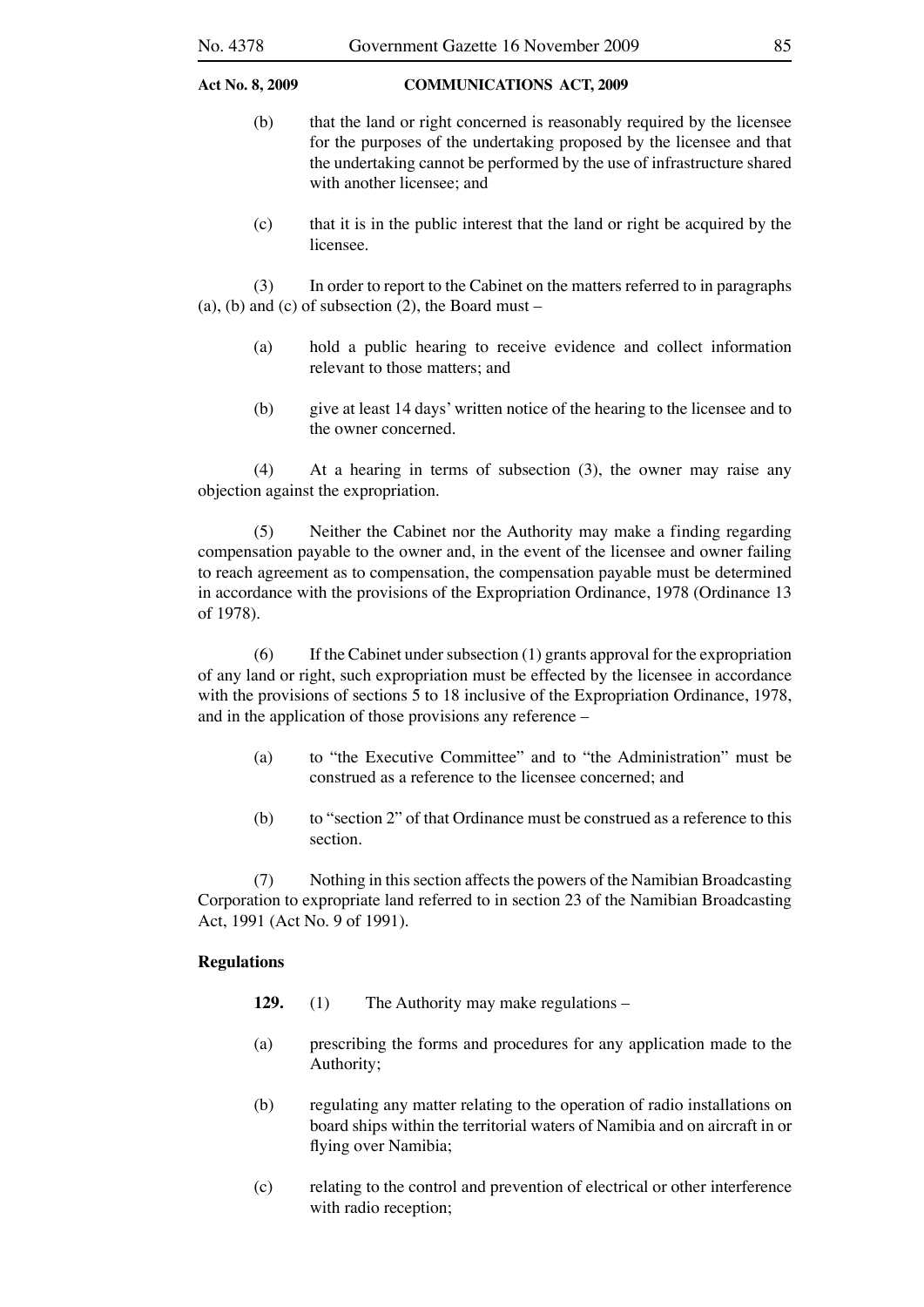(b) that the land or right concerned is reasonably required by the licensee for the purposes of the undertaking proposed by the licensee and that the undertaking cannot be performed by the use of infrastructure shared with another licensee; and

(c) that it is in the public interest that the land or right be acquired by the licensee.

(3) In order to report to the Cabinet on the matters referred to in paragraphs (a), (b) and (c) of subsection (2), the Board must –

(a) hold a public hearing to receive evidence and collect information relevant to those matters; and

(b) give at least 14 days' written notice of the hearing to the licensee and to the owner concerned.

(4) At a hearing in terms of subsection (3), the owner may raise any objection against the expropriation.

(5) Neither the Cabinet nor the Authority may make a finding regarding compensation payable to the owner and, in the event of the licensee and owner failing to reach agreement as to compensation, the compensation payable must be determined in accordance with the provisions of the Expropriation Ordinance, 1978 (Ordinance 13 of 1978).

(6) If the Cabinet under subsection (1) grants approval for the expropriation of any land or right, such expropriation must be effected by the licensee in accordance with the provisions of sections 5 to 18 inclusive of the Expropriation Ordinance, 1978, and in the application of those provisions any reference –

(a) to "the Executive Committee" and to "the Administration" must be construed as a reference to the licensee concerned; and

(b) to "section 2" of that Ordinance must be construed as a reference to this section.

(7) Nothing in this section affects the powers of the Namibian Broadcasting Corporation to expropriate land referred to in section 23 of the Namibian Broadcasting Act, 1991 (Act No. 9 of 1991).

**Regulations**

**129.** (1) The Authority may make regulations –

(a) prescribing the forms and procedures for any application made to the Authority;

(b) regulating any matter relating to the operation of radio installations on board ships within the territorial waters of Namibia and on aircraft in or flying over Namibia;

(c) relating to the control and prevention of electrical or other interference with radio reception;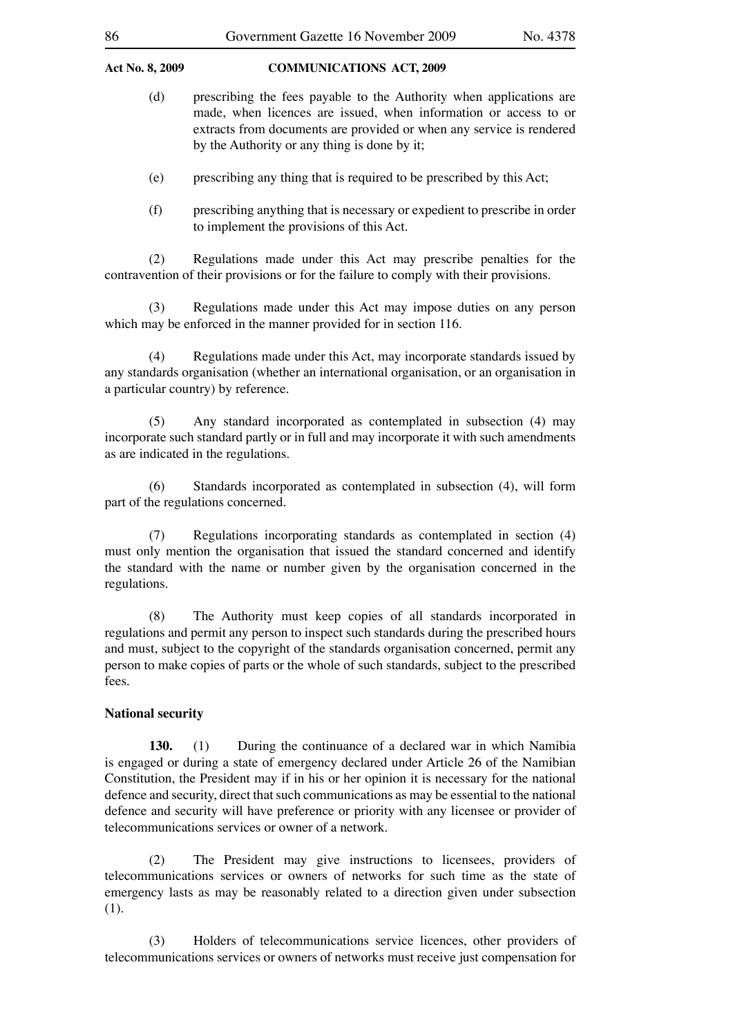(d) prescribing the fees payable to the Authority when applications are made, when licences are issued, when information or access to or extracts from documents are provided or when any service is rendered by the Authority or any thing is done by it;

(e) prescribing any thing that is required to be prescribed by this Act;

(f) prescribing anything that is necessary or expedient to prescribe in order to implement the provisions of this Act.

(2) Regulations made under this Act may prescribe penalties for the contravention of their provisions or for the failure to comply with their provisions.

(3) Regulations made under this Act may impose duties on any person which may be enforced in the manner provided for in section 116.

(4) Regulations made under this Act, may incorporate standards issued by any standards organisation (whether an international organisation, or an organisation in a particular country) by reference.

(5) Any standard incorporated as contemplated in subsection (4) may incorporate such standard partly or in full and may incorporate it with such amendments as are indicated in the regulations.

(6) Standards incorporated as contemplated in subsection (4), will form part of the regulations concerned.

(7) Regulations incorporating standards as contemplated in section (4) must only mention the organisation that issued the standard concerned and identify the standard with the name or number given by the organisation concerned in the regulations.

(8) The Authority must keep copies of all standards incorporated in regulations and permit any person to inspect such standards during the prescribed hours and must, subject to the copyright of the standards organisation concerned, permit any person to make copies of parts or the whole of such standards, subject to the prescribed fees.

**National security**

**130.** (1) During the continuance of a declared war in which Namibia is engaged or during a state of emergency declared under Article 26 of the Namibian Constitution, the President may if in his or her opinion it is necessary for the national defence and security, direct that such communications as may be essential to the national defence and security will have preference or priority with any licensee or provider of telecommunications services or owner of a network.

(2) The President may give instructions to licensees, providers of telecommunications services or owners of networks for such time as the state of emergency lasts as may be reasonably related to a direction given under subsection (1).

(3) Holders of telecommunications service licences, other providers of telecommunications services or owners of networks must receive just compensation for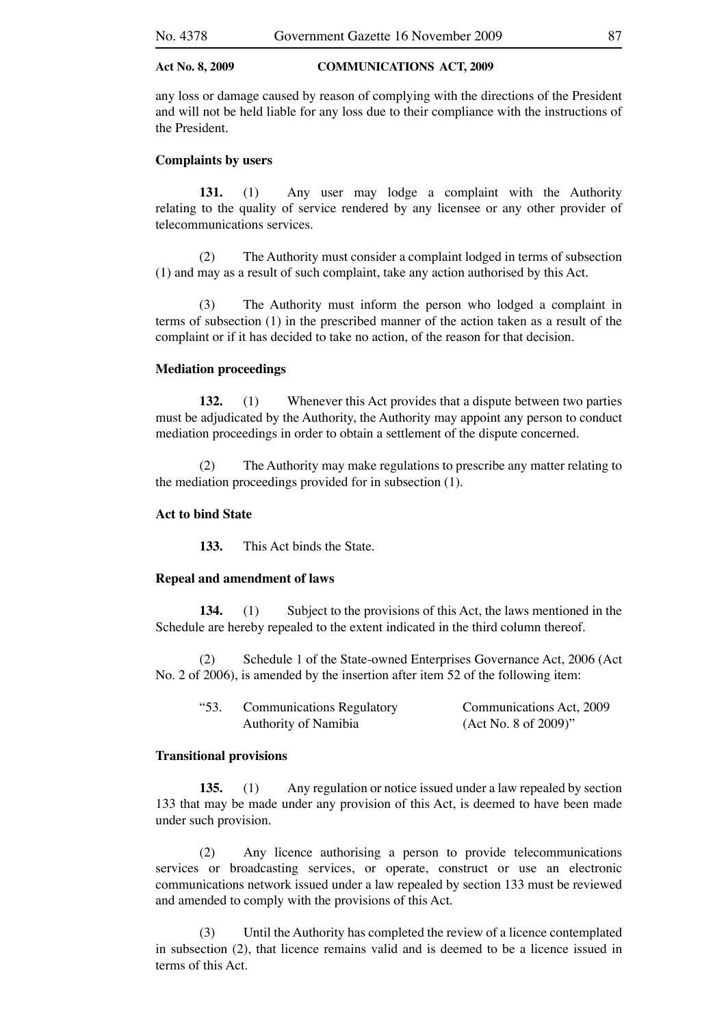any loss or damage caused by reason of complying with the directions of the President and will not be held liable for any loss due to their compliance with the instructions of the President.

**Complaints by users**

**131.** (1) Any user may lodge a complaint with the Authority relating to the quality of service rendered by any licensee or any other provider of telecommunications services.

(2) The Authority must consider a complaint lodged in terms of subsection (1) and may as a result of such complaint, take any action authorised by this Act.

(3) The Authority must inform the person who lodged a complaint in terms of subsection (1) in the prescribed manner of the action taken as a result of the complaint or if it has decided to take no action, of the reason for that decision.

**Mediation proceedings**

**132.** (1) Whenever this Act provides that a dispute between two parties must be adjudicated by the Authority, the Authority may appoint any person to conduct mediation proceedings in order to obtain a settlement of the dispute concerned.

(2) The Authority may make regulations to prescribe any matter relating to the mediation proceedings provided for in subsection (1).

**Act to bind State**

**133.** This Act binds the State.

**Repeal and amendment of laws**

**134.** (1) Subject to the provisions of this Act, the laws mentioned in the Schedule are hereby repealed to the extent indicated in the third column thereof.

(2) Schedule 1 of the State-owned Enterprises Governance Act, 2006 (Act No. 2 of 2006), is amended by the insertion after item 52 of the following item:

| | | |
|---|---|---|
| "53. | Communications Regulatory Authority of Namibia | Communications Act, 2009 (Act No. 8 of 2009)" |

**Transitional provisions**

**135.** (1) Any regulation or notice issued under a law repealed by section 133 that may be made under any provision of this Act, is deemed to have been made under such provision.

(2) Any licence authorising a person to provide telecommunications services or broadcasting services, or operate, construct or use an electronic communications network issued under a law repealed by section 133 must be reviewed and amended to comply with the provisions of this Act.

(3) Until the Authority has completed the review of a licence contemplated in subsection (2), that licence remains valid and is deemed to be a licence issued in terms of this Act.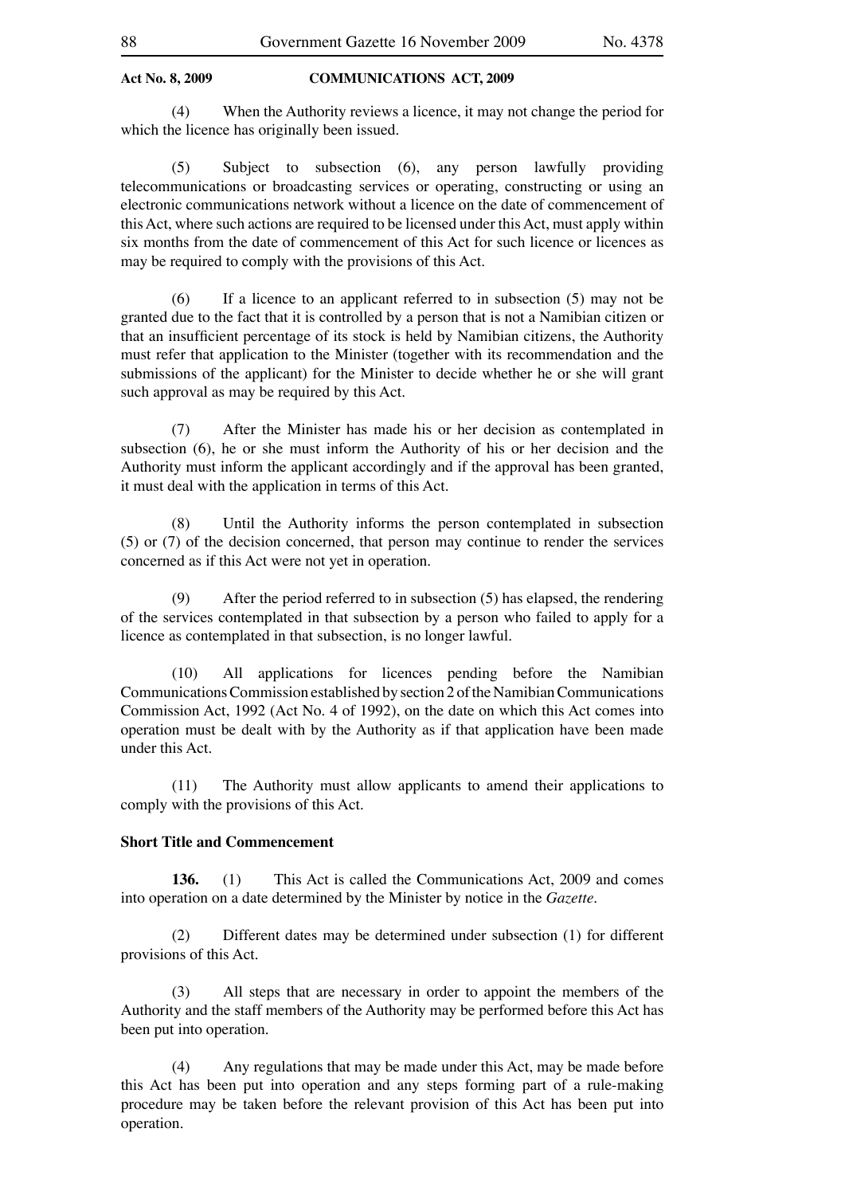(4) When the Authority reviews a licence, it may not change the period for which the licence has originally been issued.

(5) Subject to subsection (6), any person lawfully providing telecommunications or broadcasting services or operating, constructing or using an electronic communications network without a licence on the date of commencement of this Act, where such actions are required to be licensed under this Act, must apply within six months from the date of commencement of this Act for such licence or licences as may be required to comply with the provisions of this Act.

(6) If a licence to an applicant referred to in subsection (5) may not be granted due to the fact that it is controlled by a person that is not a Namibian citizen or that an insufficient percentage of its stock is held by Namibian citizens, the Authority must refer that application to the Minister (together with its recommendation and the submissions of the applicant) for the Minister to decide whether he or she will grant such approval as may be required by this Act.

(7) After the Minister has made his or her decision as contemplated in subsection (6), he or she must inform the Authority of his or her decision and the Authority must inform the applicant accordingly and if the approval has been granted, it must deal with the application in terms of this Act.

(8) Until the Authority informs the person contemplated in subsection (5) or (7) of the decision concerned, that person may continue to render the services concerned as if this Act were not yet in operation.

(9) After the period referred to in subsection (5) has elapsed, the rendering of the services contemplated in that subsection by a person who failed to apply for a licence as contemplated in that subsection, is no longer lawful.

(10) All applications for licences pending before the Namibian Communications Commission established by section 2 of the Namibian Communications Commission Act, 1992 (Act No. 4 of 1992), on the date on which this Act comes into operation must be dealt with by the Authority as if that application have been made under this Act.

(11) The Authority must allow applicants to amend their applications to comply with the provisions of this Act.

**Short Title and Commencement**

**136.** (1) This Act is called the Communications Act, 2009 and comes into operation on a date determined by the Minister by notice in the *Gazette*.

(2) Different dates may be determined under subsection (1) for different provisions of this Act.

(3) All steps that are necessary in order to appoint the members of the Authority and the staff members of the Authority may be performed before this Act has been put into operation.

(4) Any regulations that may be made under this Act, may be made before this Act has been put into operation and any steps forming part of a rule-making procedure may be taken before the relevant provision of this Act has been put into operation.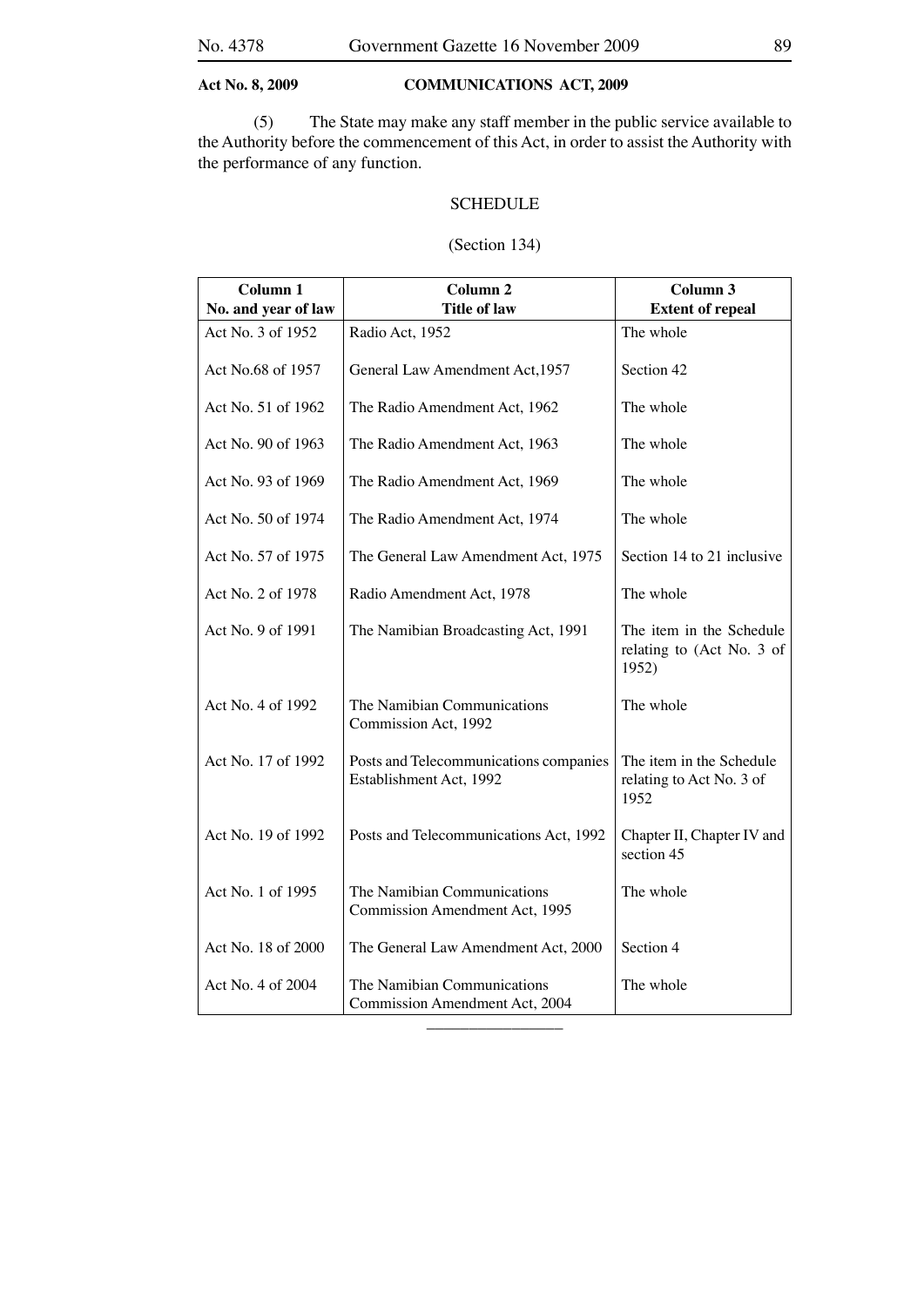(5) The State may make any staff member in the public service available to the Authority before the commencement of this Act, in order to assist the Authority with the performance of any function.

## SCHEDULE

(Section 134)

| Column 1<br>No. and year of law | Column 2<br>Title of law | Column 3<br>Extent of repeal |
|---|---|---|
| Act No. 3 of 1952 | Radio Act, 1952 | The whole |
| Act No.68 of 1957 | General Law Amendment Act,1957 | Section 42 |
| Act No. 51 of 1962 | The Radio Amendment Act, 1962 | The whole |
| Act No. 90 of 1963 | The Radio Amendment Act, 1963 | The whole |
| Act No. 93 of 1969 | The Radio Amendment Act, 1969 | The whole |
| Act No. 50 of 1974 | The Radio Amendment Act, 1974 | The whole |
| Act No. 57 of 1975 | The General Law Amendment Act, 1975 | Section 14 to 21 inclusive |
| Act No. 2 of 1978 | Radio Amendment Act, 1978 | The whole |
| Act No. 9 of 1991 | The Namibian Broadcasting Act, 1991 | The item in the Schedule relating to (Act No. 3 of 1952) |
| Act No. 4 of 1992 | The Namibian Communications Commission Act, 1992 | The whole |
| Act No. 17 of 1992 | Posts and Telecommunications companies Establishment Act, 1992 | The item in the Schedule relating to Act No. 3 of 1952 |
| Act No. 19 of 1992 | Posts and Telecommunications Act, 1992 | Chapter II, Chapter IV and section 45 |
| Act No. 1 of 1995 | The Namibian Communications Commission Amendment Act, 1995 | The whole |
| Act No. 18 of 2000 | The General Law Amendment Act, 2000 | Section 4 |
| Act No. 4 of 2004 | The Namibian Communications Commission Amendment Act, 2004 | The whole |

________________